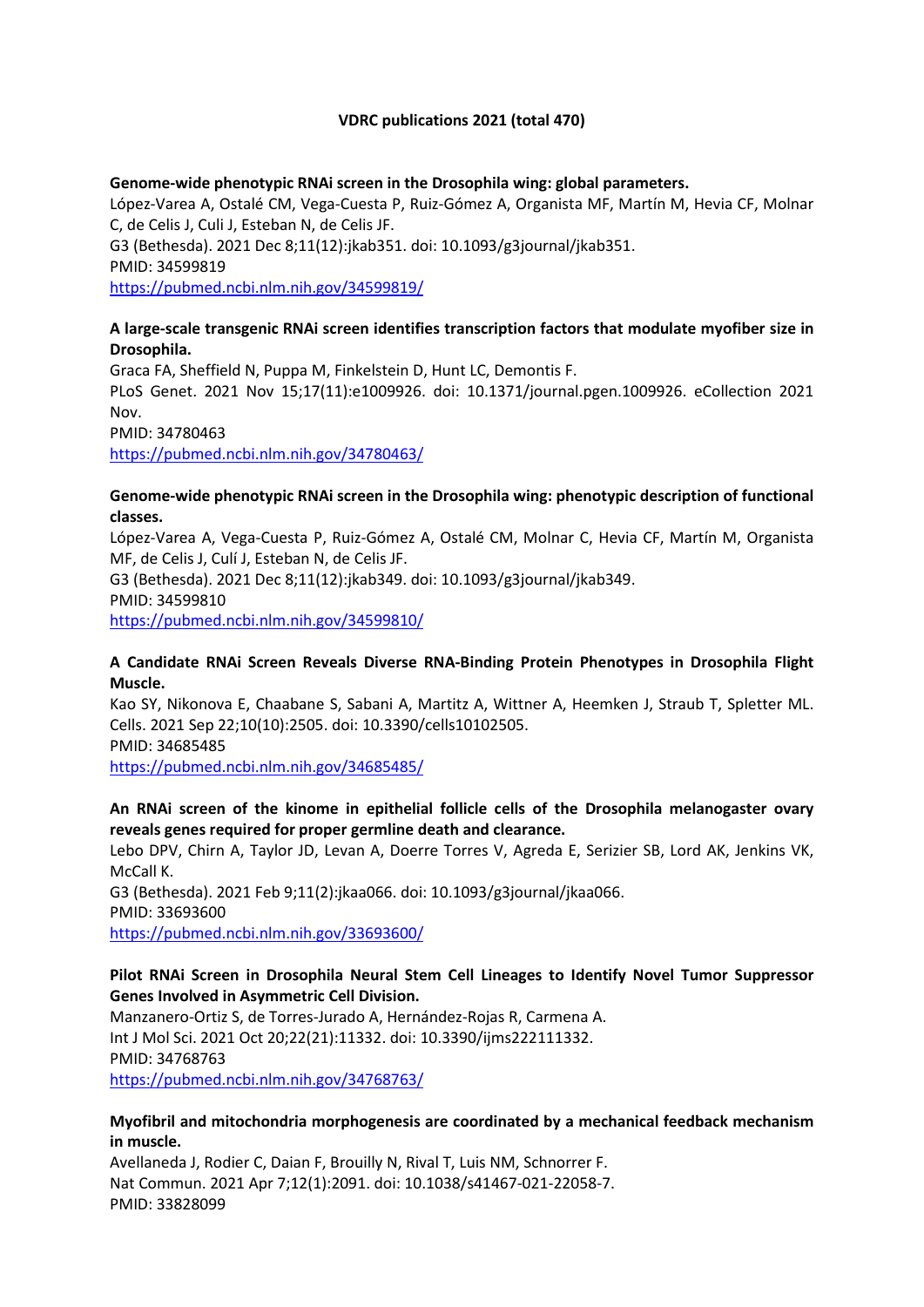**VDRC publications 2021 (total 470)**

**Genome-wide phenotypic RNAi screen in the Drosophila wing: global parameters.**
López-Varea A, Ostalé CM, Vega-Cuesta P, Ruiz-Gómez A, Organista MF, Martín M, Hevia CF, Molnar C, de Celis J, Culi J, Esteban N, de Celis JF.
G3 (Bethesda). 2021 Dec 8;11(12):jkab351. doi: 10.1093/g3journal/jkab351.
PMID: 34599819
https://pubmed.ncbi.nlm.nih.gov/34599819/

**A large-scale transgenic RNAi screen identifies transcription factors that modulate myofiber size in Drosophila.**
Graca FA, Sheffield N, Puppa M, Finkelstein D, Hunt LC, Demontis F.
PLoS Genet. 2021 Nov 15;17(11):e1009926. doi: 10.1371/journal.pgen.1009926. eCollection 2021 Nov.
PMID: 34780463
https://pubmed.ncbi.nlm.nih.gov/34780463/

**Genome-wide phenotypic RNAi screen in the Drosophila wing: phenotypic description of functional classes.**
López-Varea A, Vega-Cuesta P, Ruiz-Gómez A, Ostalé CM, Molnar C, Hevia CF, Martín M, Organista MF, de Celis J, Culí J, Esteban N, de Celis JF.
G3 (Bethesda). 2021 Dec 8;11(12):jkab349. doi: 10.1093/g3journal/jkab349.
PMID: 34599810
https://pubmed.ncbi.nlm.nih.gov/34599810/

**A Candidate RNAi Screen Reveals Diverse RNA-Binding Protein Phenotypes in Drosophila Flight Muscle.**
Kao SY, Nikonova E, Chaabane S, Sabani A, Martitz A, Wittner A, Heemken J, Straub T, Spletter ML.
Cells. 2021 Sep 22;10(10):2505. doi: 10.3390/cells10102505.
PMID: 34685485
https://pubmed.ncbi.nlm.nih.gov/34685485/

**An RNAi screen of the kinome in epithelial follicle cells of the Drosophila melanogaster ovary reveals genes required for proper germline death and clearance.**
Lebo DPV, Chirn A, Taylor JD, Levan A, Doerre Torres V, Agreda E, Serizier SB, Lord AK, Jenkins VK, McCall K.
G3 (Bethesda). 2021 Feb 9;11(2):jkaa066. doi: 10.1093/g3journal/jkaa066.
PMID: 33693600
https://pubmed.ncbi.nlm.nih.gov/33693600/

**Pilot RNAi Screen in Drosophila Neural Stem Cell Lineages to Identify Novel Tumor Suppressor Genes Involved in Asymmetric Cell Division.**
Manzanero-Ortiz S, de Torres-Jurado A, Hernández-Rojas R, Carmena A.
Int J Mol Sci. 2021 Oct 20;22(21):11332. doi: 10.3390/ijms222111332.
PMID: 34768763
https://pubmed.ncbi.nlm.nih.gov/34768763/

**Myofibril and mitochondria morphogenesis are coordinated by a mechanical feedback mechanism in muscle.**
Avellaneda J, Rodier C, Daian F, Brouilly N, Rival T, Luis NM, Schnorrer F.
Nat Commun. 2021 Apr 7;12(1):2091. doi: 10.1038/s41467-021-22058-7.
PMID: 33828099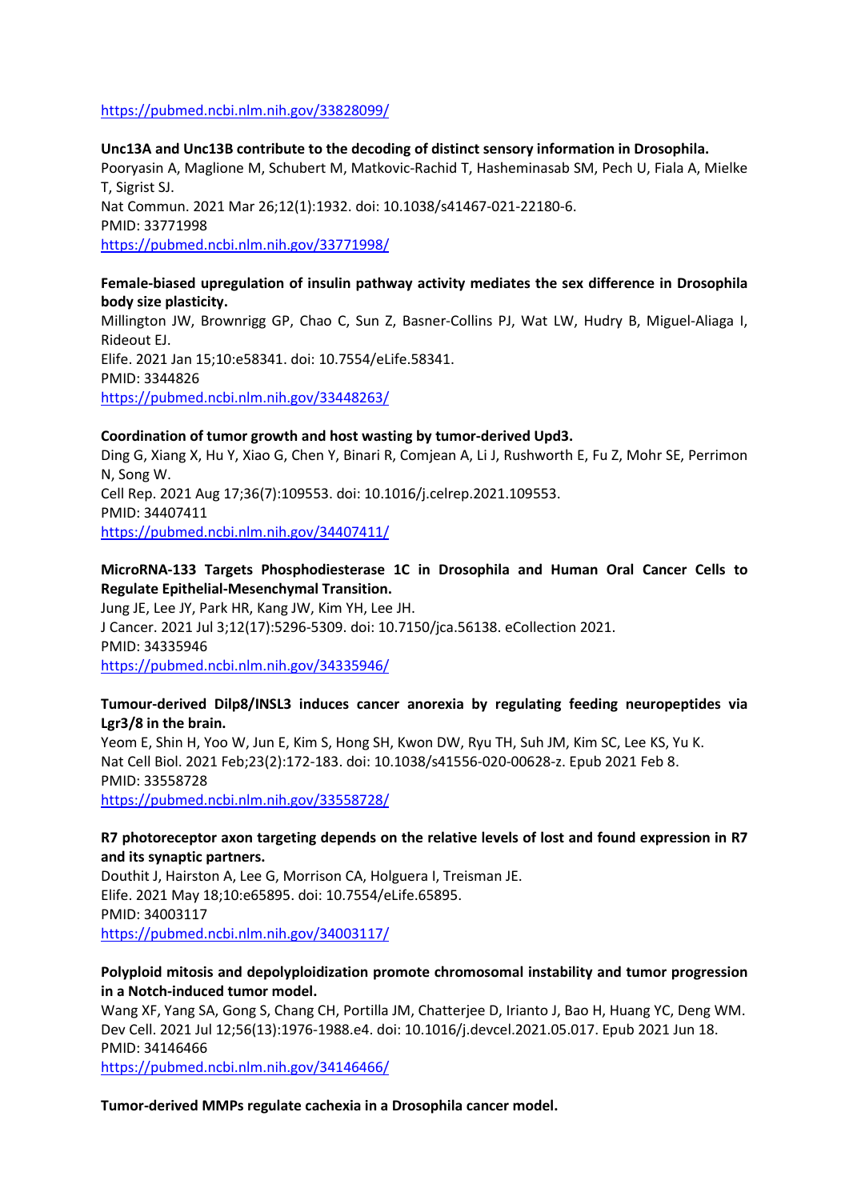https://pubmed.ncbi.nlm.nih.gov/33828099/

**Unc13A and Unc13B contribute to the decoding of distinct sensory information in Drosophila.**
Pooryasin A, Maglione M, Schubert M, Matkovic-Rachid T, Hasheminasab SM, Pech U, Fiala A, Mielke T, Sigrist SJ.
Nat Commun. 2021 Mar 26;12(1):1932. doi: 10.1038/s41467-021-22180-6.
PMID: 33771998
https://pubmed.ncbi.nlm.nih.gov/33771998/

**Female-biased upregulation of insulin pathway activity mediates the sex difference in Drosophila body size plasticity.**
Millington JW, Brownrigg GP, Chao C, Sun Z, Basner-Collins PJ, Wat LW, Hudry B, Miguel-Aliaga I, Rideout EJ.
Elife. 2021 Jan 15;10:e58341. doi: 10.7554/eLife.58341.
PMID: 3344826
https://pubmed.ncbi.nlm.nih.gov/33448263/

**Coordination of tumor growth and host wasting by tumor-derived Upd3.**
Ding G, Xiang X, Hu Y, Xiao G, Chen Y, Binari R, Comjean A, Li J, Rushworth E, Fu Z, Mohr SE, Perrimon N, Song W.
Cell Rep. 2021 Aug 17;36(7):109553. doi: 10.1016/j.celrep.2021.109553.
PMID: 34407411
https://pubmed.ncbi.nlm.nih.gov/34407411/

**MicroRNA-133 Targets Phosphodiesterase 1C in Drosophila and Human Oral Cancer Cells to Regulate Epithelial-Mesenchymal Transition.**
Jung JE, Lee JY, Park HR, Kang JW, Kim YH, Lee JH.
J Cancer. 2021 Jul 3;12(17):5296-5309. doi: 10.7150/jca.56138. eCollection 2021.
PMID: 34335946
https://pubmed.ncbi.nlm.nih.gov/34335946/

**Tumour-derived Dilp8/INSL3 induces cancer anorexia by regulating feeding neuropeptides via Lgr3/8 in the brain.**
Yeom E, Shin H, Yoo W, Jun E, Kim S, Hong SH, Kwon DW, Ryu TH, Suh JM, Kim SC, Lee KS, Yu K.
Nat Cell Biol. 2021 Feb;23(2):172-183. doi: 10.1038/s41556-020-00628-z. Epub 2021 Feb 8.
PMID: 33558728
https://pubmed.ncbi.nlm.nih.gov/33558728/

**R7 photoreceptor axon targeting depends on the relative levels of lost and found expression in R7 and its synaptic partners.**
Douthit J, Hairston A, Lee G, Morrison CA, Holguera I, Treisman JE.
Elife. 2021 May 18;10:e65895. doi: 10.7554/eLife.65895.
PMID: 34003117
https://pubmed.ncbi.nlm.nih.gov/34003117/

**Polyploid mitosis and depolyploidization promote chromosomal instability and tumor progression in a Notch-induced tumor model.**
Wang XF, Yang SA, Gong S, Chang CH, Portilla JM, Chatterjee D, Irianto J, Bao H, Huang YC, Deng WM.
Dev Cell. 2021 Jul 12;56(13):1976-1988.e4. doi: 10.1016/j.devcel.2021.05.017. Epub 2021 Jun 18.
PMID: 34146466
https://pubmed.ncbi.nlm.nih.gov/34146466/

**Tumor-derived MMPs regulate cachexia in a Drosophila cancer model.**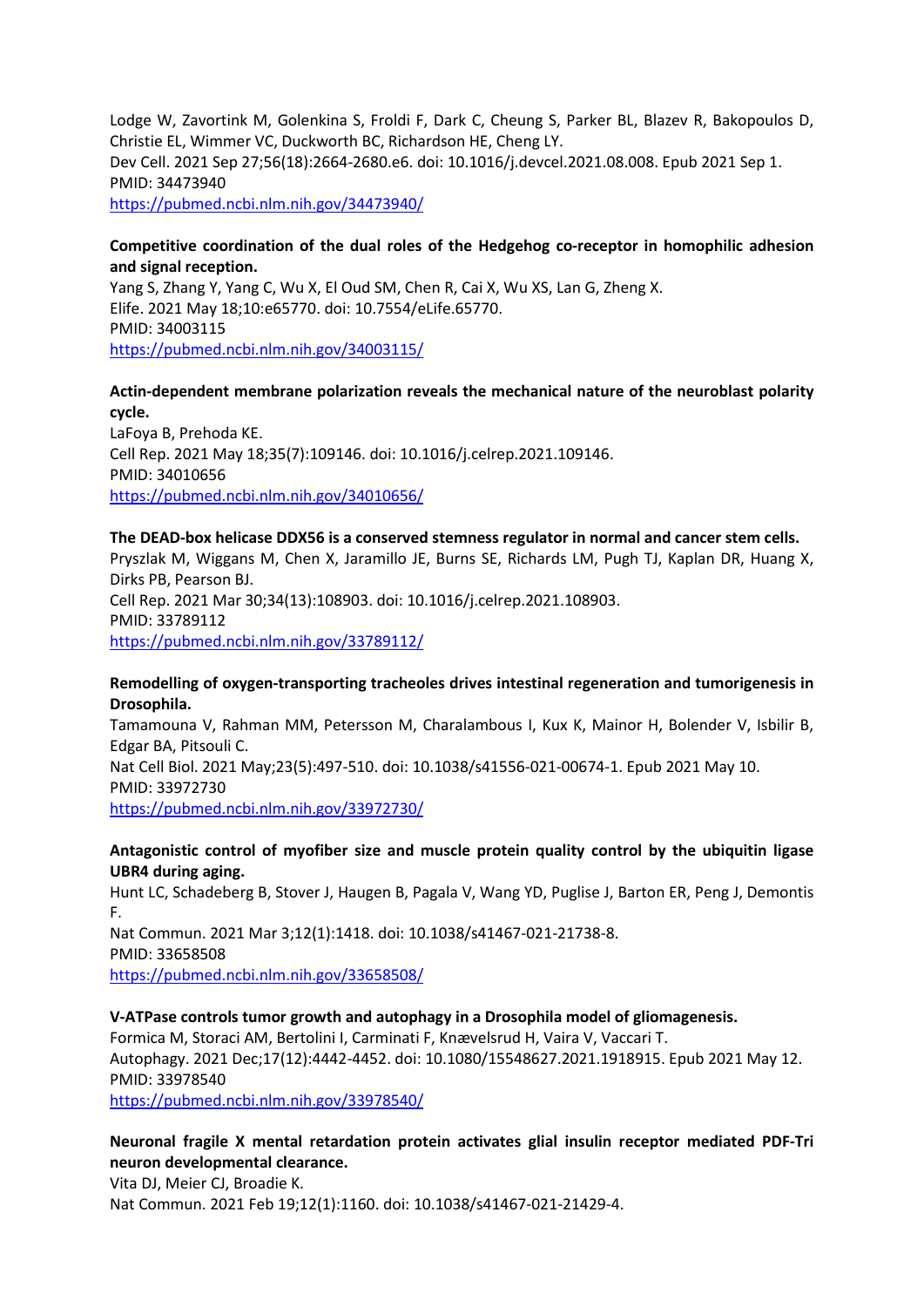Lodge W, Zavortink M, Golenkina S, Froldi F, Dark C, Cheung S, Parker BL, Blazev R, Bakopoulos D, Christie EL, Wimmer VC, Duckworth BC, Richardson HE, Cheng LY.
Dev Cell. 2021 Sep 27;56(18):2664-2680.e6. doi: 10.1016/j.devcel.2021.08.008. Epub 2021 Sep 1.
PMID: 34473940
https://pubmed.ncbi.nlm.nih.gov/34473940/

**Competitive coordination of the dual roles of the Hedgehog co-receptor in homophilic adhesion and signal reception.**
Yang S, Zhang Y, Yang C, Wu X, El Oud SM, Chen R, Cai X, Wu XS, Lan G, Zheng X.
Elife. 2021 May 18;10:e65770. doi: 10.7554/eLife.65770.
PMID: 34003115
https://pubmed.ncbi.nlm.nih.gov/34003115/

**Actin-dependent membrane polarization reveals the mechanical nature of the neuroblast polarity cycle.**
LaFoya B, Prehoda KE.
Cell Rep. 2021 May 18;35(7):109146. doi: 10.1016/j.celrep.2021.109146.
PMID: 34010656
https://pubmed.ncbi.nlm.nih.gov/34010656/

**The DEAD-box helicase DDX56 is a conserved stemness regulator in normal and cancer stem cells.**
Pryszlak M, Wiggans M, Chen X, Jaramillo JE, Burns SE, Richards LM, Pugh TJ, Kaplan DR, Huang X, Dirks PB, Pearson BJ.
Cell Rep. 2021 Mar 30;34(13):108903. doi: 10.1016/j.celrep.2021.108903.
PMID: 33789112
https://pubmed.ncbi.nlm.nih.gov/33789112/

**Remodelling of oxygen-transporting tracheoles drives intestinal regeneration and tumorigenesis in Drosophila.**
Tamamouna V, Rahman MM, Petersson M, Charalambous I, Kux K, Mainor H, Bolender V, Isbilir B, Edgar BA, Pitsouli C.
Nat Cell Biol. 2021 May;23(5):497-510. doi: 10.1038/s41556-021-00674-1. Epub 2021 May 10.
PMID: 33972730
https://pubmed.ncbi.nlm.nih.gov/33972730/

**Antagonistic control of myofiber size and muscle protein quality control by the ubiquitin ligase UBR4 during aging.**
Hunt LC, Schadeberg B, Stover J, Haugen B, Pagala V, Wang YD, Puglise J, Barton ER, Peng J, Demontis F.
Nat Commun. 2021 Mar 3;12(1):1418. doi: 10.1038/s41467-021-21738-8.
PMID: 33658508
https://pubmed.ncbi.nlm.nih.gov/33658508/

**V-ATPase controls tumor growth and autophagy in a Drosophila model of gliomagenesis.**
Formica M, Storaci AM, Bertolini I, Carminati F, Knævelsrud H, Vaira V, Vaccari T.
Autophagy. 2021 Dec;17(12):4442-4452. doi: 10.1080/15548627.2021.1918915. Epub 2021 May 12.
PMID: 33978540
https://pubmed.ncbi.nlm.nih.gov/33978540/

**Neuronal fragile X mental retardation protein activates glial insulin receptor mediated PDF-Tri neuron developmental clearance.**
Vita DJ, Meier CJ, Broadie K.
Nat Commun. 2021 Feb 19;12(1):1160. doi: 10.1038/s41467-021-21429-4.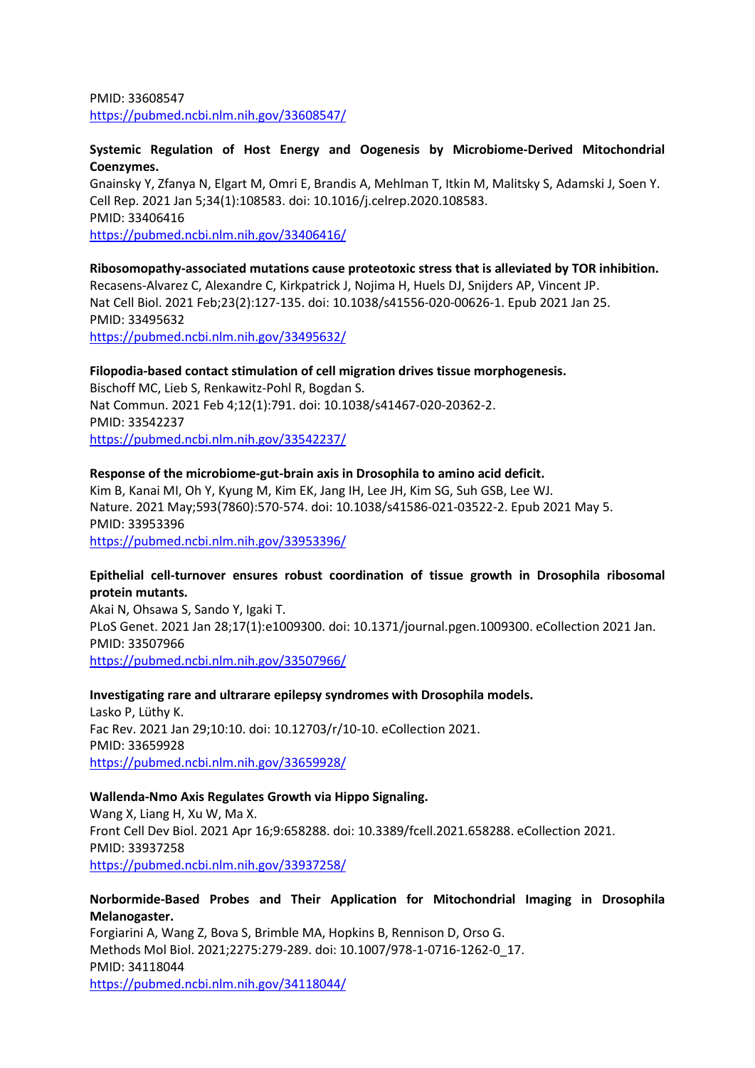PMID: 33608547
https://pubmed.ncbi.nlm.nih.gov/33608547/

**Systemic Regulation of Host Energy and Oogenesis by Microbiome-Derived Mitochondrial Coenzymes.**
Gnainsky Y, Zfanya N, Elgart M, Omri E, Brandis A, Mehlman T, Itkin M, Malitsky S, Adamski J, Soen Y.
Cell Rep. 2021 Jan 5;34(1):108583. doi: 10.1016/j.celrep.2020.108583.
PMID: 33406416
https://pubmed.ncbi.nlm.nih.gov/33406416/

**Ribosomopathy-associated mutations cause proteotoxic stress that is alleviated by TOR inhibition.**
Recasens-Alvarez C, Alexandre C, Kirkpatrick J, Nojima H, Huels DJ, Snijders AP, Vincent JP.
Nat Cell Biol. 2021 Feb;23(2):127-135. doi: 10.1038/s41556-020-00626-1. Epub 2021 Jan 25.
PMID: 33495632
https://pubmed.ncbi.nlm.nih.gov/33495632/

**Filopodia-based contact stimulation of cell migration drives tissue morphogenesis.**
Bischoff MC, Lieb S, Renkawitz-Pohl R, Bogdan S.
Nat Commun. 2021 Feb 4;12(1):791. doi: 10.1038/s41467-020-20362-2.
PMID: 33542237
https://pubmed.ncbi.nlm.nih.gov/33542237/

**Response of the microbiome-gut-brain axis in Drosophila to amino acid deficit.**
Kim B, Kanai MI, Oh Y, Kyung M, Kim EK, Jang IH, Lee JH, Kim SG, Suh GSB, Lee WJ.
Nature. 2021 May;593(7860):570-574. doi: 10.1038/s41586-021-03522-2. Epub 2021 May 5.
PMID: 33953396
https://pubmed.ncbi.nlm.nih.gov/33953396/

**Epithelial cell-turnover ensures robust coordination of tissue growth in Drosophila ribosomal protein mutants.**
Akai N, Ohsawa S, Sando Y, Igaki T.
PLoS Genet. 2021 Jan 28;17(1):e1009300. doi: 10.1371/journal.pgen.1009300. eCollection 2021 Jan.
PMID: 33507966
https://pubmed.ncbi.nlm.nih.gov/33507966/

**Investigating rare and ultrarare epilepsy syndromes with Drosophila models.**
Lasko P, Lüthy K.
Fac Rev. 2021 Jan 29;10:10. doi: 10.12703/r/10-10. eCollection 2021.
PMID: 33659928
https://pubmed.ncbi.nlm.nih.gov/33659928/

**Wallenda-Nmo Axis Regulates Growth via Hippo Signaling.**
Wang X, Liang H, Xu W, Ma X.
Front Cell Dev Biol. 2021 Apr 16;9:658288. doi: 10.3389/fcell.2021.658288. eCollection 2021.
PMID: 33937258
https://pubmed.ncbi.nlm.nih.gov/33937258/

**Norbormide-Based Probes and Their Application for Mitochondrial Imaging in Drosophila Melanogaster.**
Forgiarini A, Wang Z, Bova S, Brimble MA, Hopkins B, Rennison D, Orso G.
Methods Mol Biol. 2021;2275:279-289. doi: 10.1007/978-1-0716-1262-0_17.
PMID: 34118044
https://pubmed.ncbi.nlm.nih.gov/34118044/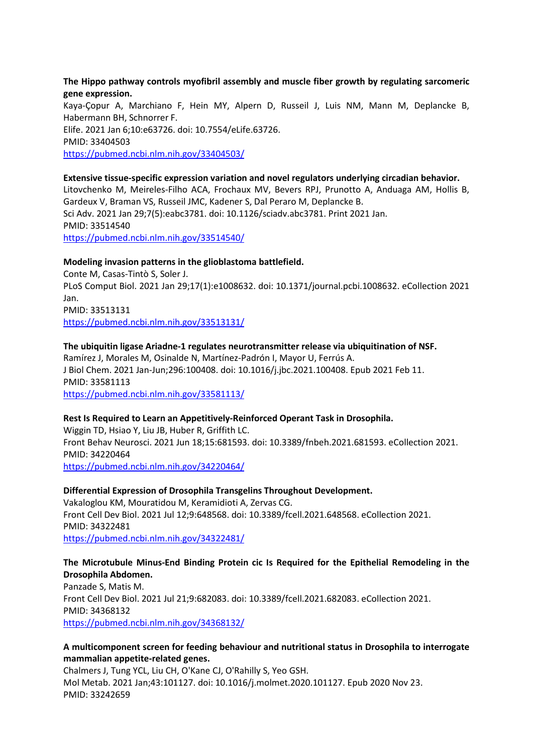**The Hippo pathway controls myofibril assembly and muscle fiber growth by regulating sarcomeric gene expression.**
Kaya-Çopur A, Marchiano F, Hein MY, Alpern D, Russeil J, Luis NM, Mann M, Deplancke B, Habermann BH, Schnorrer F.
Elife. 2021 Jan 6;10:e63726. doi: 10.7554/eLife.63726.
PMID: 33404503
https://pubmed.ncbi.nlm.nih.gov/33404503/

**Extensive tissue-specific expression variation and novel regulators underlying circadian behavior.**
Litovchenko M, Meireles-Filho ACA, Frochaux MV, Bevers RPJ, Prunotto A, Anduaga AM, Hollis B, Gardeux V, Braman VS, Russeil JMC, Kadener S, Dal Peraro M, Deplancke B.
Sci Adv. 2021 Jan 29;7(5):eabc3781. doi: 10.1126/sciadv.abc3781. Print 2021 Jan.
PMID: 33514540
https://pubmed.ncbi.nlm.nih.gov/33514540/

**Modeling invasion patterns in the glioblastoma battlefield.**
Conte M, Casas-Tintò S, Soler J.
PLoS Comput Biol. 2021 Jan 29;17(1):e1008632. doi: 10.1371/journal.pcbi.1008632. eCollection 2021 Jan.
PMID: 33513131
https://pubmed.ncbi.nlm.nih.gov/33513131/

**The ubiquitin ligase Ariadne-1 regulates neurotransmitter release via ubiquitination of NSF.**
Ramírez J, Morales M, Osinalde N, Martínez-Padrón I, Mayor U, Ferrús A.
J Biol Chem. 2021 Jan-Jun;296:100408. doi: 10.1016/j.jbc.2021.100408. Epub 2021 Feb 11.
PMID: 33581113
https://pubmed.ncbi.nlm.nih.gov/33581113/

**Rest Is Required to Learn an Appetitively-Reinforced Operant Task in Drosophila.**
Wiggin TD, Hsiao Y, Liu JB, Huber R, Griffith LC.
Front Behav Neurosci. 2021 Jun 18;15:681593. doi: 10.3389/fnbeh.2021.681593. eCollection 2021.
PMID: 34220464
https://pubmed.ncbi.nlm.nih.gov/34220464/

**Differential Expression of Drosophila Transgelins Throughout Development.**
Vakaloglou KM, Mouratidou M, Keramidioti A, Zervas CG.
Front Cell Dev Biol. 2021 Jul 12;9:648568. doi: 10.3389/fcell.2021.648568. eCollection 2021.
PMID: 34322481
https://pubmed.ncbi.nlm.nih.gov/34322481/

**The Microtubule Minus-End Binding Protein cic Is Required for the Epithelial Remodeling in the Drosophila Abdomen.**
Panzade S, Matis M.
Front Cell Dev Biol. 2021 Jul 21;9:682083. doi: 10.3389/fcell.2021.682083. eCollection 2021.
PMID: 34368132
https://pubmed.ncbi.nlm.nih.gov/34368132/

**A multicomponent screen for feeding behaviour and nutritional status in Drosophila to interrogate mammalian appetite-related genes.**
Chalmers J, Tung YCL, Liu CH, O'Kane CJ, O'Rahilly S, Yeo GSH.
Mol Metab. 2021 Jan;43:101127. doi: 10.1016/j.molmet.2020.101127. Epub 2020 Nov 23.
PMID: 33242659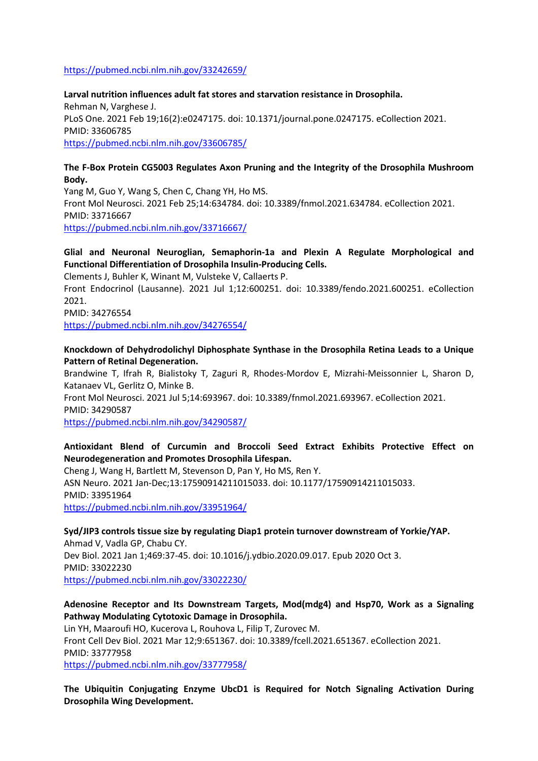https://pubmed.ncbi.nlm.nih.gov/33242659/

**Larval nutrition influences adult fat stores and starvation resistance in Drosophila.**
Rehman N, Varghese J.
PLoS One. 2021 Feb 19;16(2):e0247175. doi: 10.1371/journal.pone.0247175. eCollection 2021.
PMID: 33606785
https://pubmed.ncbi.nlm.nih.gov/33606785/

**The F-Box Protein CG5003 Regulates Axon Pruning and the Integrity of the Drosophila Mushroom Body.**
Yang M, Guo Y, Wang S, Chen C, Chang YH, Ho MS.
Front Mol Neurosci. 2021 Feb 25;14:634784. doi: 10.3389/fnmol.2021.634784. eCollection 2021.
PMID: 33716667
https://pubmed.ncbi.nlm.nih.gov/33716667/

**Glial and Neuronal Neuroglian, Semaphorin-1a and Plexin A Regulate Morphological and Functional Differentiation of Drosophila Insulin-Producing Cells.**
Clements J, Buhler K, Winant M, Vulsteke V, Callaerts P.
Front Endocrinol (Lausanne). 2021 Jul 1;12:600251. doi: 10.3389/fendo.2021.600251. eCollection 2021.
PMID: 34276554
https://pubmed.ncbi.nlm.nih.gov/34276554/

**Knockdown of Dehydrodolichyl Diphosphate Synthase in the Drosophila Retina Leads to a Unique Pattern of Retinal Degeneration.**
Brandwine T, Ifrah R, Bialistoky T, Zaguri R, Rhodes-Mordov E, Mizrahi-Meissonnier L, Sharon D, Katanaev VL, Gerlitz O, Minke B.
Front Mol Neurosci. 2021 Jul 5;14:693967. doi: 10.3389/fnmol.2021.693967. eCollection 2021.
PMID: 34290587
https://pubmed.ncbi.nlm.nih.gov/34290587/

**Antioxidant Blend of Curcumin and Broccoli Seed Extract Exhibits Protective Effect on Neurodegeneration and Promotes Drosophila Lifespan.**
Cheng J, Wang H, Bartlett M, Stevenson D, Pan Y, Ho MS, Ren Y.
ASN Neuro. 2021 Jan-Dec;13:17590914211015033. doi: 10.1177/17590914211015033.
PMID: 33951964
https://pubmed.ncbi.nlm.nih.gov/33951964/

**Syd/JIP3 controls tissue size by regulating Diap1 protein turnover downstream of Yorkie/YAP.**
Ahmad V, Vadla GP, Chabu CY.
Dev Biol. 2021 Jan 1;469:37-45. doi: 10.1016/j.ydbio.2020.09.017. Epub 2020 Oct 3.
PMID: 33022230
https://pubmed.ncbi.nlm.nih.gov/33022230/

**Adenosine Receptor and Its Downstream Targets, Mod(mdg4) and Hsp70, Work as a Signaling Pathway Modulating Cytotoxic Damage in Drosophila.**
Lin YH, Maaroufi HO, Kucerova L, Rouhova L, Filip T, Zurovec M.
Front Cell Dev Biol. 2021 Mar 12;9:651367. doi: 10.3389/fcell.2021.651367. eCollection 2021.
PMID: 33777958
https://pubmed.ncbi.nlm.nih.gov/33777958/

**The Ubiquitin Conjugating Enzyme UbcD1 is Required for Notch Signaling Activation During Drosophila Wing Development.**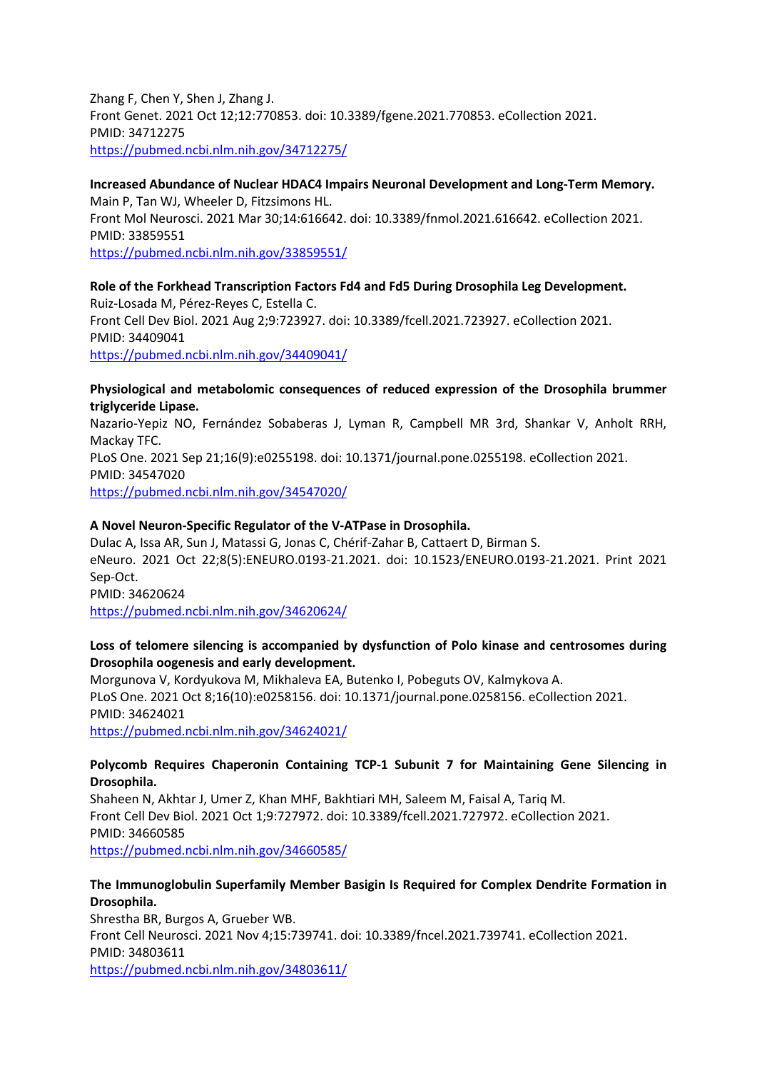Zhang F, Chen Y, Shen J, Zhang J.
Front Genet. 2021 Oct 12;12:770853. doi: 10.3389/fgene.2021.770853. eCollection 2021.
PMID: 34712275
https://pubmed.ncbi.nlm.nih.gov/34712275/

**Increased Abundance of Nuclear HDAC4 Impairs Neuronal Development and Long-Term Memory.**
Main P, Tan WJ, Wheeler D, Fitzsimons HL.
Front Mol Neurosci. 2021 Mar 30;14:616642. doi: 10.3389/fnmol.2021.616642. eCollection 2021.
PMID: 33859551
https://pubmed.ncbi.nlm.nih.gov/33859551/

**Role of the Forkhead Transcription Factors Fd4 and Fd5 During Drosophila Leg Development.**
Ruiz-Losada M, Pérez-Reyes C, Estella C.
Front Cell Dev Biol. 2021 Aug 2;9:723927. doi: 10.3389/fcell.2021.723927. eCollection 2021.
PMID: 34409041
https://pubmed.ncbi.nlm.nih.gov/34409041/

**Physiological and metabolomic consequences of reduced expression of the Drosophila brummer triglyceride Lipase.**
Nazario-Yepiz NO, Fernández Sobaberas J, Lyman R, Campbell MR 3rd, Shankar V, Anholt RRH, Mackay TFC.
PLoS One. 2021 Sep 21;16(9):e0255198. doi: 10.1371/journal.pone.0255198. eCollection 2021.
PMID: 34547020
https://pubmed.ncbi.nlm.nih.gov/34547020/

**A Novel Neuron-Specific Regulator of the V-ATPase in Drosophila.**
Dulac A, Issa AR, Sun J, Matassi G, Jonas C, Chérif-Zahar B, Cattaert D, Birman S.
eNeuro. 2021 Oct 22;8(5):ENEURO.0193-21.2021. doi: 10.1523/ENEURO.0193-21.2021. Print 2021 Sep-Oct.
PMID: 34620624
https://pubmed.ncbi.nlm.nih.gov/34620624/

**Loss of telomere silencing is accompanied by dysfunction of Polo kinase and centrosomes during Drosophila oogenesis and early development.**
Morgunova V, Kordyukova M, Mikhaleva EA, Butenko I, Pobeguts OV, Kalmykova A.
PLoS One. 2021 Oct 8;16(10):e0258156. doi: 10.1371/journal.pone.0258156. eCollection 2021.
PMID: 34624021
https://pubmed.ncbi.nlm.nih.gov/34624021/

**Polycomb Requires Chaperonin Containing TCP-1 Subunit 7 for Maintaining Gene Silencing in Drosophila.**
Shaheen N, Akhtar J, Umer Z, Khan MHF, Bakhtiari MH, Saleem M, Faisal A, Tariq M.
Front Cell Dev Biol. 2021 Oct 1;9:727972. doi: 10.3389/fcell.2021.727972. eCollection 2021.
PMID: 34660585
https://pubmed.ncbi.nlm.nih.gov/34660585/

**The Immunoglobulin Superfamily Member Basigin Is Required for Complex Dendrite Formation in Drosophila.**
Shrestha BR, Burgos A, Grueber WB.
Front Cell Neurosci. 2021 Nov 4;15:739741. doi: 10.3389/fncel.2021.739741. eCollection 2021.
PMID: 34803611
https://pubmed.ncbi.nlm.nih.gov/34803611/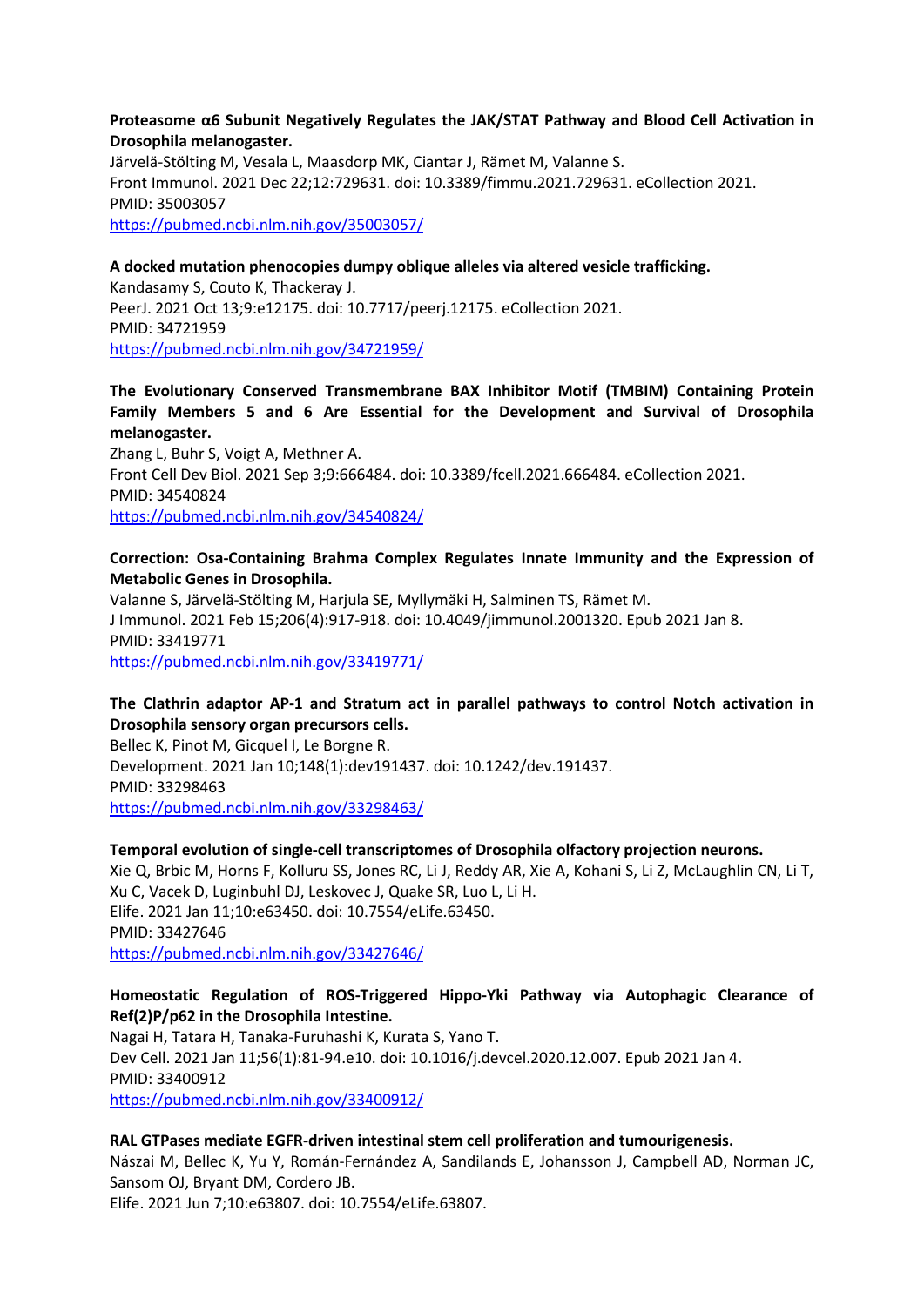**Proteasome α6 Subunit Negatively Regulates the JAK/STAT Pathway and Blood Cell Activation in Drosophila melanogaster.**
Järvelä-Stölting M, Vesala L, Maasdorp MK, Ciantar J, Rämet M, Valanne S.
Front Immunol. 2021 Dec 22;12:729631. doi: 10.3389/fimmu.2021.729631. eCollection 2021.
PMID: 35003057
https://pubmed.ncbi.nlm.nih.gov/35003057/

**A docked mutation phenocopies dumpy oblique alleles via altered vesicle trafficking.**
Kandasamy S, Couto K, Thackeray J.
PeerJ. 2021 Oct 13;9:e12175. doi: 10.7717/peerj.12175. eCollection 2021.
PMID: 34721959
https://pubmed.ncbi.nlm.nih.gov/34721959/

**The Evolutionary Conserved Transmembrane BAX Inhibitor Motif (TMBIM) Containing Protein Family Members 5 and 6 Are Essential for the Development and Survival of Drosophila melanogaster.**
Zhang L, Buhr S, Voigt A, Methner A.
Front Cell Dev Biol. 2021 Sep 3;9:666484. doi: 10.3389/fcell.2021.666484. eCollection 2021.
PMID: 34540824
https://pubmed.ncbi.nlm.nih.gov/34540824/

**Correction: Osa-Containing Brahma Complex Regulates Innate Immunity and the Expression of Metabolic Genes in Drosophila.**
Valanne S, Järvelä-Stölting M, Harjula SE, Myllymäki H, Salminen TS, Rämet M.
J Immunol. 2021 Feb 15;206(4):917-918. doi: 10.4049/jimmunol.2001320. Epub 2021 Jan 8.
PMID: 33419771
https://pubmed.ncbi.nlm.nih.gov/33419771/

**The Clathrin adaptor AP-1 and Stratum act in parallel pathways to control Notch activation in Drosophila sensory organ precursors cells.**
Bellec K, Pinot M, Gicquel I, Le Borgne R.
Development. 2021 Jan 10;148(1):dev191437. doi: 10.1242/dev.191437.
PMID: 33298463
https://pubmed.ncbi.nlm.nih.gov/33298463/

**Temporal evolution of single-cell transcriptomes of Drosophila olfactory projection neurons.**
Xie Q, Brbic M, Horns F, Kolluru SS, Jones RC, Li J, Reddy AR, Xie A, Kohani S, Li Z, McLaughlin CN, Li T, Xu C, Vacek D, Luginbuhl DJ, Leskovec J, Quake SR, Luo L, Li H.
Elife. 2021 Jan 11;10:e63450. doi: 10.7554/eLife.63450.
PMID: 33427646
https://pubmed.ncbi.nlm.nih.gov/33427646/

**Homeostatic Regulation of ROS-Triggered Hippo-Yki Pathway via Autophagic Clearance of Ref(2)P/p62 in the Drosophila Intestine.**
Nagai H, Tatara H, Tanaka-Furuhashi K, Kurata S, Yano T.
Dev Cell. 2021 Jan 11;56(1):81-94.e10. doi: 10.1016/j.devcel.2020.12.007. Epub 2021 Jan 4.
PMID: 33400912
https://pubmed.ncbi.nlm.nih.gov/33400912/

**RAL GTPases mediate EGFR-driven intestinal stem cell proliferation and tumourigenesis.**
Nászai M, Bellec K, Yu Y, Román-Fernández A, Sandilands E, Johansson J, Campbell AD, Norman JC, Sansom OJ, Bryant DM, Cordero JB.
Elife. 2021 Jun 7;10:e63807. doi: 10.7554/eLife.63807.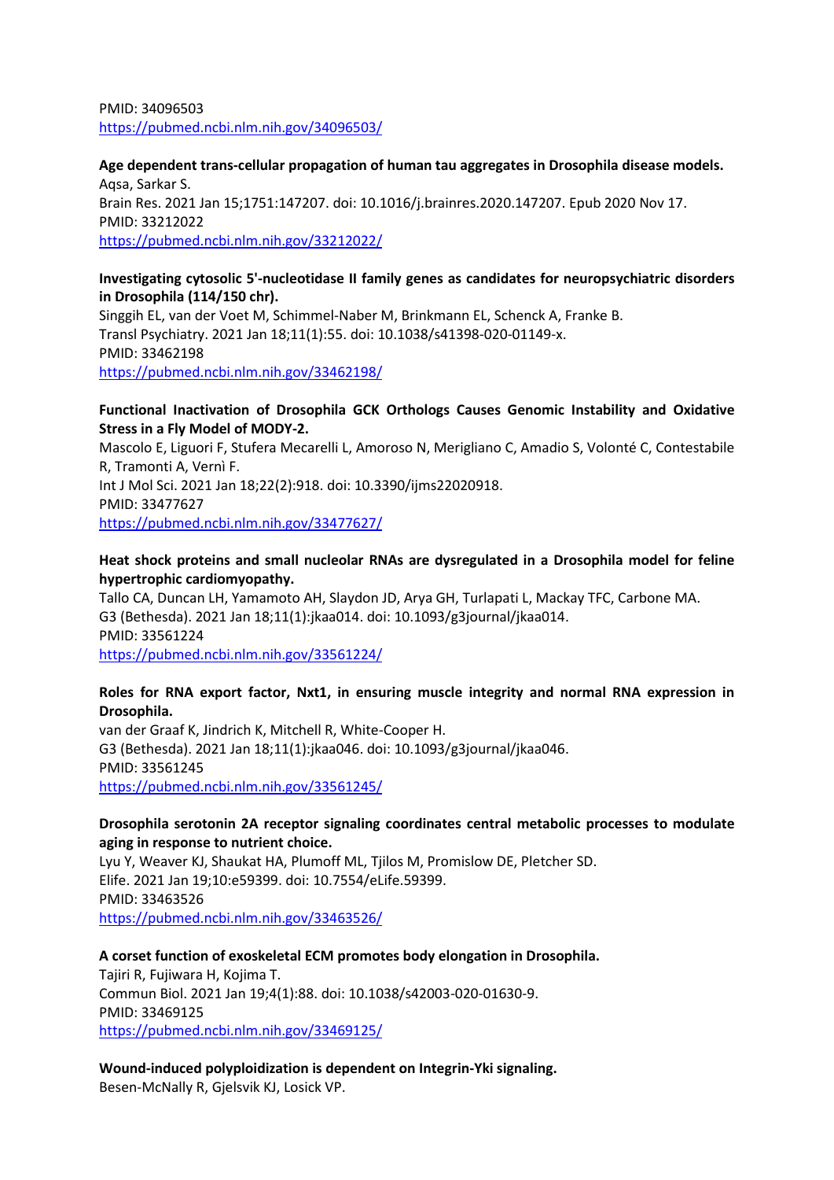PMID: 34096503
https://pubmed.ncbi.nlm.nih.gov/34096503/

**Age dependent trans-cellular propagation of human tau aggregates in Drosophila disease models.**
Aqsa, Sarkar S.
Brain Res. 2021 Jan 15;1751:147207. doi: 10.1016/j.brainres.2020.147207. Epub 2020 Nov 17.
PMID: 33212022
https://pubmed.ncbi.nlm.nih.gov/33212022/

**Investigating cytosolic 5'-nucleotidase II family genes as candidates for neuropsychiatric disorders in Drosophila (114/150 chr).**
Singgih EL, van der Voet M, Schimmel-Naber M, Brinkmann EL, Schenck A, Franke B.
Transl Psychiatry. 2021 Jan 18;11(1):55. doi: 10.1038/s41398-020-01149-x.
PMID: 33462198
https://pubmed.ncbi.nlm.nih.gov/33462198/

**Functional Inactivation of Drosophila GCK Orthologs Causes Genomic Instability and Oxidative Stress in a Fly Model of MODY-2.**
Mascolo E, Liguori F, Stufera Mecarelli L, Amoroso N, Merigliano C, Amadio S, Volonté C, Contestabile R, Tramonti A, Vernì F.
Int J Mol Sci. 2021 Jan 18;22(2):918. doi: 10.3390/ijms22020918.
PMID: 33477627
https://pubmed.ncbi.nlm.nih.gov/33477627/

**Heat shock proteins and small nucleolar RNAs are dysregulated in a Drosophila model for feline hypertrophic cardiomyopathy.**
Tallo CA, Duncan LH, Yamamoto AH, Slaydon JD, Arya GH, Turlapati L, Mackay TFC, Carbone MA.
G3 (Bethesda). 2021 Jan 18;11(1):jkaa014. doi: 10.1093/g3journal/jkaa014.
PMID: 33561224
https://pubmed.ncbi.nlm.nih.gov/33561224/

**Roles for RNA export factor, Nxt1, in ensuring muscle integrity and normal RNA expression in Drosophila.**
van der Graaf K, Jindrich K, Mitchell R, White-Cooper H.
G3 (Bethesda). 2021 Jan 18;11(1):jkaa046. doi: 10.1093/g3journal/jkaa046.
PMID: 33561245
https://pubmed.ncbi.nlm.nih.gov/33561245/

**Drosophila serotonin 2A receptor signaling coordinates central metabolic processes to modulate aging in response to nutrient choice.**
Lyu Y, Weaver KJ, Shaukat HA, Plumoff ML, Tjilos M, Promislow DE, Pletcher SD.
Elife. 2021 Jan 19;10:e59399. doi: 10.7554/eLife.59399.
PMID: 33463526
https://pubmed.ncbi.nlm.nih.gov/33463526/

**A corset function of exoskeletal ECM promotes body elongation in Drosophila.**
Tajiri R, Fujiwara H, Kojima T.
Commun Biol. 2021 Jan 19;4(1):88. doi: 10.1038/s42003-020-01630-9.
PMID: 33469125
https://pubmed.ncbi.nlm.nih.gov/33469125/

**Wound-induced polyploidization is dependent on Integrin-Yki signaling.**
Besen-McNally R, Gjelsvik KJ, Losick VP.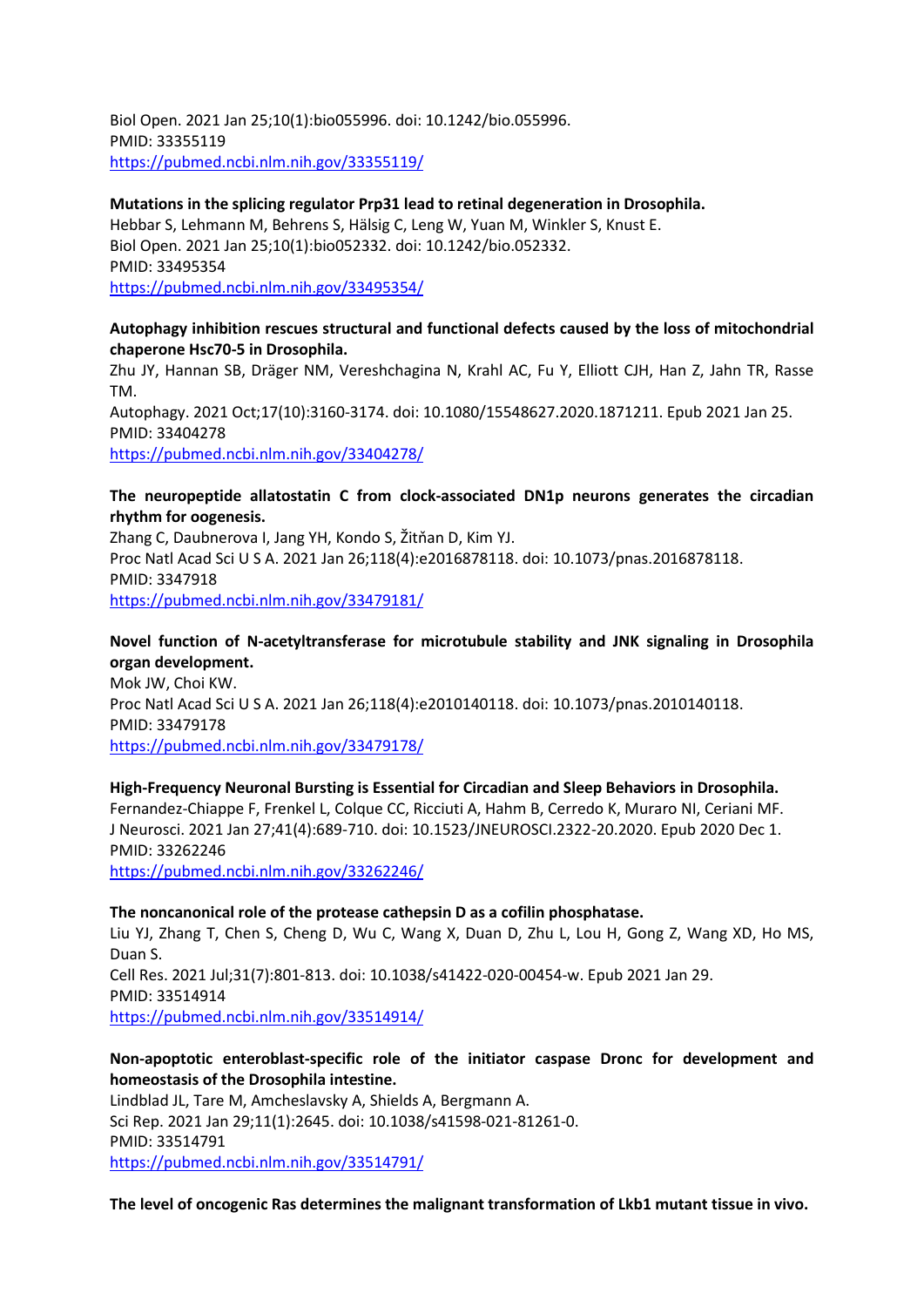Biol Open. 2021 Jan 25;10(1):bio055996. doi: 10.1242/bio.055996.
PMID: 33355119
https://pubmed.ncbi.nlm.nih.gov/33355119/

**Mutations in the splicing regulator Prp31 lead to retinal degeneration in Drosophila.**
Hebbar S, Lehmann M, Behrens S, Hälsig C, Leng W, Yuan M, Winkler S, Knust E.
Biol Open. 2021 Jan 25;10(1):bio052332. doi: 10.1242/bio.052332.
PMID: 33495354
https://pubmed.ncbi.nlm.nih.gov/33495354/

**Autophagy inhibition rescues structural and functional defects caused by the loss of mitochondrial chaperone Hsc70-5 in Drosophila.**
Zhu JY, Hannan SB, Dräger NM, Vereshchagina N, Krahl AC, Fu Y, Elliott CJH, Han Z, Jahn TR, Rasse TM.
Autophagy. 2021 Oct;17(10):3160-3174. doi: 10.1080/15548627.2020.1871211. Epub 2021 Jan 25.
PMID: 33404278
https://pubmed.ncbi.nlm.nih.gov/33404278/

**The neuropeptide allatostatin C from clock-associated DN1p neurons generates the circadian rhythm for oogenesis.**
Zhang C, Daubnerova I, Jang YH, Kondo S, Žitňan D, Kim YJ.
Proc Natl Acad Sci U S A. 2021 Jan 26;118(4):e2016878118. doi: 10.1073/pnas.2016878118.
PMID: 3347918
https://pubmed.ncbi.nlm.nih.gov/33479181/

**Novel function of N-acetyltransferase for microtubule stability and JNK signaling in Drosophila organ development.**
Mok JW, Choi KW.
Proc Natl Acad Sci U S A. 2021 Jan 26;118(4):e2010140118. doi: 10.1073/pnas.2010140118.
PMID: 33479178
https://pubmed.ncbi.nlm.nih.gov/33479178/

**High-Frequency Neuronal Bursting is Essential for Circadian and Sleep Behaviors in Drosophila.**
Fernandez-Chiappe F, Frenkel L, Colque CC, Ricciuti A, Hahm B, Cerredo K, Muraro NI, Ceriani MF.
J Neurosci. 2021 Jan 27;41(4):689-710. doi: 10.1523/JNEUROSCI.2322-20.2020. Epub 2020 Dec 1.
PMID: 33262246
https://pubmed.ncbi.nlm.nih.gov/33262246/

**The noncanonical role of the protease cathepsin D as a cofilin phosphatase.**
Liu YJ, Zhang T, Chen S, Cheng D, Wu C, Wang X, Duan D, Zhu L, Lou H, Gong Z, Wang XD, Ho MS, Duan S.
Cell Res. 2021 Jul;31(7):801-813. doi: 10.1038/s41422-020-00454-w. Epub 2021 Jan 29.
PMID: 33514914
https://pubmed.ncbi.nlm.nih.gov/33514914/

**Non-apoptotic enteroblast-specific role of the initiator caspase Dronc for development and homeostasis of the Drosophila intestine.**
Lindblad JL, Tare M, Amcheslavsky A, Shields A, Bergmann A.
Sci Rep. 2021 Jan 29;11(1):2645. doi: 10.1038/s41598-021-81261-0.
PMID: 33514791
https://pubmed.ncbi.nlm.nih.gov/33514791/

**The level of oncogenic Ras determines the malignant transformation of Lkb1 mutant tissue in vivo.**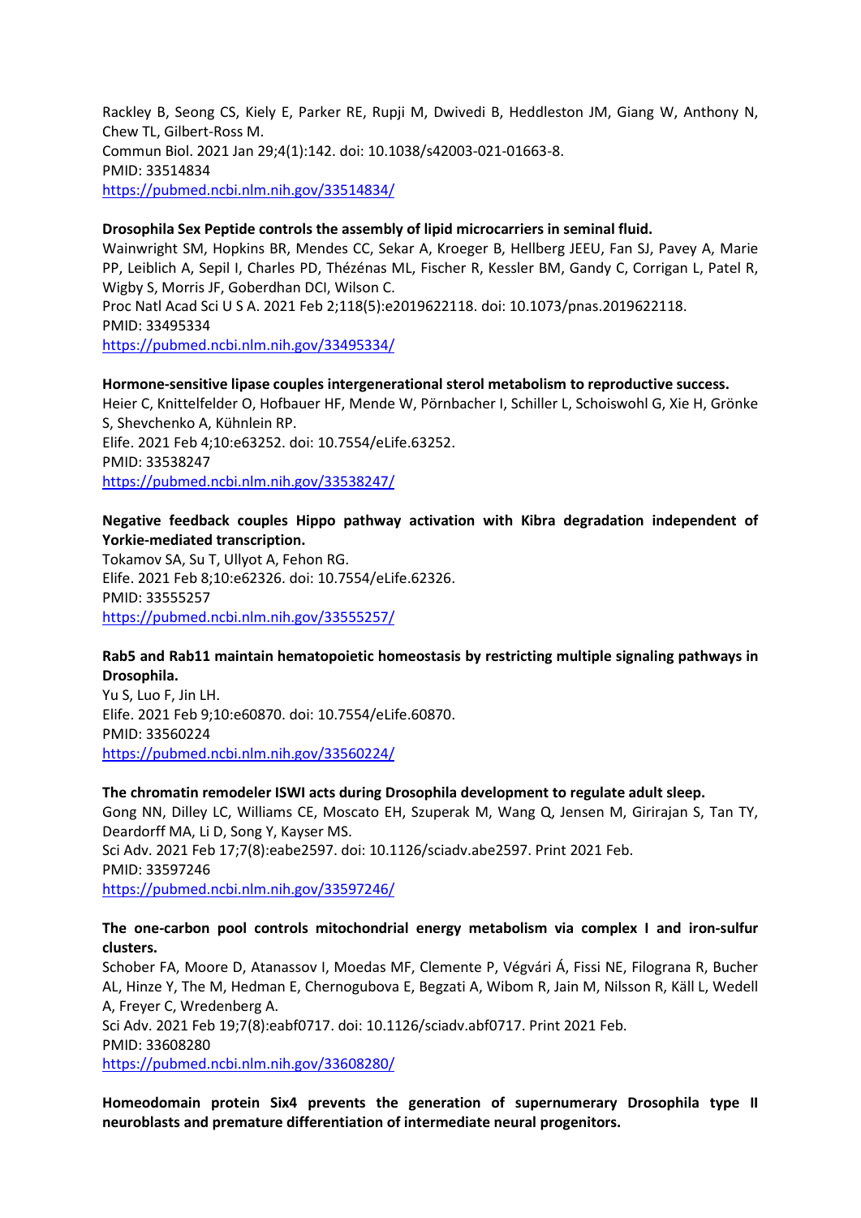Rackley B, Seong CS, Kiely E, Parker RE, Rupji M, Dwivedi B, Heddleston JM, Giang W, Anthony N, Chew TL, Gilbert-Ross M.
Commun Biol. 2021 Jan 29;4(1):142. doi: 10.1038/s42003-021-01663-8.
PMID: 33514834
https://pubmed.ncbi.nlm.nih.gov/33514834/

**Drosophila Sex Peptide controls the assembly of lipid microcarriers in seminal fluid.**
Wainwright SM, Hopkins BR, Mendes CC, Sekar A, Kroeger B, Hellberg JEEU, Fan SJ, Pavey A, Marie PP, Leiblich A, Sepil I, Charles PD, Thézénas ML, Fischer R, Kessler BM, Gandy C, Corrigan L, Patel R, Wigby S, Morris JF, Goberdhan DCI, Wilson C.
Proc Natl Acad Sci U S A. 2021 Feb 2;118(5):e2019622118. doi: 10.1073/pnas.2019622118.
PMID: 33495334
https://pubmed.ncbi.nlm.nih.gov/33495334/

**Hormone-sensitive lipase couples intergenerational sterol metabolism to reproductive success.**
Heier C, Knittelfelder O, Hofbauer HF, Mende W, Pörnbacher I, Schiller L, Schoiswohl G, Xie H, Grönke S, Shevchenko A, Kühnlein RP.
Elife. 2021 Feb 4;10:e63252. doi: 10.7554/eLife.63252.
PMID: 33538247
https://pubmed.ncbi.nlm.nih.gov/33538247/

**Negative feedback couples Hippo pathway activation with Kibra degradation independent of Yorkie-mediated transcription.**
Tokamov SA, Su T, Ullyot A, Fehon RG.
Elife. 2021 Feb 8;10:e62326. doi: 10.7554/eLife.62326.
PMID: 33555257
https://pubmed.ncbi.nlm.nih.gov/33555257/

**Rab5 and Rab11 maintain hematopoietic homeostasis by restricting multiple signaling pathways in Drosophila.**
Yu S, Luo F, Jin LH.
Elife. 2021 Feb 9;10:e60870. doi: 10.7554/eLife.60870.
PMID: 33560224
https://pubmed.ncbi.nlm.nih.gov/33560224/

**The chromatin remodeler ISWI acts during Drosophila development to regulate adult sleep.**
Gong NN, Dilley LC, Williams CE, Moscato EH, Szuperak M, Wang Q, Jensen M, Girirajan S, Tan TY, Deardorff MA, Li D, Song Y, Kayser MS.
Sci Adv. 2021 Feb 17;7(8):eabe2597. doi: 10.1126/sciadv.abe2597. Print 2021 Feb.
PMID: 33597246
https://pubmed.ncbi.nlm.nih.gov/33597246/

**The one-carbon pool controls mitochondrial energy metabolism via complex I and iron-sulfur clusters.**
Schober FA, Moore D, Atanassov I, Moedas MF, Clemente P, Végvári Á, Fissi NE, Filograna R, Bucher AL, Hinze Y, The M, Hedman E, Chernogubova E, Begzati A, Wibom R, Jain M, Nilsson R, Käll L, Wedell A, Freyer C, Wredenberg A.
Sci Adv. 2021 Feb 19;7(8):eabf0717. doi: 10.1126/sciadv.abf0717. Print 2021 Feb.
PMID: 33608280
https://pubmed.ncbi.nlm.nih.gov/33608280/

**Homeodomain protein Six4 prevents the generation of supernumerary Drosophila type II neuroblasts and premature differentiation of intermediate neural progenitors.**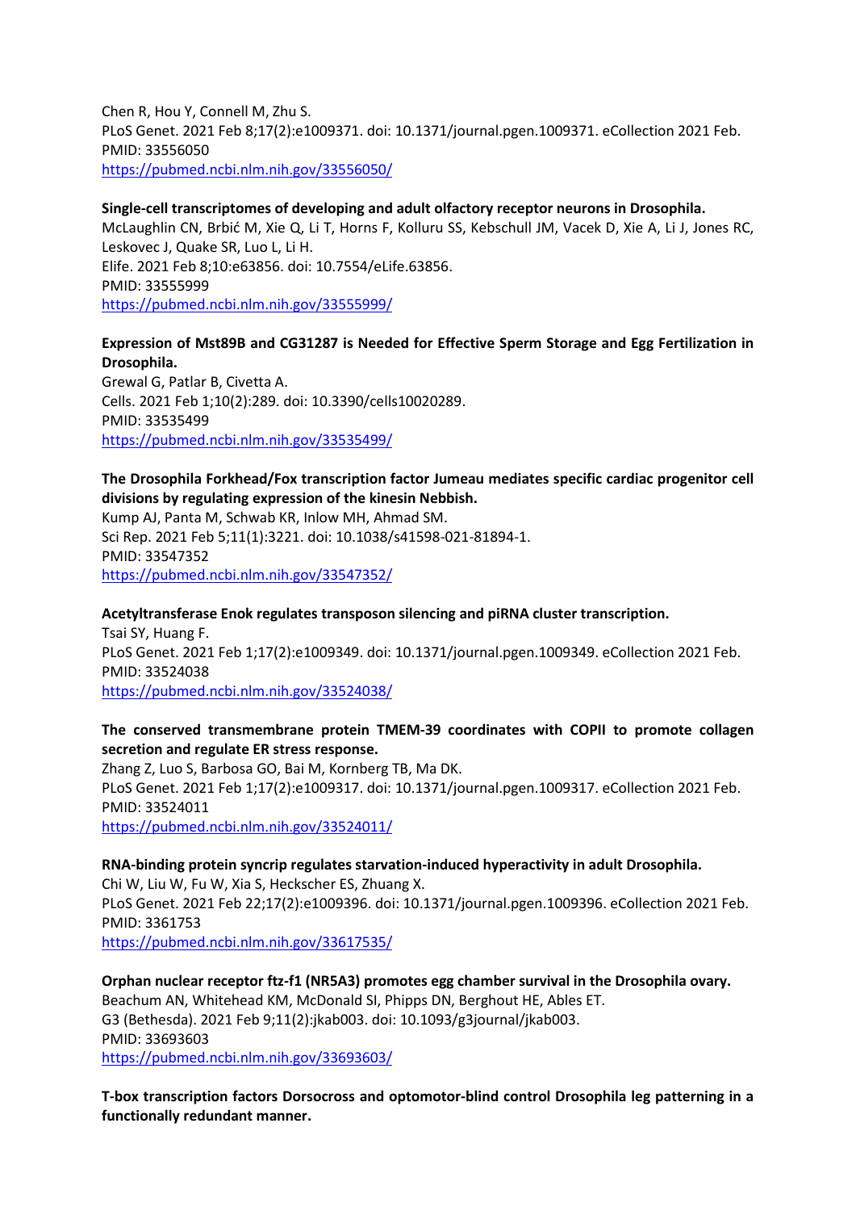Chen R, Hou Y, Connell M, Zhu S.
PLoS Genet. 2021 Feb 8;17(2):e1009371. doi: 10.1371/journal.pgen.1009371. eCollection 2021 Feb.
PMID: 33556050
https://pubmed.ncbi.nlm.nih.gov/33556050/

**Single-cell transcriptomes of developing and adult olfactory receptor neurons in Drosophila.**
McLaughlin CN, Brbić M, Xie Q, Li T, Horns F, Kolluru SS, Kebschull JM, Vacek D, Xie A, Li J, Jones RC, Leskovec J, Quake SR, Luo L, Li H.
Elife. 2021 Feb 8;10:e63856. doi: 10.7554/eLife.63856.
PMID: 33555999
https://pubmed.ncbi.nlm.nih.gov/33555999/

**Expression of Mst89B and CG31287 is Needed for Effective Sperm Storage and Egg Fertilization in Drosophila.**
Grewal G, Patlar B, Civetta A.
Cells. 2021 Feb 1;10(2):289. doi: 10.3390/cells10020289.
PMID: 33535499
https://pubmed.ncbi.nlm.nih.gov/33535499/

**The Drosophila Forkhead/Fox transcription factor Jumeau mediates specific cardiac progenitor cell divisions by regulating expression of the kinesin Nebbish.**
Kump AJ, Panta M, Schwab KR, Inlow MH, Ahmad SM.
Sci Rep. 2021 Feb 5;11(1):3221. doi: 10.1038/s41598-021-81894-1.
PMID: 33547352
https://pubmed.ncbi.nlm.nih.gov/33547352/

**Acetyltransferase Enok regulates transposon silencing and piRNA cluster transcription.**
Tsai SY, Huang F.
PLoS Genet. 2021 Feb 1;17(2):e1009349. doi: 10.1371/journal.pgen.1009349. eCollection 2021 Feb.
PMID: 33524038
https://pubmed.ncbi.nlm.nih.gov/33524038/

**The conserved transmembrane protein TMEM-39 coordinates with COPII to promote collagen secretion and regulate ER stress response.**
Zhang Z, Luo S, Barbosa GO, Bai M, Kornberg TB, Ma DK.
PLoS Genet. 2021 Feb 1;17(2):e1009317. doi: 10.1371/journal.pgen.1009317. eCollection 2021 Feb.
PMID: 33524011
https://pubmed.ncbi.nlm.nih.gov/33524011/

**RNA-binding protein syncrip regulates starvation-induced hyperactivity in adult Drosophila.**
Chi W, Liu W, Fu W, Xia S, Heckscher ES, Zhuang X.
PLoS Genet. 2021 Feb 22;17(2):e1009396. doi: 10.1371/journal.pgen.1009396. eCollection 2021 Feb.
PMID: 3361753
https://pubmed.ncbi.nlm.nih.gov/33617535/

**Orphan nuclear receptor ftz-f1 (NR5A3) promotes egg chamber survival in the Drosophila ovary.**
Beachum AN, Whitehead KM, McDonald SI, Phipps DN, Berghout HE, Ables ET.
G3 (Bethesda). 2021 Feb 9;11(2):jkab003. doi: 10.1093/g3journal/jkab003.
PMID: 33693603
https://pubmed.ncbi.nlm.nih.gov/33693603/

**T-box transcription factors Dorsocross and optomotor-blind control Drosophila leg patterning in a functionally redundant manner.**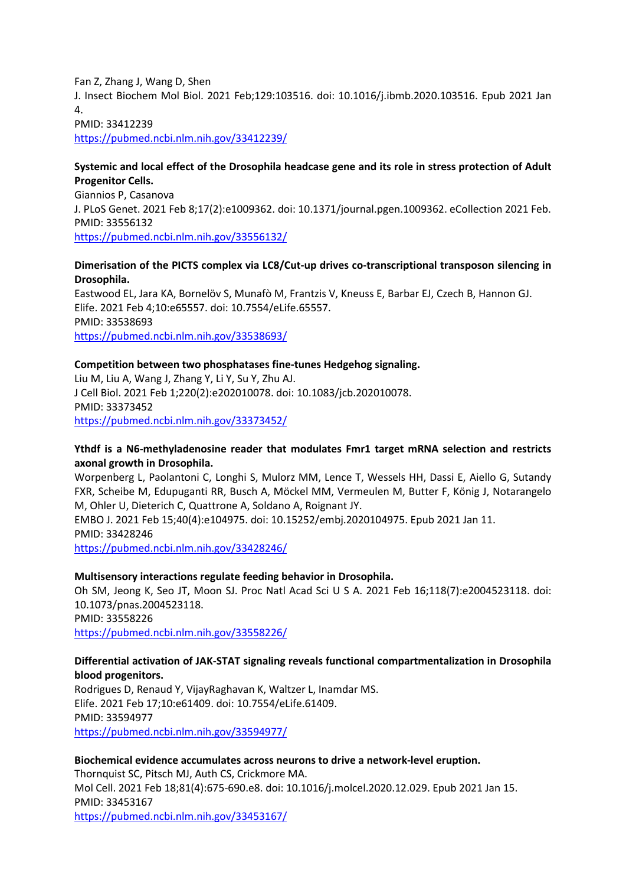Fan Z, Zhang J, Wang D, Shen
J. Insect Biochem Mol Biol. 2021 Feb;129:103516. doi: 10.1016/j.ibmb.2020.103516. Epub 2021 Jan 4.
PMID: 33412239
https://pubmed.ncbi.nlm.nih.gov/33412239/

**Systemic and local effect of the Drosophila headcase gene and its role in stress protection of Adult Progenitor Cells.**
Giannios P, Casanova
J. PLoS Genet. 2021 Feb 8;17(2):e1009362. doi: 10.1371/journal.pgen.1009362. eCollection 2021 Feb.
PMID: 33556132
https://pubmed.ncbi.nlm.nih.gov/33556132/

**Dimerisation of the PICTS complex via LC8/Cut-up drives co-transcriptional transposon silencing in Drosophila.**
Eastwood EL, Jara KA, Bornelöv S, Munafò M, Frantzis V, Kneuss E, Barbar EJ, Czech B, Hannon GJ.
Elife. 2021 Feb 4;10:e65557. doi: 10.7554/eLife.65557.
PMID: 33538693
https://pubmed.ncbi.nlm.nih.gov/33538693/

**Competition between two phosphatases fine-tunes Hedgehog signaling.**
Liu M, Liu A, Wang J, Zhang Y, Li Y, Su Y, Zhu AJ.
J Cell Biol. 2021 Feb 1;220(2):e202010078. doi: 10.1083/jcb.202010078.
PMID: 33373452
https://pubmed.ncbi.nlm.nih.gov/33373452/

**Ythdf is a N6-methyladenosine reader that modulates Fmr1 target mRNA selection and restricts axonal growth in Drosophila.**
Worpenberg L, Paolantoni C, Longhi S, Mulorz MM, Lence T, Wessels HH, Dassi E, Aiello G, Sutandy FXR, Scheibe M, Edupuganti RR, Busch A, Möckel MM, Vermeulen M, Butter F, König J, Notarangelo M, Ohler U, Dieterich C, Quattrone A, Soldano A, Roignant JY.
EMBO J. 2021 Feb 15;40(4):e104975. doi: 10.15252/embj.2020104975. Epub 2021 Jan 11.
PMID: 33428246
https://pubmed.ncbi.nlm.nih.gov/33428246/

**Multisensory interactions regulate feeding behavior in Drosophila.**
Oh SM, Jeong K, Seo JT, Moon SJ. Proc Natl Acad Sci U S A. 2021 Feb 16;118(7):e2004523118. doi: 10.1073/pnas.2004523118.
PMID: 33558226
https://pubmed.ncbi.nlm.nih.gov/33558226/

**Differential activation of JAK-STAT signaling reveals functional compartmentalization in Drosophila blood progenitors.**
Rodrigues D, Renaud Y, VijayRaghavan K, Waltzer L, Inamdar MS.
Elife. 2021 Feb 17;10:e61409. doi: 10.7554/eLife.61409.
PMID: 33594977
https://pubmed.ncbi.nlm.nih.gov/33594977/

**Biochemical evidence accumulates across neurons to drive a network-level eruption.**
Thornquist SC, Pitsch MJ, Auth CS, Crickmore MA.
Mol Cell. 2021 Feb 18;81(4):675-690.e8. doi: 10.1016/j.molcel.2020.12.029. Epub 2021 Jan 15.
PMID: 33453167
https://pubmed.ncbi.nlm.nih.gov/33453167/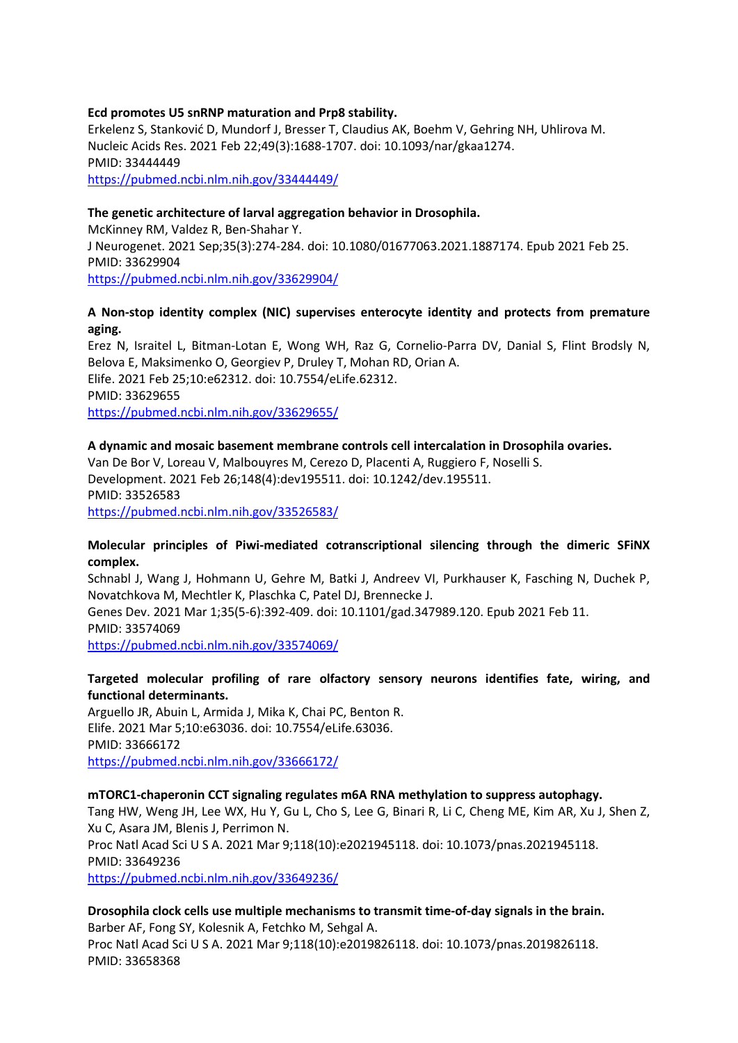**Ecd promotes U5 snRNP maturation and Prp8 stability.**
Erkelenz S, Stanković D, Mundorf J, Bresser T, Claudius AK, Boehm V, Gehring NH, Uhlirova M.
Nucleic Acids Res. 2021 Feb 22;49(3):1688-1707. doi: 10.1093/nar/gkaa1274.
PMID: 33444449
https://pubmed.ncbi.nlm.nih.gov/33444449/

**The genetic architecture of larval aggregation behavior in Drosophila.**
McKinney RM, Valdez R, Ben-Shahar Y.
J Neurogenet. 2021 Sep;35(3):274-284. doi: 10.1080/01677063.2021.1887174. Epub 2021 Feb 25.
PMID: 33629904
https://pubmed.ncbi.nlm.nih.gov/33629904/

**A Non-stop identity complex (NIC) supervises enterocyte identity and protects from premature aging.**
Erez N, Israitel L, Bitman-Lotan E, Wong WH, Raz G, Cornelio-Parra DV, Danial S, Flint Brodsly N, Belova E, Maksimenko O, Georgiev P, Druley T, Mohan RD, Orian A.
Elife. 2021 Feb 25;10:e62312. doi: 10.7554/eLife.62312.
PMID: 33629655
https://pubmed.ncbi.nlm.nih.gov/33629655/

**A dynamic and mosaic basement membrane controls cell intercalation in Drosophila ovaries.**
Van De Bor V, Loreau V, Malbouyres M, Cerezo D, Placenti A, Ruggiero F, Noselli S.
Development. 2021 Feb 26;148(4):dev195511. doi: 10.1242/dev.195511.
PMID: 33526583
https://pubmed.ncbi.nlm.nih.gov/33526583/

**Molecular principles of Piwi-mediated cotranscriptional silencing through the dimeric SFiNX complex.**
Schnabl J, Wang J, Hohmann U, Gehre M, Batki J, Andreev VI, Purkhauser K, Fasching N, Duchek P, Novatchkova M, Mechtler K, Plaschka C, Patel DJ, Brennecke J.
Genes Dev. 2021 Mar 1;35(5-6):392-409. doi: 10.1101/gad.347989.120. Epub 2021 Feb 11.
PMID: 33574069
https://pubmed.ncbi.nlm.nih.gov/33574069/

**Targeted molecular profiling of rare olfactory sensory neurons identifies fate, wiring, and functional determinants.**
Arguello JR, Abuin L, Armida J, Mika K, Chai PC, Benton R.
Elife. 2021 Mar 5;10:e63036. doi: 10.7554/eLife.63036.
PMID: 33666172
https://pubmed.ncbi.nlm.nih.gov/33666172/

**mTORC1-chaperonin CCT signaling regulates m6A RNA methylation to suppress autophagy.**
Tang HW, Weng JH, Lee WX, Hu Y, Gu L, Cho S, Lee G, Binari R, Li C, Cheng ME, Kim AR, Xu J, Shen Z, Xu C, Asara JM, Blenis J, Perrimon N.
Proc Natl Acad Sci U S A. 2021 Mar 9;118(10):e2021945118. doi: 10.1073/pnas.2021945118.
PMID: 33649236
https://pubmed.ncbi.nlm.nih.gov/33649236/

**Drosophila clock cells use multiple mechanisms to transmit time-of-day signals in the brain.**
Barber AF, Fong SY, Kolesnik A, Fetchko M, Sehgal A.
Proc Natl Acad Sci U S A. 2021 Mar 9;118(10):e2019826118. doi: 10.1073/pnas.2019826118.
PMID: 33658368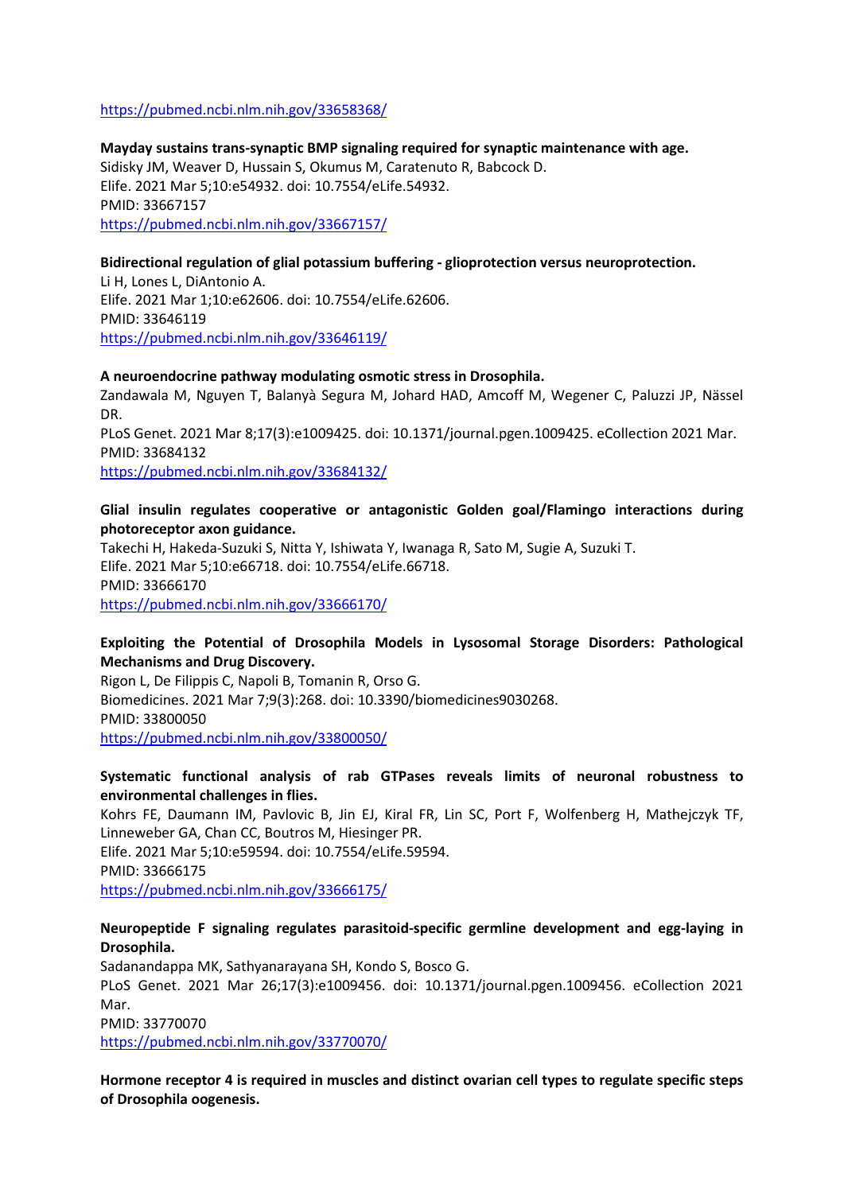https://pubmed.ncbi.nlm.nih.gov/33658368/

**Mayday sustains trans-synaptic BMP signaling required for synaptic maintenance with age.**
Sidisky JM, Weaver D, Hussain S, Okumus M, Caratenuto R, Babcock D.
Elife. 2021 Mar 5;10:e54932. doi: 10.7554/eLife.54932.
PMID: 33667157
https://pubmed.ncbi.nlm.nih.gov/33667157/

**Bidirectional regulation of glial potassium buffering - glioprotection versus neuroprotection.**
Li H, Lones L, DiAntonio A.
Elife. 2021 Mar 1;10:e62606. doi: 10.7554/eLife.62606.
PMID: 33646119
https://pubmed.ncbi.nlm.nih.gov/33646119/

**A neuroendocrine pathway modulating osmotic stress in Drosophila.**
Zandawala M, Nguyen T, Balanyà Segura M, Johard HAD, Amcoff M, Wegener C, Paluzzi JP, Nässel DR.
PLoS Genet. 2021 Mar 8;17(3):e1009425. doi: 10.1371/journal.pgen.1009425. eCollection 2021 Mar.
PMID: 33684132
https://pubmed.ncbi.nlm.nih.gov/33684132/

**Glial insulin regulates cooperative or antagonistic Golden goal/Flamingo interactions during photoreceptor axon guidance.**
Takechi H, Hakeda-Suzuki S, Nitta Y, Ishiwata Y, Iwanaga R, Sato M, Sugie A, Suzuki T.
Elife. 2021 Mar 5;10:e66718. doi: 10.7554/eLife.66718.
PMID: 33666170
https://pubmed.ncbi.nlm.nih.gov/33666170/

**Exploiting the Potential of Drosophila Models in Lysosomal Storage Disorders: Pathological Mechanisms and Drug Discovery.**
Rigon L, De Filippis C, Napoli B, Tomanin R, Orso G.
Biomedicines. 2021 Mar 7;9(3):268. doi: 10.3390/biomedicines9030268.
PMID: 33800050
https://pubmed.ncbi.nlm.nih.gov/33800050/

**Systematic functional analysis of rab GTPases reveals limits of neuronal robustness to environmental challenges in flies.**
Kohrs FE, Daumann IM, Pavlovic B, Jin EJ, Kiral FR, Lin SC, Port F, Wolfenberg H, Mathejczyk TF, Linneweber GA, Chan CC, Boutros M, Hiesinger PR.
Elife. 2021 Mar 5;10:e59594. doi: 10.7554/eLife.59594.
PMID: 33666175
https://pubmed.ncbi.nlm.nih.gov/33666175/

**Neuropeptide F signaling regulates parasitoid-specific germline development and egg-laying in Drosophila.**
Sadanandappa MK, Sathyanarayana SH, Kondo S, Bosco G.
PLoS Genet. 2021 Mar 26;17(3):e1009456. doi: 10.1371/journal.pgen.1009456. eCollection 2021 Mar.
PMID: 33770070
https://pubmed.ncbi.nlm.nih.gov/33770070/

**Hormone receptor 4 is required in muscles and distinct ovarian cell types to regulate specific steps of Drosophila oogenesis.**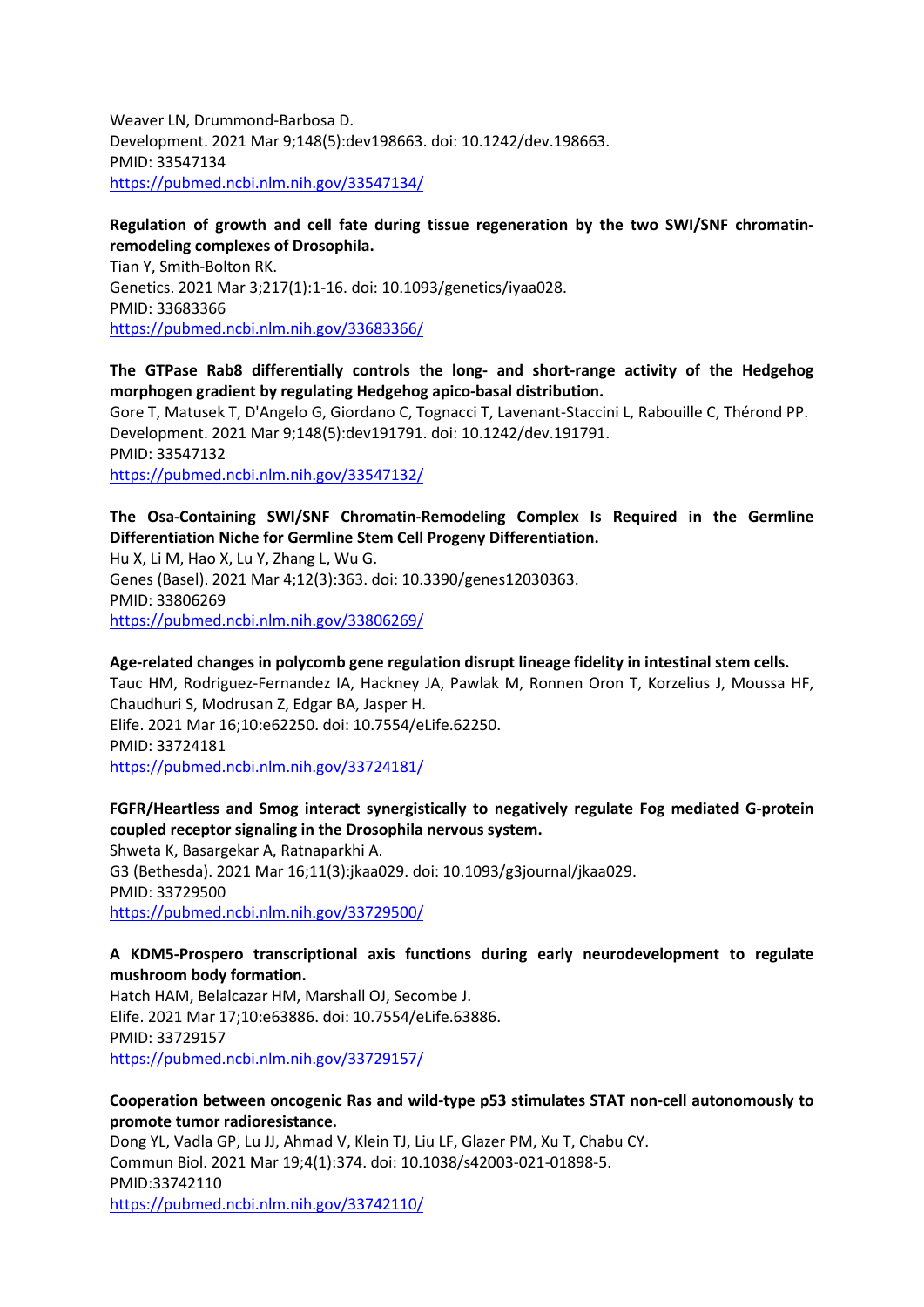Weaver LN, Drummond-Barbosa D.
Development. 2021 Mar 9;148(5):dev198663. doi: 10.1242/dev.198663.
PMID: 33547134
https://pubmed.ncbi.nlm.nih.gov/33547134/

**Regulation of growth and cell fate during tissue regeneration by the two SWI/SNF chromatin-remodeling complexes of Drosophila.**
Tian Y, Smith-Bolton RK.
Genetics. 2021 Mar 3;217(1):1-16. doi: 10.1093/genetics/iyaa028.
PMID: 33683366
https://pubmed.ncbi.nlm.nih.gov/33683366/

**The GTPase Rab8 differentially controls the long- and short-range activity of the Hedgehog morphogen gradient by regulating Hedgehog apico-basal distribution.**
Gore T, Matusek T, D'Angelo G, Giordano C, Tognacci T, Lavenant-Staccini L, Rabouille C, Thérond PP.
Development. 2021 Mar 9;148(5):dev191791. doi: 10.1242/dev.191791.
PMID: 33547132
https://pubmed.ncbi.nlm.nih.gov/33547132/

**The Osa-Containing SWI/SNF Chromatin-Remodeling Complex Is Required in the Germline Differentiation Niche for Germline Stem Cell Progeny Differentiation.**
Hu X, Li M, Hao X, Lu Y, Zhang L, Wu G.
Genes (Basel). 2021 Mar 4;12(3):363. doi: 10.3390/genes12030363.
PMID: 33806269
https://pubmed.ncbi.nlm.nih.gov/33806269/

**Age-related changes in polycomb gene regulation disrupt lineage fidelity in intestinal stem cells.**
Tauc HM, Rodriguez-Fernandez IA, Hackney JA, Pawlak M, Ronnen Oron T, Korzelius J, Moussa HF, Chaudhuri S, Modrusan Z, Edgar BA, Jasper H.
Elife. 2021 Mar 16;10:e62250. doi: 10.7554/eLife.62250.
PMID: 33724181
https://pubmed.ncbi.nlm.nih.gov/33724181/

**FGFR/Heartless and Smog interact synergistically to negatively regulate Fog mediated G-protein coupled receptor signaling in the Drosophila nervous system.**
Shweta K, Basargekar A, Ratnaparkhi A.
G3 (Bethesda). 2021 Mar 16;11(3):jkaa029. doi: 10.1093/g3journal/jkaa029.
PMID: 33729500
https://pubmed.ncbi.nlm.nih.gov/33729500/

**A KDM5-Prospero transcriptional axis functions during early neurodevelopment to regulate mushroom body formation.**
Hatch HAM, Belalcazar HM, Marshall OJ, Secombe J.
Elife. 2021 Mar 17;10:e63886. doi: 10.7554/eLife.63886.
PMID: 33729157
https://pubmed.ncbi.nlm.nih.gov/33729157/

**Cooperation between oncogenic Ras and wild-type p53 stimulates STAT non-cell autonomously to promote tumor radioresistance.**
Dong YL, Vadla GP, Lu JJ, Ahmad V, Klein TJ, Liu LF, Glazer PM, Xu T, Chabu CY.
Commun Biol. 2021 Mar 19;4(1):374. doi: 10.1038/s42003-021-01898-5.
PMID:33742110
https://pubmed.ncbi.nlm.nih.gov/33742110/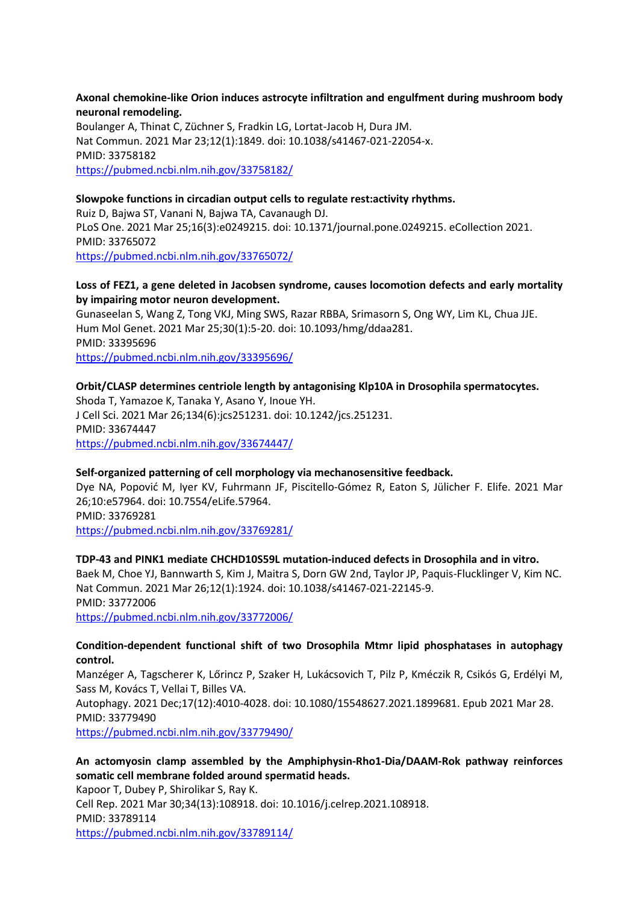**Axonal chemokine-like Orion induces astrocyte infiltration and engulfment during mushroom body neuronal remodeling.**
Boulanger A, Thinat C, Züchner S, Fradkin LG, Lortat-Jacob H, Dura JM.
Nat Commun. 2021 Mar 23;12(1):1849. doi: 10.1038/s41467-021-22054-x.
PMID: 33758182
https://pubmed.ncbi.nlm.nih.gov/33758182/

**Slowpoke functions in circadian output cells to regulate rest:activity rhythms.**
Ruiz D, Bajwa ST, Vanani N, Bajwa TA, Cavanaugh DJ.
PLoS One. 2021 Mar 25;16(3):e0249215. doi: 10.1371/journal.pone.0249215. eCollection 2021.
PMID: 33765072
https://pubmed.ncbi.nlm.nih.gov/33765072/

**Loss of FEZ1, a gene deleted in Jacobsen syndrome, causes locomotion defects and early mortality by impairing motor neuron development.**
Gunaseelan S, Wang Z, Tong VKJ, Ming SWS, Razar RBBA, Srimasorn S, Ong WY, Lim KL, Chua JJE.
Hum Mol Genet. 2021 Mar 25;30(1):5-20. doi: 10.1093/hmg/ddaa281.
PMID: 33395696
https://pubmed.ncbi.nlm.nih.gov/33395696/

**Orbit/CLASP determines centriole length by antagonising Klp10A in Drosophila spermatocytes.**
Shoda T, Yamazoe K, Tanaka Y, Asano Y, Inoue YH.
J Cell Sci. 2021 Mar 26;134(6):jcs251231. doi: 10.1242/jcs.251231.
PMID: 33674447
https://pubmed.ncbi.nlm.nih.gov/33674447/

**Self-organized patterning of cell morphology via mechanosensitive feedback.**
Dye NA, Popović M, Iyer KV, Fuhrmann JF, Piscitello-Gómez R, Eaton S, Jülicher F. Elife. 2021 Mar 26;10:e57964. doi: 10.7554/eLife.57964.
PMID: 33769281
https://pubmed.ncbi.nlm.nih.gov/33769281/

**TDP-43 and PINK1 mediate CHCHD10S59L mutation-induced defects in Drosophila and in vitro.**
Baek M, Choe YJ, Bannwarth S, Kim J, Maitra S, Dorn GW 2nd, Taylor JP, Paquis-Flucklinger V, Kim NC.
Nat Commun. 2021 Mar 26;12(1):1924. doi: 10.1038/s41467-021-22145-9.
PMID: 33772006
https://pubmed.ncbi.nlm.nih.gov/33772006/

**Condition-dependent functional shift of two Drosophila Mtmr lipid phosphatases in autophagy control.**
Manzéger A, Tagscherer K, Lőrincz P, Szaker H, Lukácsovich T, Pilz P, Kméczik R, Csikós G, Erdélyi M, Sass M, Kovács T, Vellai T, Billes VA.
Autophagy. 2021 Dec;17(12):4010-4028. doi: 10.1080/15548627.2021.1899681. Epub 2021 Mar 28.
PMID: 33779490
https://pubmed.ncbi.nlm.nih.gov/33779490/

**An actomyosin clamp assembled by the Amphiphysin-Rho1-Dia/DAAM-Rok pathway reinforces somatic cell membrane folded around spermatid heads.**
Kapoor T, Dubey P, Shirolikar S, Ray K.
Cell Rep. 2021 Mar 30;34(13):108918. doi: 10.1016/j.celrep.2021.108918.
PMID: 33789114
https://pubmed.ncbi.nlm.nih.gov/33789114/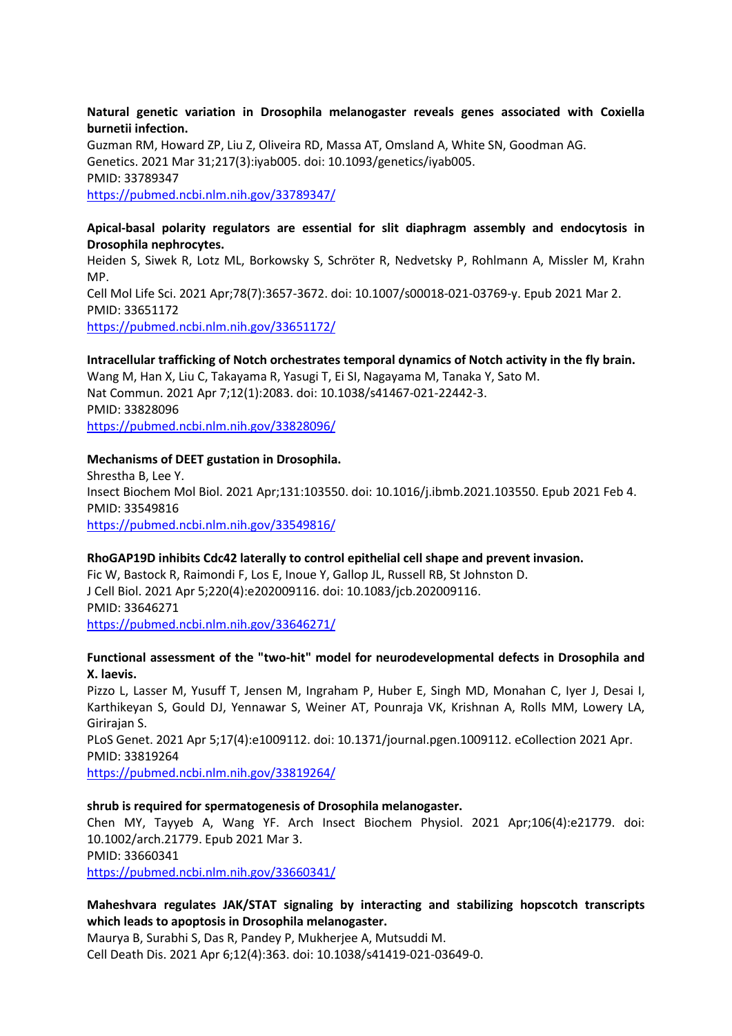**Natural genetic variation in Drosophila melanogaster reveals genes associated with Coxiella burnetii infection.**
Guzman RM, Howard ZP, Liu Z, Oliveira RD, Massa AT, Omsland A, White SN, Goodman AG.
Genetics. 2021 Mar 31;217(3):iyab005. doi: 10.1093/genetics/iyab005.
PMID: 33789347
https://pubmed.ncbi.nlm.nih.gov/33789347/

**Apical-basal polarity regulators are essential for slit diaphragm assembly and endocytosis in Drosophila nephrocytes.**
Heiden S, Siwek R, Lotz ML, Borkowsky S, Schröter R, Nedvetsky P, Rohlmann A, Missler M, Krahn MP.
Cell Mol Life Sci. 2021 Apr;78(7):3657-3672. doi: 10.1007/s00018-021-03769-y. Epub 2021 Mar 2.
PMID: 33651172
https://pubmed.ncbi.nlm.nih.gov/33651172/

**Intracellular trafficking of Notch orchestrates temporal dynamics of Notch activity in the fly brain.**
Wang M, Han X, Liu C, Takayama R, Yasugi T, Ei SI, Nagayama M, Tanaka Y, Sato M.
Nat Commun. 2021 Apr 7;12(1):2083. doi: 10.1038/s41467-021-22442-3.
PMID: 33828096
https://pubmed.ncbi.nlm.nih.gov/33828096/

**Mechanisms of DEET gustation in Drosophila.**
Shrestha B, Lee Y.
Insect Biochem Mol Biol. 2021 Apr;131:103550. doi: 10.1016/j.ibmb.2021.103550. Epub 2021 Feb 4.
PMID: 33549816
https://pubmed.ncbi.nlm.nih.gov/33549816/

**RhoGAP19D inhibits Cdc42 laterally to control epithelial cell shape and prevent invasion.**
Fic W, Bastock R, Raimondi F, Los E, Inoue Y, Gallop JL, Russell RB, St Johnston D.
J Cell Biol. 2021 Apr 5;220(4):e202009116. doi: 10.1083/jcb.202009116.
PMID: 33646271
https://pubmed.ncbi.nlm.nih.gov/33646271/

**Functional assessment of the "two-hit" model for neurodevelopmental defects in Drosophila and X. laevis.**
Pizzo L, Lasser M, Yusuff T, Jensen M, Ingraham P, Huber E, Singh MD, Monahan C, Iyer J, Desai I, Karthikeyan S, Gould DJ, Yennawar S, Weiner AT, Pounraja VK, Krishnan A, Rolls MM, Lowery LA, Girirajan S.
PLoS Genet. 2021 Apr 5;17(4):e1009112. doi: 10.1371/journal.pgen.1009112. eCollection 2021 Apr.
PMID: 33819264
https://pubmed.ncbi.nlm.nih.gov/33819264/

**shrub is required for spermatogenesis of Drosophila melanogaster.**
Chen MY, Tayyeb A, Wang YF. Arch Insect Biochem Physiol. 2021 Apr;106(4):e21779. doi: 10.1002/arch.21779. Epub 2021 Mar 3.
PMID: 33660341
https://pubmed.ncbi.nlm.nih.gov/33660341/

**Maheshvara regulates JAK/STAT signaling by interacting and stabilizing hopscotch transcripts which leads to apoptosis in Drosophila melanogaster.**
Maurya B, Surabhi S, Das R, Pandey P, Mukherjee A, Mutsuddi M.
Cell Death Dis. 2021 Apr 6;12(4):363. doi: 10.1038/s41419-021-03649-0.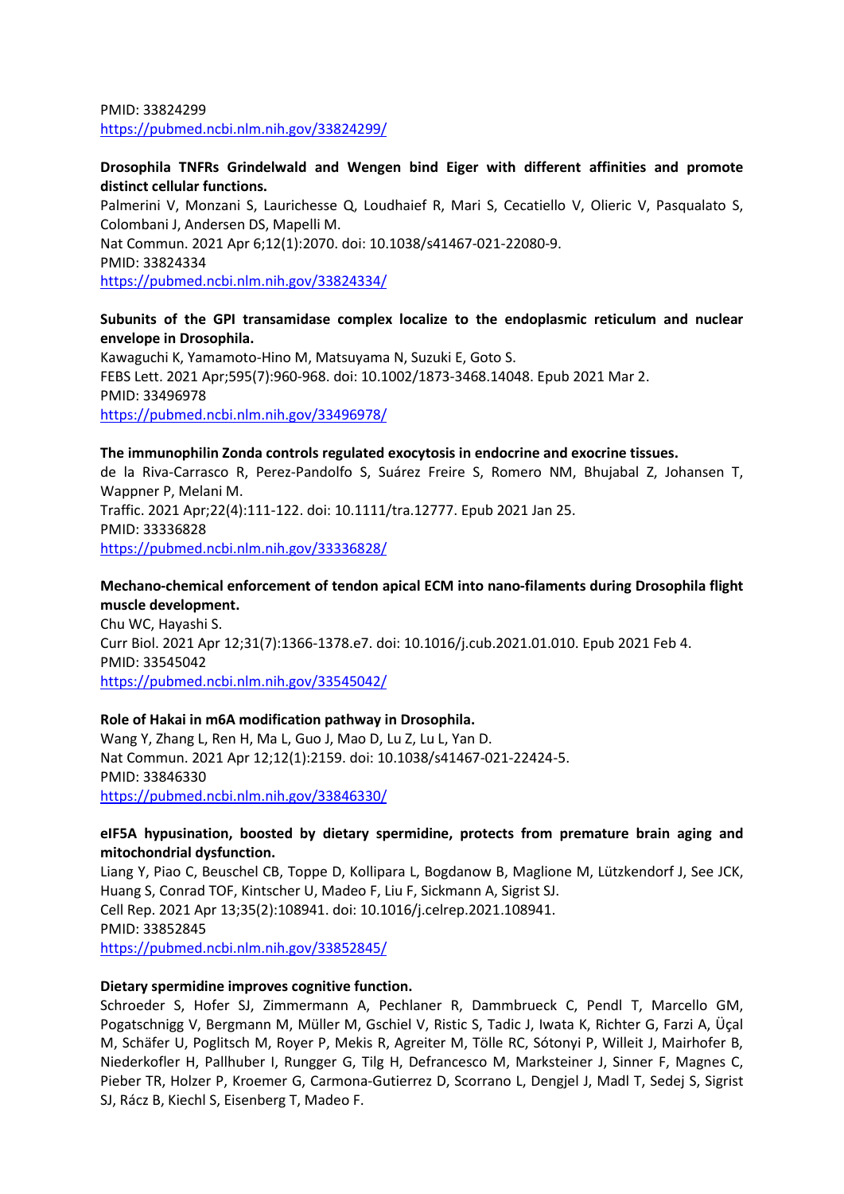PMID: 33824299
https://pubmed.ncbi.nlm.nih.gov/33824299/

**Drosophila TNFRs Grindelwald and Wengen bind Eiger with different affinities and promote distinct cellular functions.**
Palmerini V, Monzani S, Laurichesse Q, Loudhaief R, Mari S, Cecatiello V, Olieric V, Pasqualato S, Colombani J, Andersen DS, Mapelli M.
Nat Commun. 2021 Apr 6;12(1):2070. doi: 10.1038/s41467-021-22080-9.
PMID: 33824334
https://pubmed.ncbi.nlm.nih.gov/33824334/

**Subunits of the GPI transamidase complex localize to the endoplasmic reticulum and nuclear envelope in Drosophila.**
Kawaguchi K, Yamamoto-Hino M, Matsuyama N, Suzuki E, Goto S.
FEBS Lett. 2021 Apr;595(7):960-968. doi: 10.1002/1873-3468.14048. Epub 2021 Mar 2.
PMID: 33496978
https://pubmed.ncbi.nlm.nih.gov/33496978/

**The immunophilin Zonda controls regulated exocytosis in endocrine and exocrine tissues.**
de la Riva-Carrasco R, Perez-Pandolfo S, Suárez Freire S, Romero NM, Bhujabal Z, Johansen T, Wappner P, Melani M.
Traffic. 2021 Apr;22(4):111-122. doi: 10.1111/tra.12777. Epub 2021 Jan 25.
PMID: 33336828
https://pubmed.ncbi.nlm.nih.gov/33336828/

**Mechano-chemical enforcement of tendon apical ECM into nano-filaments during Drosophila flight muscle development.**
Chu WC, Hayashi S.
Curr Biol. 2021 Apr 12;31(7):1366-1378.e7. doi: 10.1016/j.cub.2021.01.010. Epub 2021 Feb 4.
PMID: 33545042
https://pubmed.ncbi.nlm.nih.gov/33545042/

**Role of Hakai in m6A modification pathway in Drosophila.**
Wang Y, Zhang L, Ren H, Ma L, Guo J, Mao D, Lu Z, Lu L, Yan D.
Nat Commun. 2021 Apr 12;12(1):2159. doi: 10.1038/s41467-021-22424-5.
PMID: 33846330
https://pubmed.ncbi.nlm.nih.gov/33846330/

**eIF5A hypusination, boosted by dietary spermidine, protects from premature brain aging and mitochondrial dysfunction.**
Liang Y, Piao C, Beuschel CB, Toppe D, Kollipara L, Bogdanow B, Maglione M, Lützkendorf J, See JCK, Huang S, Conrad TOF, Kintscher U, Madeo F, Liu F, Sickmann A, Sigrist SJ.
Cell Rep. 2021 Apr 13;35(2):108941. doi: 10.1016/j.celrep.2021.108941.
PMID: 33852845
https://pubmed.ncbi.nlm.nih.gov/33852845/

**Dietary spermidine improves cognitive function.**
Schroeder S, Hofer SJ, Zimmermann A, Pechlaner R, Dammbrueck C, Pendl T, Marcello GM, Pogatschnigg V, Bergmann M, Müller M, Gschiel V, Ristic S, Tadic J, Iwata K, Richter G, Farzi A, Üçal M, Schäfer U, Poglitsch M, Royer P, Mekis R, Agreiter M, Tölle RC, Sótonyi P, Willeit J, Mairhofer B, Niederkofler H, Pallhuber I, Rungger G, Tilg H, Defrancesco M, Marksteiner J, Sinner F, Magnes C, Pieber TR, Holzer P, Kroemer G, Carmona-Gutierrez D, Scorrano L, Dengjel J, Madl T, Sedej S, Sigrist SJ, Rácz B, Kiechl S, Eisenberg T, Madeo F.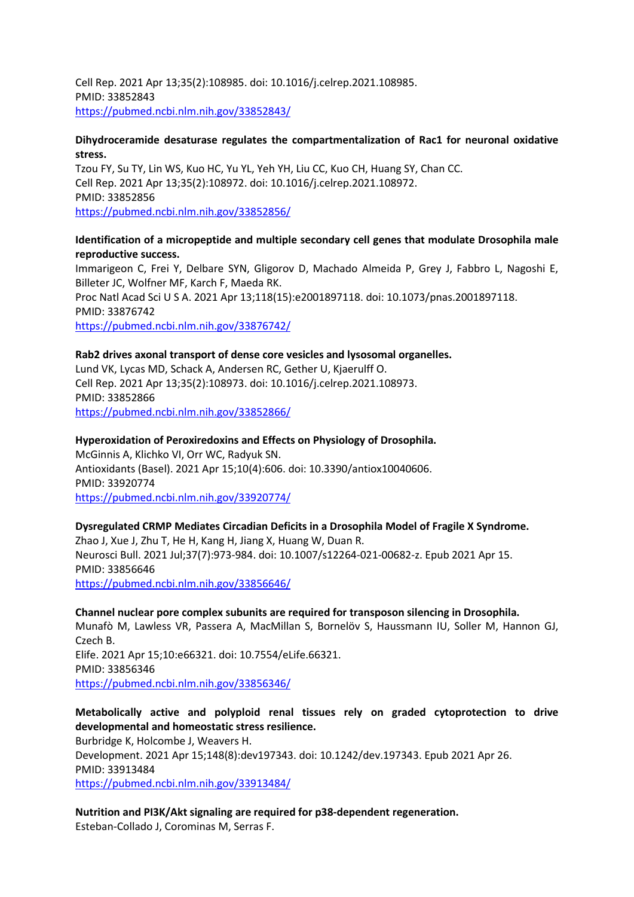Cell Rep. 2021 Apr 13;35(2):108985. doi: 10.1016/j.celrep.2021.108985.
PMID: 33852843
https://pubmed.ncbi.nlm.nih.gov/33852843/

**Dihydroceramide desaturase regulates the compartmentalization of Rac1 for neuronal oxidative stress.**
Tzou FY, Su TY, Lin WS, Kuo HC, Yu YL, Yeh YH, Liu CC, Kuo CH, Huang SY, Chan CC.
Cell Rep. 2021 Apr 13;35(2):108972. doi: 10.1016/j.celrep.2021.108972.
PMID: 33852856
https://pubmed.ncbi.nlm.nih.gov/33852856/

**Identification of a micropeptide and multiple secondary cell genes that modulate Drosophila male reproductive success.**
Immarigeon C, Frei Y, Delbare SYN, Gligorov D, Machado Almeida P, Grey J, Fabbro L, Nagoshi E, Billeter JC, Wolfner MF, Karch F, Maeda RK.
Proc Natl Acad Sci U S A. 2021 Apr 13;118(15):e2001897118. doi: 10.1073/pnas.2001897118.
PMID: 33876742
https://pubmed.ncbi.nlm.nih.gov/33876742/

**Rab2 drives axonal transport of dense core vesicles and lysosomal organelles.**
Lund VK, Lycas MD, Schack A, Andersen RC, Gether U, Kjaerulff O.
Cell Rep. 2021 Apr 13;35(2):108973. doi: 10.1016/j.celrep.2021.108973.
PMID: 33852866
https://pubmed.ncbi.nlm.nih.gov/33852866/

**Hyperoxidation of Peroxiredoxins and Effects on Physiology of Drosophila.**
McGinnis A, Klichko VI, Orr WC, Radyuk SN.
Antioxidants (Basel). 2021 Apr 15;10(4):606. doi: 10.3390/antiox10040606.
PMID: 33920774
https://pubmed.ncbi.nlm.nih.gov/33920774/

**Dysregulated CRMP Mediates Circadian Deficits in a Drosophila Model of Fragile X Syndrome.**
Zhao J, Xue J, Zhu T, He H, Kang H, Jiang X, Huang W, Duan R.
Neurosci Bull. 2021 Jul;37(7):973-984. doi: 10.1007/s12264-021-00682-z. Epub 2021 Apr 15.
PMID: 33856646
https://pubmed.ncbi.nlm.nih.gov/33856646/

**Channel nuclear pore complex subunits are required for transposon silencing in Drosophila.**
Munafò M, Lawless VR, Passera A, MacMillan S, Bornelöv S, Haussmann IU, Soller M, Hannon GJ, Czech B.
Elife. 2021 Apr 15;10:e66321. doi: 10.7554/eLife.66321.
PMID: 33856346
https://pubmed.ncbi.nlm.nih.gov/33856346/

**Metabolically active and polyploid renal tissues rely on graded cytoprotection to drive developmental and homeostatic stress resilience.**
Burbridge K, Holcombe J, Weavers H.
Development. 2021 Apr 15;148(8):dev197343. doi: 10.1242/dev.197343. Epub 2021 Apr 26.
PMID: 33913484
https://pubmed.ncbi.nlm.nih.gov/33913484/

**Nutrition and PI3K/Akt signaling are required for p38-dependent regeneration.**
Esteban-Collado J, Corominas M, Serras F.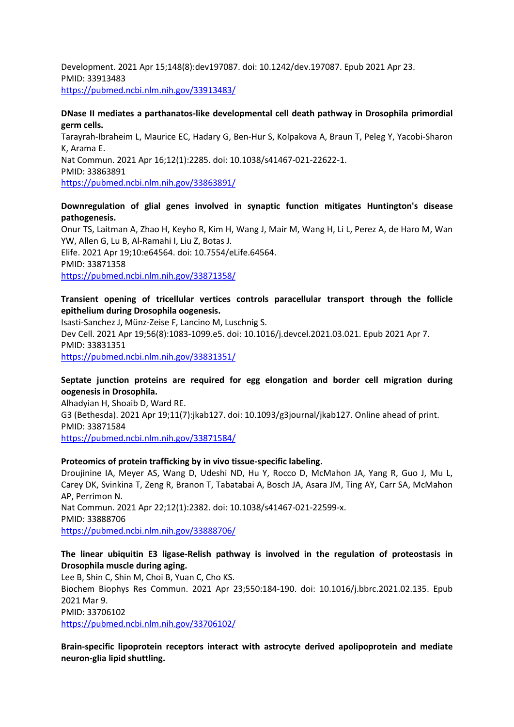Development. 2021 Apr 15;148(8):dev197087. doi: 10.1242/dev.197087. Epub 2021 Apr 23.
PMID: 33913483
https://pubmed.ncbi.nlm.nih.gov/33913483/

**DNase II mediates a parthanatos-like developmental cell death pathway in Drosophila primordial germ cells.**
Tarayrah-Ibraheim L, Maurice EC, Hadary G, Ben-Hur S, Kolpakova A, Braun T, Peleg Y, Yacobi-Sharon K, Arama E.
Nat Commun. 2021 Apr 16;12(1):2285. doi: 10.1038/s41467-021-22622-1.
PMID: 33863891
https://pubmed.ncbi.nlm.nih.gov/33863891/

**Downregulation of glial genes involved in synaptic function mitigates Huntington's disease pathogenesis.**
Onur TS, Laitman A, Zhao H, Keyho R, Kim H, Wang J, Mair M, Wang H, Li L, Perez A, de Haro M, Wan YW, Allen G, Lu B, Al-Ramahi I, Liu Z, Botas J.
Elife. 2021 Apr 19;10:e64564. doi: 10.7554/eLife.64564.
PMID: 33871358
https://pubmed.ncbi.nlm.nih.gov/33871358/

**Transient opening of tricellular vertices controls paracellular transport through the follicle epithelium during Drosophila oogenesis.**
Isasti-Sanchez J, Münz-Zeise F, Lancino M, Luschnig S.
Dev Cell. 2021 Apr 19;56(8):1083-1099.e5. doi: 10.1016/j.devcel.2021.03.021. Epub 2021 Apr 7.
PMID: 33831351
https://pubmed.ncbi.nlm.nih.gov/33831351/

**Septate junction proteins are required for egg elongation and border cell migration during oogenesis in Drosophila.**
Alhadyian H, Shoaib D, Ward RE.
G3 (Bethesda). 2021 Apr 19;11(7):jkab127. doi: 10.1093/g3journal/jkab127. Online ahead of print.
PMID: 33871584
https://pubmed.ncbi.nlm.nih.gov/33871584/

**Proteomics of protein trafficking by in vivo tissue-specific labeling.**
Droujinine IA, Meyer AS, Wang D, Udeshi ND, Hu Y, Rocco D, McMahon JA, Yang R, Guo J, Mu L, Carey DK, Svinkina T, Zeng R, Branon T, Tabatabai A, Bosch JA, Asara JM, Ting AY, Carr SA, McMahon AP, Perrimon N.
Nat Commun. 2021 Apr 22;12(1):2382. doi: 10.1038/s41467-021-22599-x.
PMID: 33888706
https://pubmed.ncbi.nlm.nih.gov/33888706/

**The linear ubiquitin E3 ligase-Relish pathway is involved in the regulation of proteostasis in Drosophila muscle during aging.**
Lee B, Shin C, Shin M, Choi B, Yuan C, Cho KS.
Biochem Biophys Res Commun. 2021 Apr 23;550:184-190. doi: 10.1016/j.bbrc.2021.02.135. Epub 2021 Mar 9.
PMID: 33706102
https://pubmed.ncbi.nlm.nih.gov/33706102/

**Brain-specific lipoprotein receptors interact with astrocyte derived apolipoprotein and mediate neuron-glia lipid shuttling.**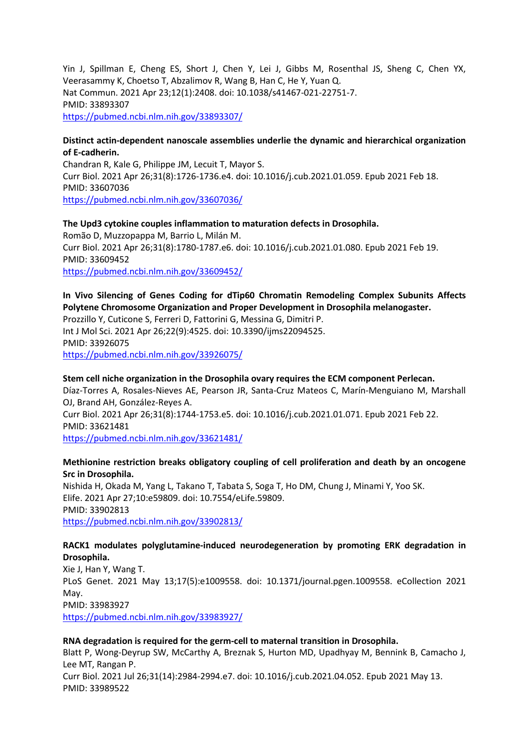Yin J, Spillman E, Cheng ES, Short J, Chen Y, Lei J, Gibbs M, Rosenthal JS, Sheng C, Chen YX, Veerasammy K, Choetso T, Abzalimov R, Wang B, Han C, He Y, Yuan Q.
Nat Commun. 2021 Apr 23;12(1):2408. doi: 10.1038/s41467-021-22751-7.
PMID: 33893307
https://pubmed.ncbi.nlm.nih.gov/33893307/

**Distinct actin-dependent nanoscale assemblies underlie the dynamic and hierarchical organization of E-cadherin.**
Chandran R, Kale G, Philippe JM, Lecuit T, Mayor S.
Curr Biol. 2021 Apr 26;31(8):1726-1736.e4. doi: 10.1016/j.cub.2021.01.059. Epub 2021 Feb 18.
PMID: 33607036
https://pubmed.ncbi.nlm.nih.gov/33607036/

**The Upd3 cytokine couples inflammation to maturation defects in Drosophila.**
Romão D, Muzzopappa M, Barrio L, Milán M.
Curr Biol. 2021 Apr 26;31(8):1780-1787.e6. doi: 10.1016/j.cub.2021.01.080. Epub 2021 Feb 19.
PMID: 33609452
https://pubmed.ncbi.nlm.nih.gov/33609452/

**In Vivo Silencing of Genes Coding for dTip60 Chromatin Remodeling Complex Subunits Affects Polytene Chromosome Organization and Proper Development in Drosophila melanogaster.**
Prozzillo Y, Cuticone S, Ferreri D, Fattorini G, Messina G, Dimitri P.
Int J Mol Sci. 2021 Apr 26;22(9):4525. doi: 10.3390/ijms22094525.
PMID: 33926075
https://pubmed.ncbi.nlm.nih.gov/33926075/

**Stem cell niche organization in the Drosophila ovary requires the ECM component Perlecan.**
Díaz-Torres A, Rosales-Nieves AE, Pearson JR, Santa-Cruz Mateos C, Marín-Menguiano M, Marshall OJ, Brand AH, González-Reyes A.
Curr Biol. 2021 Apr 26;31(8):1744-1753.e5. doi: 10.1016/j.cub.2021.01.071. Epub 2021 Feb 22.
PMID: 33621481
https://pubmed.ncbi.nlm.nih.gov/33621481/

**Methionine restriction breaks obligatory coupling of cell proliferation and death by an oncogene Src in Drosophila.**
Nishida H, Okada M, Yang L, Takano T, Tabata S, Soga T, Ho DM, Chung J, Minami Y, Yoo SK.
Elife. 2021 Apr 27;10:e59809. doi: 10.7554/eLife.59809.
PMID: 33902813
https://pubmed.ncbi.nlm.nih.gov/33902813/

**RACK1 modulates polyglutamine-induced neurodegeneration by promoting ERK degradation in Drosophila.**
Xie J, Han Y, Wang T.
PLoS Genet. 2021 May 13;17(5):e1009558. doi: 10.1371/journal.pgen.1009558. eCollection 2021 May.
PMID: 33983927
https://pubmed.ncbi.nlm.nih.gov/33983927/

**RNA degradation is required for the germ-cell to maternal transition in Drosophila.**
Blatt P, Wong-Deyrup SW, McCarthy A, Breznak S, Hurton MD, Upadhyay M, Bennink B, Camacho J, Lee MT, Rangan P.
Curr Biol. 2021 Jul 26;31(14):2984-2994.e7. doi: 10.1016/j.cub.2021.04.052. Epub 2021 May 13.
PMID: 33989522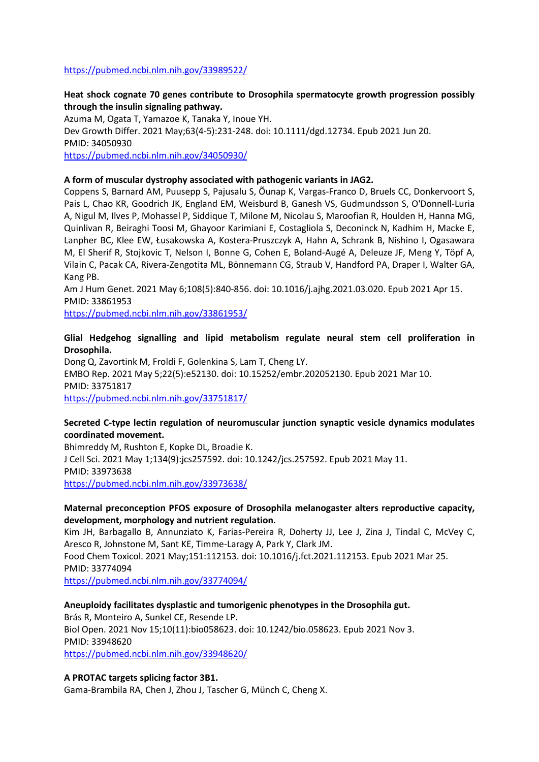https://pubmed.ncbi.nlm.nih.gov/33989522/

**Heat shock cognate 70 genes contribute to Drosophila spermatocyte growth progression possibly through the insulin signaling pathway.**
Azuma M, Ogata T, Yamazoe K, Tanaka Y, Inoue YH.
Dev Growth Differ. 2021 May;63(4-5):231-248. doi: 10.1111/dgd.12734. Epub 2021 Jun 20.
PMID: 34050930
https://pubmed.ncbi.nlm.nih.gov/34050930/

**A form of muscular dystrophy associated with pathogenic variants in JAG2.**
Coppens S, Barnard AM, Puusepp S, Pajusalu S, Õunap K, Vargas-Franco D, Bruels CC, Donkervoort S, Pais L, Chao KR, Goodrich JK, England EM, Weisburd B, Ganesh VS, Gudmundsson S, O'Donnell-Luria A, Nigul M, Ilves P, Mohassel P, Siddique T, Milone M, Nicolau S, Maroofian R, Houlden H, Hanna MG, Quinlivan R, Beiraghi Toosi M, Ghayoor Karimiani E, Costagliola S, Deconinck N, Kadhim H, Macke E, Lanpher BC, Klee EW, Łusakowska A, Kostera-Pruszczyk A, Hahn A, Schrank B, Nishino I, Ogasawara M, El Sherif R, Stojkovic T, Nelson I, Bonne G, Cohen E, Boland-Augé A, Deleuze JF, Meng Y, Töpf A, Vilain C, Pacak CA, Rivera-Zengotita ML, Bönnemann CG, Straub V, Handford PA, Draper I, Walter GA, Kang PB.
Am J Hum Genet. 2021 May 6;108(5):840-856. doi: 10.1016/j.ajhg.2021.03.020. Epub 2021 Apr 15.
PMID: 33861953
https://pubmed.ncbi.nlm.nih.gov/33861953/

**Glial Hedgehog signalling and lipid metabolism regulate neural stem cell proliferation in Drosophila.**
Dong Q, Zavortink M, Froldi F, Golenkina S, Lam T, Cheng LY.
EMBO Rep. 2021 May 5;22(5):e52130. doi: 10.15252/embr.202052130. Epub 2021 Mar 10.
PMID: 33751817
https://pubmed.ncbi.nlm.nih.gov/33751817/

**Secreted C-type lectin regulation of neuromuscular junction synaptic vesicle dynamics modulates coordinated movement.**
Bhimreddy M, Rushton E, Kopke DL, Broadie K.
J Cell Sci. 2021 May 1;134(9):jcs257592. doi: 10.1242/jcs.257592. Epub 2021 May 11.
PMID: 33973638
https://pubmed.ncbi.nlm.nih.gov/33973638/

**Maternal preconception PFOS exposure of Drosophila melanogaster alters reproductive capacity, development, morphology and nutrient regulation.**
Kim JH, Barbagallo B, Annunziato K, Farias-Pereira R, Doherty JJ, Lee J, Zina J, Tindal C, McVey C, Aresco R, Johnstone M, Sant KE, Timme-Laragy A, Park Y, Clark JM.
Food Chem Toxicol. 2021 May;151:112153. doi: 10.1016/j.fct.2021.112153. Epub 2021 Mar 25.
PMID: 33774094
https://pubmed.ncbi.nlm.nih.gov/33774094/

**Aneuploidy facilitates dysplastic and tumorigenic phenotypes in the Drosophila gut.**
Brás R, Monteiro A, Sunkel CE, Resende LP.
Biol Open. 2021 Nov 15;10(11):bio058623. doi: 10.1242/bio.058623. Epub 2021 Nov 3.
PMID: 33948620
https://pubmed.ncbi.nlm.nih.gov/33948620/

**A PROTAC targets splicing factor 3B1.**
Gama-Brambila RA, Chen J, Zhou J, Tascher G, Münch C, Cheng X.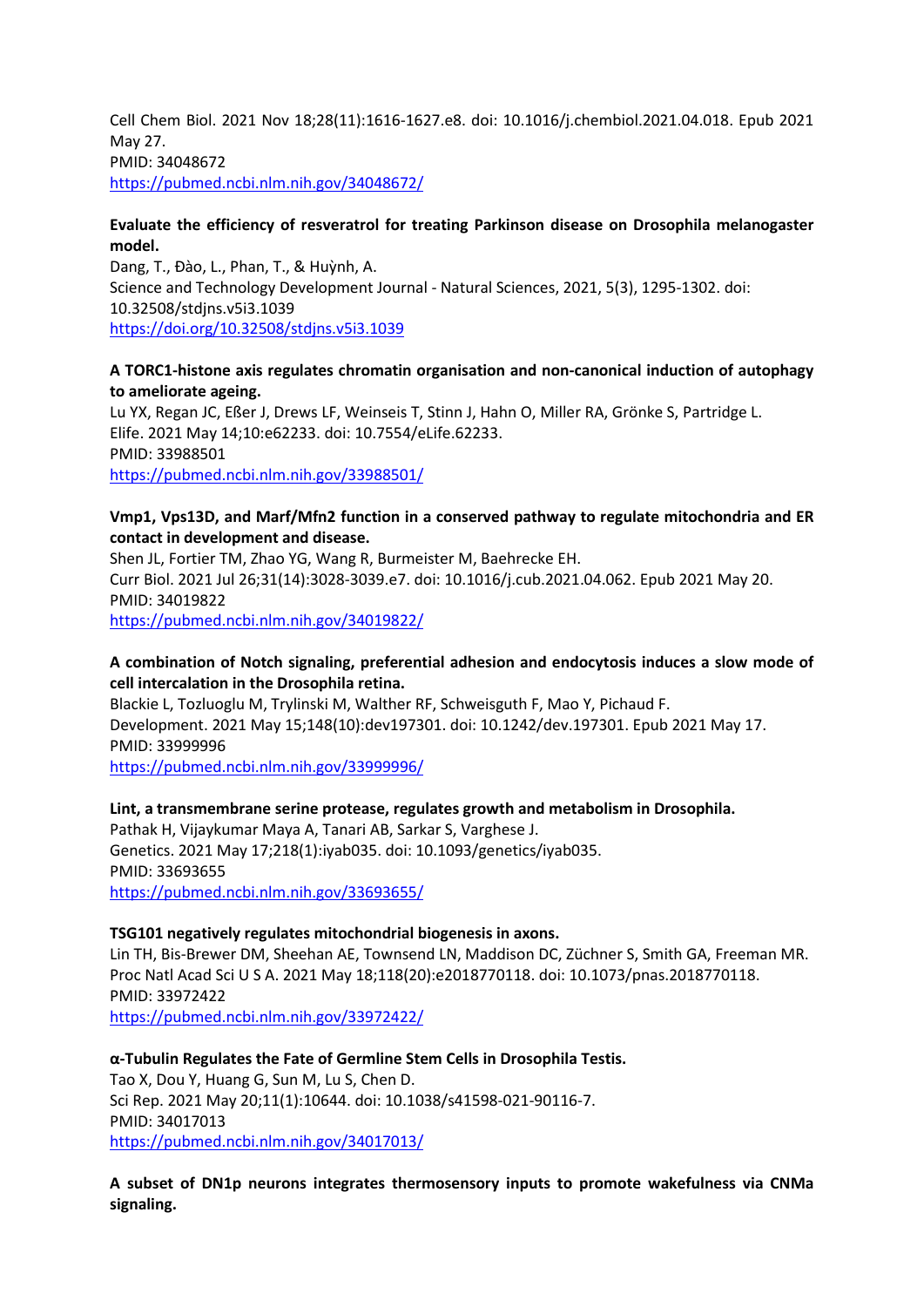Cell Chem Biol. 2021 Nov 18;28(11):1616-1627.e8. doi: 10.1016/j.chembiol.2021.04.018. Epub 2021 May 27.
PMID: 34048672
https://pubmed.ncbi.nlm.nih.gov/34048672/

**Evaluate the efficiency of resveratrol for treating Parkinson disease on Drosophila melanogaster model.**
Dang, T., Đào, L., Phan, T., & Huỳnh, A.
Science and Technology Development Journal - Natural Sciences, 2021, 5(3), 1295-1302. doi: 10.32508/stdjns.v5i3.1039
https://doi.org/10.32508/stdjns.v5i3.1039

**A TORC1-histone axis regulates chromatin organisation and non-canonical induction of autophagy to ameliorate ageing.**
Lu YX, Regan JC, Eßer J, Drews LF, Weinseis T, Stinn J, Hahn O, Miller RA, Grönke S, Partridge L.
Elife. 2021 May 14;10:e62233. doi: 10.7554/eLife.62233.
PMID: 33988501
https://pubmed.ncbi.nlm.nih.gov/33988501/

**Vmp1, Vps13D, and Marf/Mfn2 function in a conserved pathway to regulate mitochondria and ER contact in development and disease.**
Shen JL, Fortier TM, Zhao YG, Wang R, Burmeister M, Baehrecke EH.
Curr Biol. 2021 Jul 26;31(14):3028-3039.e7. doi: 10.1016/j.cub.2021.04.062. Epub 2021 May 20.
PMID: 34019822
https://pubmed.ncbi.nlm.nih.gov/34019822/

**A combination of Notch signaling, preferential adhesion and endocytosis induces a slow mode of cell intercalation in the Drosophila retina.**
Blackie L, Tozluoglu M, Trylinski M, Walther RF, Schweisguth F, Mao Y, Pichaud F.
Development. 2021 May 15;148(10):dev197301. doi: 10.1242/dev.197301. Epub 2021 May 17.
PMID: 33999996
https://pubmed.ncbi.nlm.nih.gov/33999996/

**Lint, a transmembrane serine protease, regulates growth and metabolism in Drosophila.**
Pathak H, Vijaykumar Maya A, Tanari AB, Sarkar S, Varghese J.
Genetics. 2021 May 17;218(1):iyab035. doi: 10.1093/genetics/iyab035.
PMID: 33693655
https://pubmed.ncbi.nlm.nih.gov/33693655/

**TSG101 negatively regulates mitochondrial biogenesis in axons.**
Lin TH, Bis-Brewer DM, Sheehan AE, Townsend LN, Maddison DC, Züchner S, Smith GA, Freeman MR.
Proc Natl Acad Sci U S A. 2021 May 18;118(20):e2018770118. doi: 10.1073/pnas.2018770118.
PMID: 33972422
https://pubmed.ncbi.nlm.nih.gov/33972422/

**α-Tubulin Regulates the Fate of Germline Stem Cells in Drosophila Testis.**
Tao X, Dou Y, Huang G, Sun M, Lu S, Chen D.
Sci Rep. 2021 May 20;11(1):10644. doi: 10.1038/s41598-021-90116-7.
PMID: 34017013
https://pubmed.ncbi.nlm.nih.gov/34017013/

**A subset of DN1p neurons integrates thermosensory inputs to promote wakefulness via CNMa signaling.**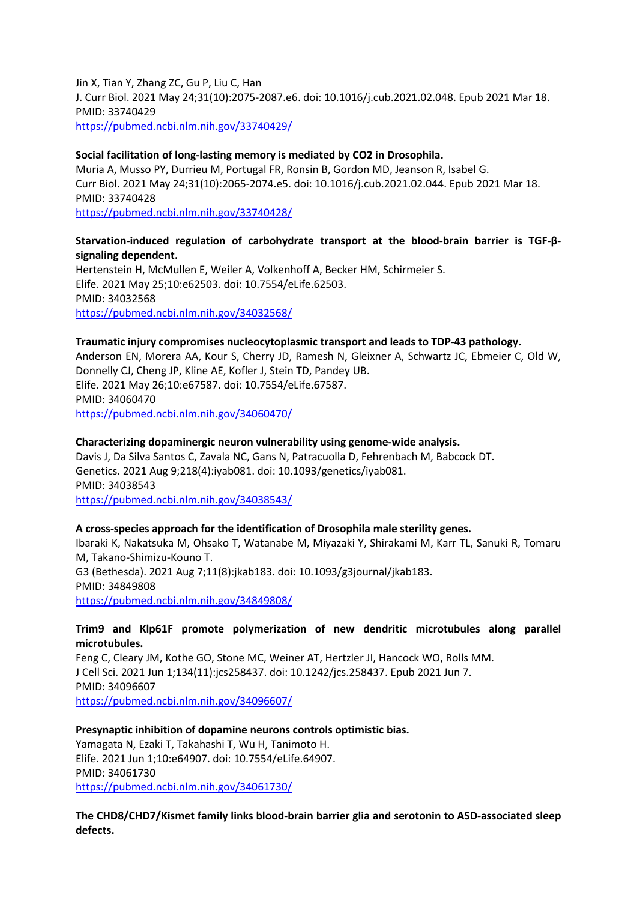Jin X, Tian Y, Zhang ZC, Gu P, Liu C, Han
J. Curr Biol. 2021 May 24;31(10):2075-2087.e6. doi: 10.1016/j.cub.2021.02.048. Epub 2021 Mar 18.
PMID: 33740429
https://pubmed.ncbi.nlm.nih.gov/33740429/

**Social facilitation of long-lasting memory is mediated by CO2 in Drosophila.**
Muria A, Musso PY, Durrieu M, Portugal FR, Ronsin B, Gordon MD, Jeanson R, Isabel G.
Curr Biol. 2021 May 24;31(10):2065-2074.e5. doi: 10.1016/j.cub.2021.02.044. Epub 2021 Mar 18.
PMID: 33740428
https://pubmed.ncbi.nlm.nih.gov/33740428/

**Starvation-induced regulation of carbohydrate transport at the blood-brain barrier is TGF-β-signaling dependent.**
Hertenstein H, McMullen E, Weiler A, Volkenhoff A, Becker HM, Schirmeier S.
Elife. 2021 May 25;10:e62503. doi: 10.7554/eLife.62503.
PMID: 34032568
https://pubmed.ncbi.nlm.nih.gov/34032568/

**Traumatic injury compromises nucleocytoplasmic transport and leads to TDP-43 pathology.**
Anderson EN, Morera AA, Kour S, Cherry JD, Ramesh N, Gleixner A, Schwartz JC, Ebmeier C, Old W, Donnelly CJ, Cheng JP, Kline AE, Kofler J, Stein TD, Pandey UB.
Elife. 2021 May 26;10:e67587. doi: 10.7554/eLife.67587.
PMID: 34060470
https://pubmed.ncbi.nlm.nih.gov/34060470/

**Characterizing dopaminergic neuron vulnerability using genome-wide analysis.**
Davis J, Da Silva Santos C, Zavala NC, Gans N, Patracuolla D, Fehrenbach M, Babcock DT.
Genetics. 2021 Aug 9;218(4):iyab081. doi: 10.1093/genetics/iyab081.
PMID: 34038543
https://pubmed.ncbi.nlm.nih.gov/34038543/

**A cross-species approach for the identification of Drosophila male sterility genes.**
Ibaraki K, Nakatsuka M, Ohsako T, Watanabe M, Miyazaki Y, Shirakami M, Karr TL, Sanuki R, Tomaru M, Takano-Shimizu-Kouno T.
G3 (Bethesda). 2021 Aug 7;11(8):jkab183. doi: 10.1093/g3journal/jkab183.
PMID: 34849808
https://pubmed.ncbi.nlm.nih.gov/34849808/

**Trim9 and Klp61F promote polymerization of new dendritic microtubules along parallel microtubules.**
Feng C, Cleary JM, Kothe GO, Stone MC, Weiner AT, Hertzler JI, Hancock WO, Rolls MM.
J Cell Sci. 2021 Jun 1;134(11):jcs258437. doi: 10.1242/jcs.258437. Epub 2021 Jun 7.
PMID: 34096607
https://pubmed.ncbi.nlm.nih.gov/34096607/

**Presynaptic inhibition of dopamine neurons controls optimistic bias.**
Yamagata N, Ezaki T, Takahashi T, Wu H, Tanimoto H.
Elife. 2021 Jun 1;10:e64907. doi: 10.7554/eLife.64907.
PMID: 34061730
https://pubmed.ncbi.nlm.nih.gov/34061730/

**The CHD8/CHD7/Kismet family links blood-brain barrier glia and serotonin to ASD-associated sleep defects.**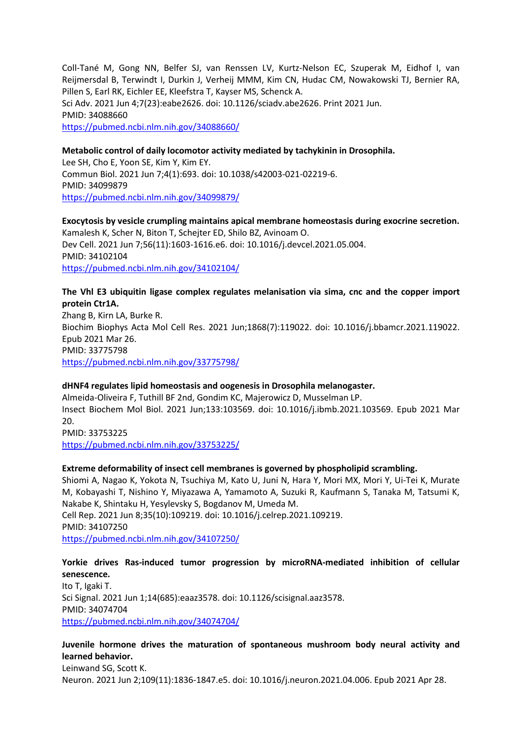Coll-Tané M, Gong NN, Belfer SJ, van Renssen LV, Kurtz-Nelson EC, Szuperak M, Eidhof I, van Reijmersdal B, Terwindt I, Durkin J, Verheij MMM, Kim CN, Hudac CM, Nowakowski TJ, Bernier RA, Pillen S, Earl RK, Eichler EE, Kleefstra T, Kayser MS, Schenck A.
Sci Adv. 2021 Jun 4;7(23):eabe2626. doi: 10.1126/sciadv.abe2626. Print 2021 Jun.
PMID: 34088660
https://pubmed.ncbi.nlm.nih.gov/34088660/

**Metabolic control of daily locomotor activity mediated by tachykinin in Drosophila.**
Lee SH, Cho E, Yoon SE, Kim Y, Kim EY.
Commun Biol. 2021 Jun 7;4(1):693. doi: 10.1038/s42003-021-02219-6.
PMID: 34099879
https://pubmed.ncbi.nlm.nih.gov/34099879/

**Exocytosis by vesicle crumpling maintains apical membrane homeostasis during exocrine secretion.**
Kamalesh K, Scher N, Biton T, Schejter ED, Shilo BZ, Avinoam O.
Dev Cell. 2021 Jun 7;56(11):1603-1616.e6. doi: 10.1016/j.devcel.2021.05.004.
PMID: 34102104
https://pubmed.ncbi.nlm.nih.gov/34102104/

**The Vhl E3 ubiquitin ligase complex regulates melanisation via sima, cnc and the copper import protein Ctr1A.**
Zhang B, Kirn LA, Burke R.
Biochim Biophys Acta Mol Cell Res. 2021 Jun;1868(7):119022. doi: 10.1016/j.bbamcr.2021.119022. Epub 2021 Mar 26.
PMID: 33775798
https://pubmed.ncbi.nlm.nih.gov/33775798/

**dHNF4 regulates lipid homeostasis and oogenesis in Drosophila melanogaster.**
Almeida-Oliveira F, Tuthill BF 2nd, Gondim KC, Majerowicz D, Musselman LP.
Insect Biochem Mol Biol. 2021 Jun;133:103569. doi: 10.1016/j.ibmb.2021.103569. Epub 2021 Mar 20.
PMID: 33753225
https://pubmed.ncbi.nlm.nih.gov/33753225/

**Extreme deformability of insect cell membranes is governed by phospholipid scrambling.**
Shiomi A, Nagao K, Yokota N, Tsuchiya M, Kato U, Juni N, Hara Y, Mori MX, Mori Y, Ui-Tei K, Murate M, Kobayashi T, Nishino Y, Miyazawa A, Yamamoto A, Suzuki R, Kaufmann S, Tanaka M, Tatsumi K, Nakabe K, Shintaku H, Yesylevsky S, Bogdanov M, Umeda M.
Cell Rep. 2021 Jun 8;35(10):109219. doi: 10.1016/j.celrep.2021.109219.
PMID: 34107250
https://pubmed.ncbi.nlm.nih.gov/34107250/

**Yorkie drives Ras-induced tumor progression by microRNA-mediated inhibition of cellular senescence.**
Ito T, Igaki T.
Sci Signal. 2021 Jun 1;14(685):eaaz3578. doi: 10.1126/scisignal.aaz3578.
PMID: 34074704
https://pubmed.ncbi.nlm.nih.gov/34074704/

**Juvenile hormone drives the maturation of spontaneous mushroom body neural activity and learned behavior.**
Leinwand SG, Scott K.
Neuron. 2021 Jun 2;109(11):1836-1847.e5. doi: 10.1016/j.neuron.2021.04.006. Epub 2021 Apr 28.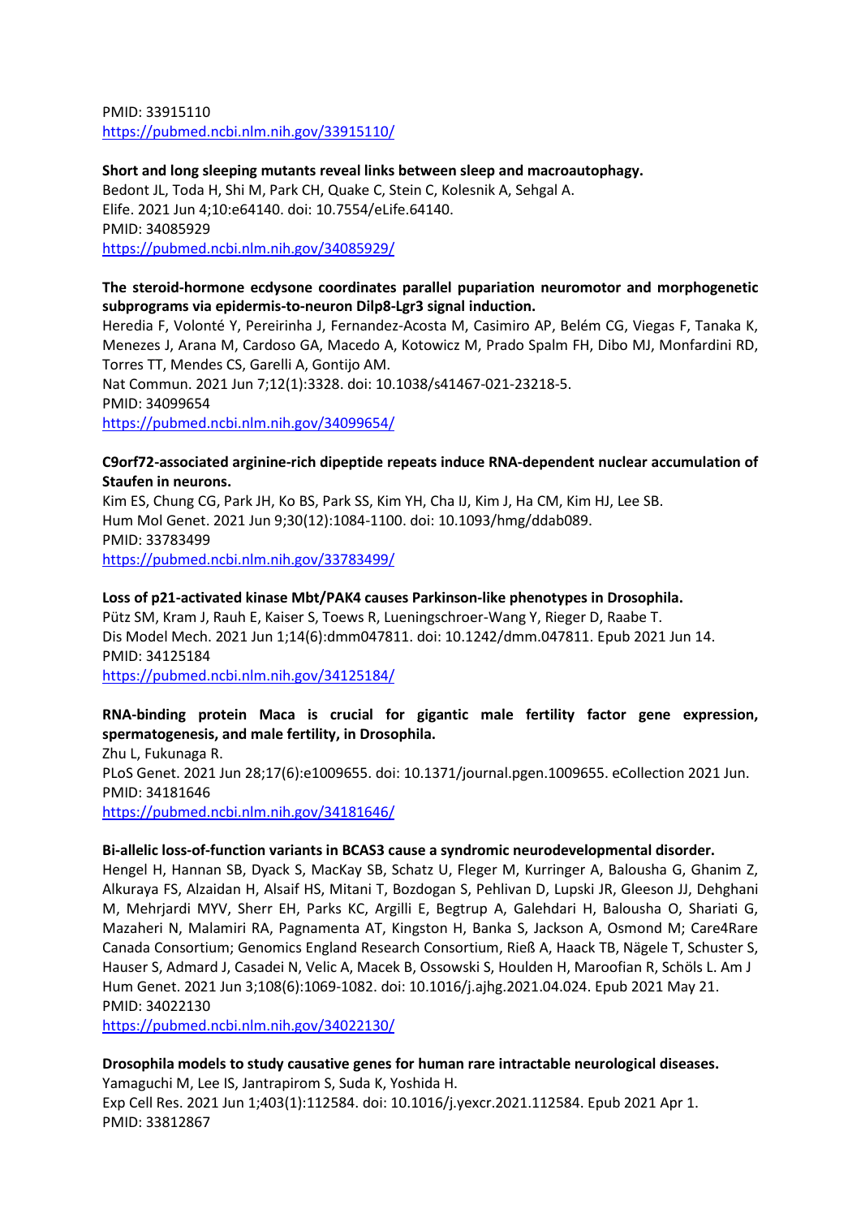PMID: 33915110
https://pubmed.ncbi.nlm.nih.gov/33915110/

**Short and long sleeping mutants reveal links between sleep and macroautophagy.**
Bedont JL, Toda H, Shi M, Park CH, Quake C, Stein C, Kolesnik A, Sehgal A.
Elife. 2021 Jun 4;10:e64140. doi: 10.7554/eLife.64140.
PMID: 34085929
https://pubmed.ncbi.nlm.nih.gov/34085929/

**The steroid-hormone ecdysone coordinates parallel pupariation neuromotor and morphogenetic subprograms via epidermis-to-neuron Dilp8-Lgr3 signal induction.**
Heredia F, Volonté Y, Pereirinha J, Fernandez-Acosta M, Casimiro AP, Belém CG, Viegas F, Tanaka K, Menezes J, Arana M, Cardoso GA, Macedo A, Kotowicz M, Prado Spalm FH, Dibo MJ, Monfardini RD, Torres TT, Mendes CS, Garelli A, Gontijo AM.
Nat Commun. 2021 Jun 7;12(1):3328. doi: 10.1038/s41467-021-23218-5.
PMID: 34099654
https://pubmed.ncbi.nlm.nih.gov/34099654/

**C9orf72-associated arginine-rich dipeptide repeats induce RNA-dependent nuclear accumulation of Staufen in neurons.**
Kim ES, Chung CG, Park JH, Ko BS, Park SS, Kim YH, Cha IJ, Kim J, Ha CM, Kim HJ, Lee SB.
Hum Mol Genet. 2021 Jun 9;30(12):1084-1100. doi: 10.1093/hmg/ddab089.
PMID: 33783499
https://pubmed.ncbi.nlm.nih.gov/33783499/

**Loss of p21-activated kinase Mbt/PAK4 causes Parkinson-like phenotypes in Drosophila.**
Pütz SM, Kram J, Rauh E, Kaiser S, Toews R, Lueningschroer-Wang Y, Rieger D, Raabe T.
Dis Model Mech. 2021 Jun 1;14(6):dmm047811. doi: 10.1242/dmm.047811. Epub 2021 Jun 14.
PMID: 34125184
https://pubmed.ncbi.nlm.nih.gov/34125184/

**RNA-binding protein Maca is crucial for gigantic male fertility factor gene expression, spermatogenesis, and male fertility, in Drosophila.**
Zhu L, Fukunaga R.
PLoS Genet. 2021 Jun 28;17(6):e1009655. doi: 10.1371/journal.pgen.1009655. eCollection 2021 Jun.
PMID: 34181646
https://pubmed.ncbi.nlm.nih.gov/34181646/

**Bi-allelic loss-of-function variants in BCAS3 cause a syndromic neurodevelopmental disorder.**
Hengel H, Hannan SB, Dyack S, MacKay SB, Schatz U, Fleger M, Kurringer A, Balousha G, Ghanim Z, Alkuraya FS, Alzaidan H, Alsaif HS, Mitani T, Bozdogan S, Pehlivan D, Lupski JR, Gleeson JJ, Dehghani M, Mehrjardi MYV, Sherr EH, Parks KC, Argilli E, Begtrup A, Galehdari H, Balousha O, Shariati G, Mazaheri N, Malamiri RA, Pagnamenta AT, Kingston H, Banka S, Jackson A, Osmond M; Care4Rare Canada Consortium; Genomics England Research Consortium, Rieß A, Haack TB, Nägele T, Schuster S, Hauser S, Admard J, Casadei N, Velic A, Macek B, Ossowski S, Houlden H, Maroofian R, Schöls L. Am J Hum Genet. 2021 Jun 3;108(6):1069-1082. doi: 10.1016/j.ajhg.2021.04.024. Epub 2021 May 21.
PMID: 34022130
https://pubmed.ncbi.nlm.nih.gov/34022130/

**Drosophila models to study causative genes for human rare intractable neurological diseases.**
Yamaguchi M, Lee IS, Jantrapirom S, Suda K, Yoshida H.
Exp Cell Res. 2021 Jun 1;403(1):112584. doi: 10.1016/j.yexcr.2021.112584. Epub 2021 Apr 1.
PMID: 33812867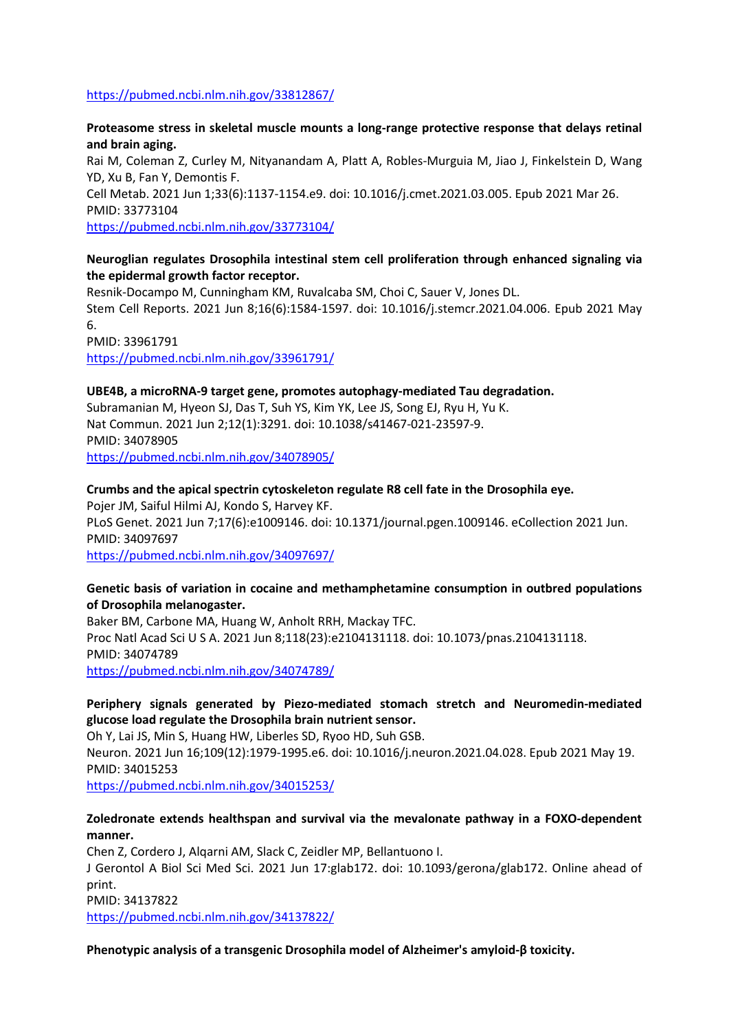https://pubmed.ncbi.nlm.nih.gov/33812867/

**Proteasome stress in skeletal muscle mounts a long-range protective response that delays retinal and brain aging.**
Rai M, Coleman Z, Curley M, Nityanandam A, Platt A, Robles-Murguia M, Jiao J, Finkelstein D, Wang YD, Xu B, Fan Y, Demontis F.
Cell Metab. 2021 Jun 1;33(6):1137-1154.e9. doi: 10.1016/j.cmet.2021.03.005. Epub 2021 Mar 26.
PMID: 33773104
https://pubmed.ncbi.nlm.nih.gov/33773104/

**Neuroglian regulates Drosophila intestinal stem cell proliferation through enhanced signaling via the epidermal growth factor receptor.**
Resnik-Docampo M, Cunningham KM, Ruvalcaba SM, Choi C, Sauer V, Jones DL.
Stem Cell Reports. 2021 Jun 8;16(6):1584-1597. doi: 10.1016/j.stemcr.2021.04.006. Epub 2021 May 6.
PMID: 33961791
https://pubmed.ncbi.nlm.nih.gov/33961791/

**UBE4B, a microRNA-9 target gene, promotes autophagy-mediated Tau degradation.**
Subramanian M, Hyeon SJ, Das T, Suh YS, Kim YK, Lee JS, Song EJ, Ryu H, Yu K.
Nat Commun. 2021 Jun 2;12(1):3291. doi: 10.1038/s41467-021-23597-9.
PMID: 34078905
https://pubmed.ncbi.nlm.nih.gov/34078905/

**Crumbs and the apical spectrin cytoskeleton regulate R8 cell fate in the Drosophila eye.**
Pojer JM, Saiful Hilmi AJ, Kondo S, Harvey KF.
PLoS Genet. 2021 Jun 7;17(6):e1009146. doi: 10.1371/journal.pgen.1009146. eCollection 2021 Jun.
PMID: 34097697
https://pubmed.ncbi.nlm.nih.gov/34097697/

**Genetic basis of variation in cocaine and methamphetamine consumption in outbred populations of Drosophila melanogaster.**
Baker BM, Carbone MA, Huang W, Anholt RRH, Mackay TFC.
Proc Natl Acad Sci U S A. 2021 Jun 8;118(23):e2104131118. doi: 10.1073/pnas.2104131118.
PMID: 34074789
https://pubmed.ncbi.nlm.nih.gov/34074789/

**Periphery signals generated by Piezo-mediated stomach stretch and Neuromedin-mediated glucose load regulate the Drosophila brain nutrient sensor.**
Oh Y, Lai JS, Min S, Huang HW, Liberles SD, Ryoo HD, Suh GSB.
Neuron. 2021 Jun 16;109(12):1979-1995.e6. doi: 10.1016/j.neuron.2021.04.028. Epub 2021 May 19.
PMID: 34015253
https://pubmed.ncbi.nlm.nih.gov/34015253/

**Zoledronate extends healthspan and survival via the mevalonate pathway in a FOXO-dependent manner.**
Chen Z, Cordero J, Alqarni AM, Slack C, Zeidler MP, Bellantuono I.
J Gerontol A Biol Sci Med Sci. 2021 Jun 17:glab172. doi: 10.1093/gerona/glab172. Online ahead of print.
PMID: 34137822
https://pubmed.ncbi.nlm.nih.gov/34137822/

**Phenotypic analysis of a transgenic Drosophila model of Alzheimer's amyloid-β toxicity.**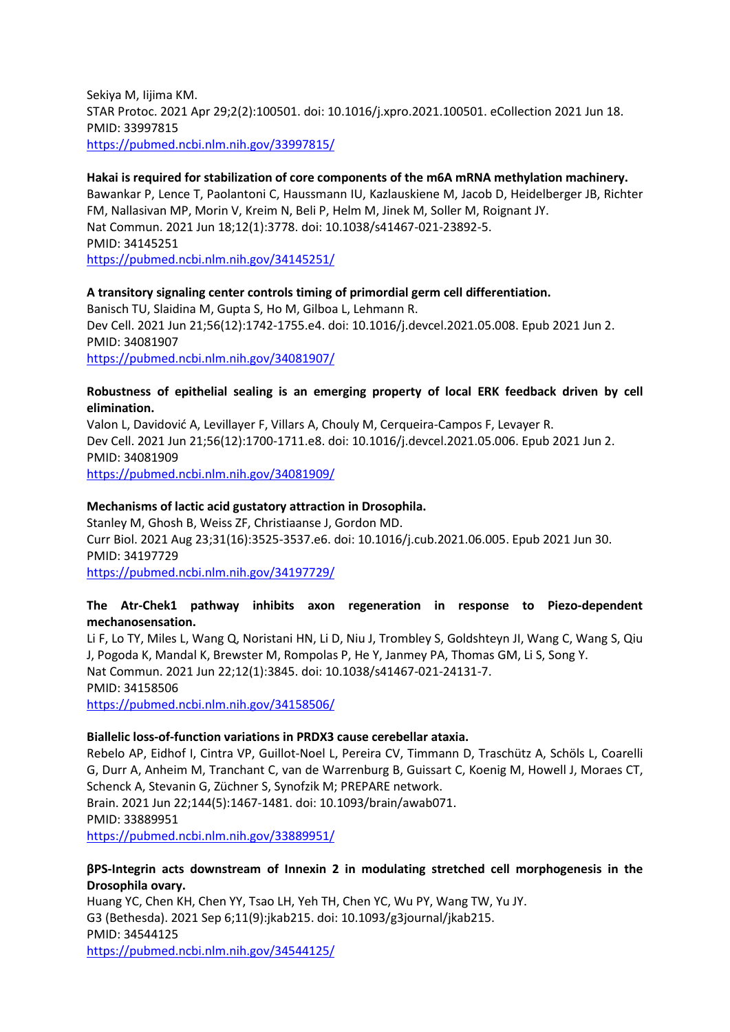Sekiya M, Iijima KM.
STAR Protoc. 2021 Apr 29;2(2):100501. doi: 10.1016/j.xpro.2021.100501. eCollection 2021 Jun 18.
PMID: 33997815
https://pubmed.ncbi.nlm.nih.gov/33997815/

**Hakai is required for stabilization of core components of the m6A mRNA methylation machinery.**
Bawankar P, Lence T, Paolantoni C, Haussmann IU, Kazlauskiene M, Jacob D, Heidelberger JB, Richter FM, Nallasivan MP, Morin V, Kreim N, Beli P, Helm M, Jinek M, Soller M, Roignant JY.
Nat Commun. 2021 Jun 18;12(1):3778. doi: 10.1038/s41467-021-23892-5.
PMID: 34145251
https://pubmed.ncbi.nlm.nih.gov/34145251/

**A transitory signaling center controls timing of primordial germ cell differentiation.**
Banisch TU, Slaidina M, Gupta S, Ho M, Gilboa L, Lehmann R.
Dev Cell. 2021 Jun 21;56(12):1742-1755.e4. doi: 10.1016/j.devcel.2021.05.008. Epub 2021 Jun 2.
PMID: 34081907
https://pubmed.ncbi.nlm.nih.gov/34081907/

**Robustness of epithelial sealing is an emerging property of local ERK feedback driven by cell elimination.**
Valon L, Davidović A, Levillayer F, Villars A, Chouly M, Cerqueira-Campos F, Levayer R.
Dev Cell. 2021 Jun 21;56(12):1700-1711.e8. doi: 10.1016/j.devcel.2021.05.006. Epub 2021 Jun 2.
PMID: 34081909
https://pubmed.ncbi.nlm.nih.gov/34081909/

**Mechanisms of lactic acid gustatory attraction in Drosophila.**
Stanley M, Ghosh B, Weiss ZF, Christiaanse J, Gordon MD.
Curr Biol. 2021 Aug 23;31(16):3525-3537.e6. doi: 10.1016/j.cub.2021.06.005. Epub 2021 Jun 30.
PMID: 34197729
https://pubmed.ncbi.nlm.nih.gov/34197729/

**The Atr-Chek1 pathway inhibits axon regeneration in response to Piezo-dependent mechanosensation.**
Li F, Lo TY, Miles L, Wang Q, Noristani HN, Li D, Niu J, Trombley S, Goldshteyn JI, Wang C, Wang S, Qiu J, Pogoda K, Mandal K, Brewster M, Rompolas P, He Y, Janmey PA, Thomas GM, Li S, Song Y.
Nat Commun. 2021 Jun 22;12(1):3845. doi: 10.1038/s41467-021-24131-7.
PMID: 34158506
https://pubmed.ncbi.nlm.nih.gov/34158506/

**Biallelic loss-of-function variations in PRDX3 cause cerebellar ataxia.**
Rebelo AP, Eidhof I, Cintra VP, Guillot-Noel L, Pereira CV, Timmann D, Traschütz A, Schöls L, Coarelli G, Durr A, Anheim M, Tranchant C, van de Warrenburg B, Guissart C, Koenig M, Howell J, Moraes CT, Schenck A, Stevanin G, Züchner S, Synofzik M; PREPARE network.
Brain. 2021 Jun 22;144(5):1467-1481. doi: 10.1093/brain/awab071.
PMID: 33889951
https://pubmed.ncbi.nlm.nih.gov/33889951/

**βPS-Integrin acts downstream of Innexin 2 in modulating stretched cell morphogenesis in the Drosophila ovary.**
Huang YC, Chen KH, Chen YY, Tsao LH, Yeh TH, Chen YC, Wu PY, Wang TW, Yu JY.
G3 (Bethesda). 2021 Sep 6;11(9):jkab215. doi: 10.1093/g3journal/jkab215.
PMID: 34544125
https://pubmed.ncbi.nlm.nih.gov/34544125/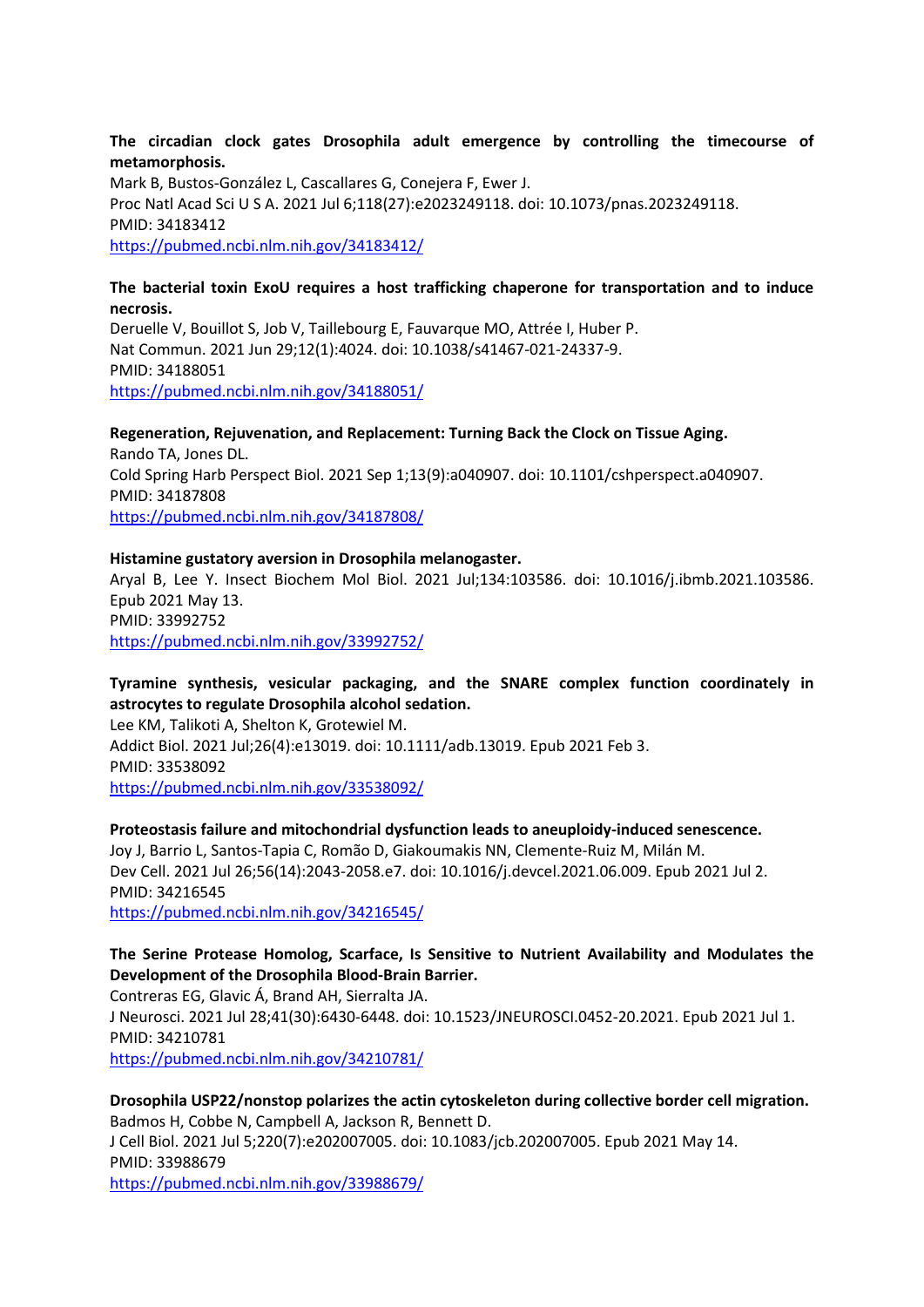**The circadian clock gates Drosophila adult emergence by controlling the timecourse of metamorphosis.**
Mark B, Bustos-González L, Cascallares G, Conejera F, Ewer J.
Proc Natl Acad Sci U S A. 2021 Jul 6;118(27):e2023249118. doi: 10.1073/pnas.2023249118.
PMID: 34183412
https://pubmed.ncbi.nlm.nih.gov/34183412/

**The bacterial toxin ExoU requires a host trafficking chaperone for transportation and to induce necrosis.**
Deruelle V, Bouillot S, Job V, Taillebourg E, Fauvarque MO, Attrée I, Huber P.
Nat Commun. 2021 Jun 29;12(1):4024. doi: 10.1038/s41467-021-24337-9.
PMID: 34188051
https://pubmed.ncbi.nlm.nih.gov/34188051/

**Regeneration, Rejuvenation, and Replacement: Turning Back the Clock on Tissue Aging.**
Rando TA, Jones DL.
Cold Spring Harb Perspect Biol. 2021 Sep 1;13(9):a040907. doi: 10.1101/cshperspect.a040907.
PMID: 34187808
https://pubmed.ncbi.nlm.nih.gov/34187808/

**Histamine gustatory aversion in Drosophila melanogaster.**
Aryal B, Lee Y. Insect Biochem Mol Biol. 2021 Jul;134:103586. doi: 10.1016/j.ibmb.2021.103586. Epub 2021 May 13.
PMID: 33992752
https://pubmed.ncbi.nlm.nih.gov/33992752/

**Tyramine synthesis, vesicular packaging, and the SNARE complex function coordinately in astrocytes to regulate Drosophila alcohol sedation.**
Lee KM, Talikoti A, Shelton K, Grotewiel M.
Addict Biol. 2021 Jul;26(4):e13019. doi: 10.1111/adb.13019. Epub 2021 Feb 3.
PMID: 33538092
https://pubmed.ncbi.nlm.nih.gov/33538092/

**Proteostasis failure and mitochondrial dysfunction leads to aneuploidy-induced senescence.**
Joy J, Barrio L, Santos-Tapia C, Romão D, Giakoumakis NN, Clemente-Ruiz M, Milán M.
Dev Cell. 2021 Jul 26;56(14):2043-2058.e7. doi: 10.1016/j.devcel.2021.06.009. Epub 2021 Jul 2.
PMID: 34216545
https://pubmed.ncbi.nlm.nih.gov/34216545/

**The Serine Protease Homolog, Scarface, Is Sensitive to Nutrient Availability and Modulates the Development of the Drosophila Blood-Brain Barrier.**
Contreras EG, Glavic Á, Brand AH, Sierralta JA.
J Neurosci. 2021 Jul 28;41(30):6430-6448. doi: 10.1523/JNEUROSCI.0452-20.2021. Epub 2021 Jul 1.
PMID: 34210781
https://pubmed.ncbi.nlm.nih.gov/34210781/

**Drosophila USP22/nonstop polarizes the actin cytoskeleton during collective border cell migration.**
Badmos H, Cobbe N, Campbell A, Jackson R, Bennett D.
J Cell Biol. 2021 Jul 5;220(7):e202007005. doi: 10.1083/jcb.202007005. Epub 2021 May 14.
PMID: 33988679
https://pubmed.ncbi.nlm.nih.gov/33988679/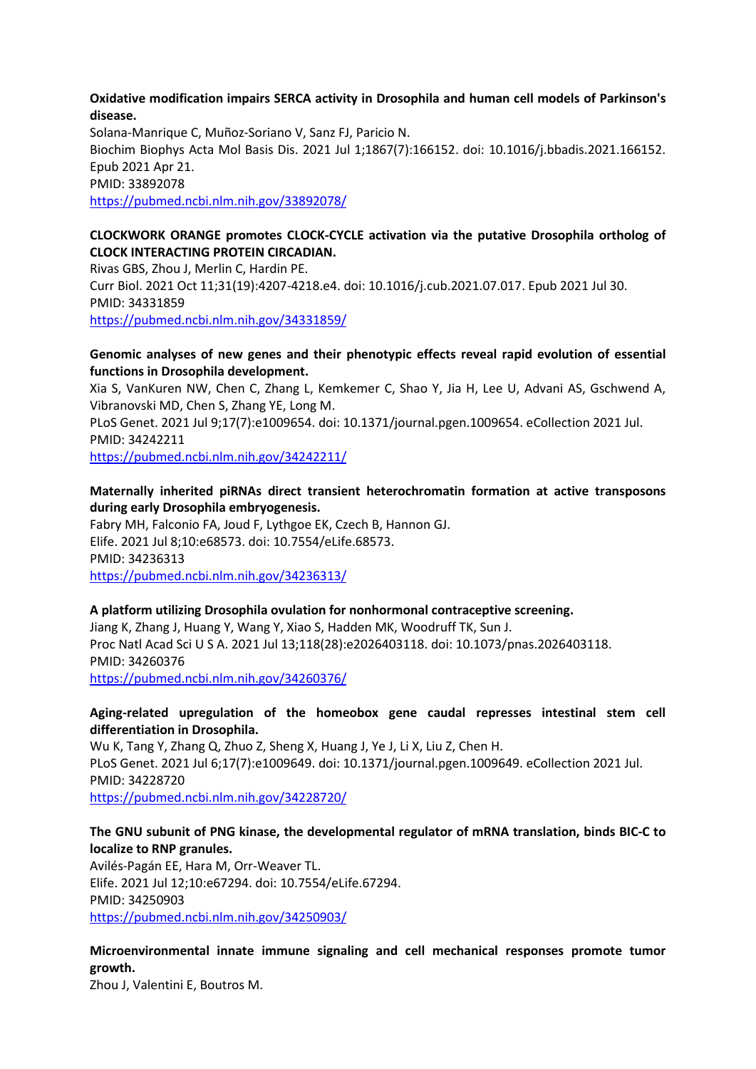**Oxidative modification impairs SERCA activity in Drosophila and human cell models of Parkinson's disease.**
Solana-Manrique C, Muñoz-Soriano V, Sanz FJ, Paricio N.
Biochim Biophys Acta Mol Basis Dis. 2021 Jul 1;1867(7):166152. doi: 10.1016/j.bbadis.2021.166152. Epub 2021 Apr 21.
PMID: 33892078
https://pubmed.ncbi.nlm.nih.gov/33892078/

**CLOCKWORK ORANGE promotes CLOCK-CYCLE activation via the putative Drosophila ortholog of CLOCK INTERACTING PROTEIN CIRCADIAN.**
Rivas GBS, Zhou J, Merlin C, Hardin PE.
Curr Biol. 2021 Oct 11;31(19):4207-4218.e4. doi: 10.1016/j.cub.2021.07.017. Epub 2021 Jul 30.
PMID: 34331859
https://pubmed.ncbi.nlm.nih.gov/34331859/

**Genomic analyses of new genes and their phenotypic effects reveal rapid evolution of essential functions in Drosophila development.**
Xia S, VanKuren NW, Chen C, Zhang L, Kemkemer C, Shao Y, Jia H, Lee U, Advani AS, Gschwend A, Vibranovski MD, Chen S, Zhang YE, Long M.
PLoS Genet. 2021 Jul 9;17(7):e1009654. doi: 10.1371/journal.pgen.1009654. eCollection 2021 Jul.
PMID: 34242211
https://pubmed.ncbi.nlm.nih.gov/34242211/

**Maternally inherited piRNAs direct transient heterochromatin formation at active transposons during early Drosophila embryogenesis.**
Fabry MH, Falconio FA, Joud F, Lythgoe EK, Czech B, Hannon GJ.
Elife. 2021 Jul 8;10:e68573. doi: 10.7554/eLife.68573.
PMID: 34236313
https://pubmed.ncbi.nlm.nih.gov/34236313/

**A platform utilizing Drosophila ovulation for nonhormonal contraceptive screening.**
Jiang K, Zhang J, Huang Y, Wang Y, Xiao S, Hadden MK, Woodruff TK, Sun J.
Proc Natl Acad Sci U S A. 2021 Jul 13;118(28):e2026403118. doi: 10.1073/pnas.2026403118.
PMID: 34260376
https://pubmed.ncbi.nlm.nih.gov/34260376/

**Aging-related upregulation of the homeobox gene caudal represses intestinal stem cell differentiation in Drosophila.**
Wu K, Tang Y, Zhang Q, Zhuo Z, Sheng X, Huang J, Ye J, Li X, Liu Z, Chen H.
PLoS Genet. 2021 Jul 6;17(7):e1009649. doi: 10.1371/journal.pgen.1009649. eCollection 2021 Jul.
PMID: 34228720
https://pubmed.ncbi.nlm.nih.gov/34228720/

**The GNU subunit of PNG kinase, the developmental regulator of mRNA translation, binds BIC-C to localize to RNP granules.**
Avilés-Pagán EE, Hara M, Orr-Weaver TL.
Elife. 2021 Jul 12;10:e67294. doi: 10.7554/eLife.67294.
PMID: 34250903
https://pubmed.ncbi.nlm.nih.gov/34250903/

**Microenvironmental innate immune signaling and cell mechanical responses promote tumor growth.**
Zhou J, Valentini E, Boutros M.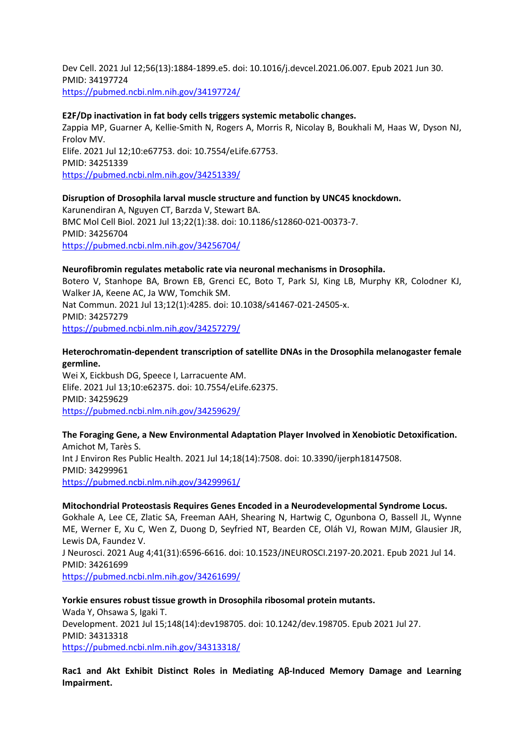Dev Cell. 2021 Jul 12;56(13):1884-1899.e5. doi: 10.1016/j.devcel.2021.06.007. Epub 2021 Jun 30.
PMID: 34197724
https://pubmed.ncbi.nlm.nih.gov/34197724/

**E2F/Dp inactivation in fat body cells triggers systemic metabolic changes.**
Zappia MP, Guarner A, Kellie-Smith N, Rogers A, Morris R, Nicolay B, Boukhali M, Haas W, Dyson NJ, Frolov MV.
Elife. 2021 Jul 12;10:e67753. doi: 10.7554/eLife.67753.
PMID: 34251339
https://pubmed.ncbi.nlm.nih.gov/34251339/

**Disruption of Drosophila larval muscle structure and function by UNC45 knockdown.**
Karunendiran A, Nguyen CT, Barzda V, Stewart BA.
BMC Mol Cell Biol. 2021 Jul 13;22(1):38. doi: 10.1186/s12860-021-00373-7.
PMID: 34256704
https://pubmed.ncbi.nlm.nih.gov/34256704/

**Neurofibromin regulates metabolic rate via neuronal mechanisms in Drosophila.**
Botero V, Stanhope BA, Brown EB, Grenci EC, Boto T, Park SJ, King LB, Murphy KR, Colodner KJ, Walker JA, Keene AC, Ja WW, Tomchik SM.
Nat Commun. 2021 Jul 13;12(1):4285. doi: 10.1038/s41467-021-24505-x.
PMID: 34257279
https://pubmed.ncbi.nlm.nih.gov/34257279/

**Heterochromatin-dependent transcription of satellite DNAs in the Drosophila melanogaster female germline.**
Wei X, Eickbush DG, Speece I, Larracuente AM.
Elife. 2021 Jul 13;10:e62375. doi: 10.7554/eLife.62375.
PMID: 34259629
https://pubmed.ncbi.nlm.nih.gov/34259629/

**The Foraging Gene, a New Environmental Adaptation Player Involved in Xenobiotic Detoxification.**
Amichot M, Tarès S.
Int J Environ Res Public Health. 2021 Jul 14;18(14):7508. doi: 10.3390/ijerph18147508.
PMID: 34299961
https://pubmed.ncbi.nlm.nih.gov/34299961/

**Mitochondrial Proteostasis Requires Genes Encoded in a Neurodevelopmental Syndrome Locus.**
Gokhale A, Lee CE, Zlatic SA, Freeman AAH, Shearing N, Hartwig C, Ogunbona O, Bassell JL, Wynne ME, Werner E, Xu C, Wen Z, Duong D, Seyfried NT, Bearden CE, Oláh VJ, Rowan MJM, Glausier JR, Lewis DA, Faundez V.
J Neurosci. 2021 Aug 4;41(31):6596-6616. doi: 10.1523/JNEUROSCI.2197-20.2021. Epub 2021 Jul 14.
PMID: 34261699
https://pubmed.ncbi.nlm.nih.gov/34261699/

**Yorkie ensures robust tissue growth in Drosophila ribosomal protein mutants.**
Wada Y, Ohsawa S, Igaki T.
Development. 2021 Jul 15;148(14):dev198705. doi: 10.1242/dev.198705. Epub 2021 Jul 27.
PMID: 34313318
https://pubmed.ncbi.nlm.nih.gov/34313318/

**Rac1 and Akt Exhibit Distinct Roles in Mediating Aβ-Induced Memory Damage and Learning Impairment.**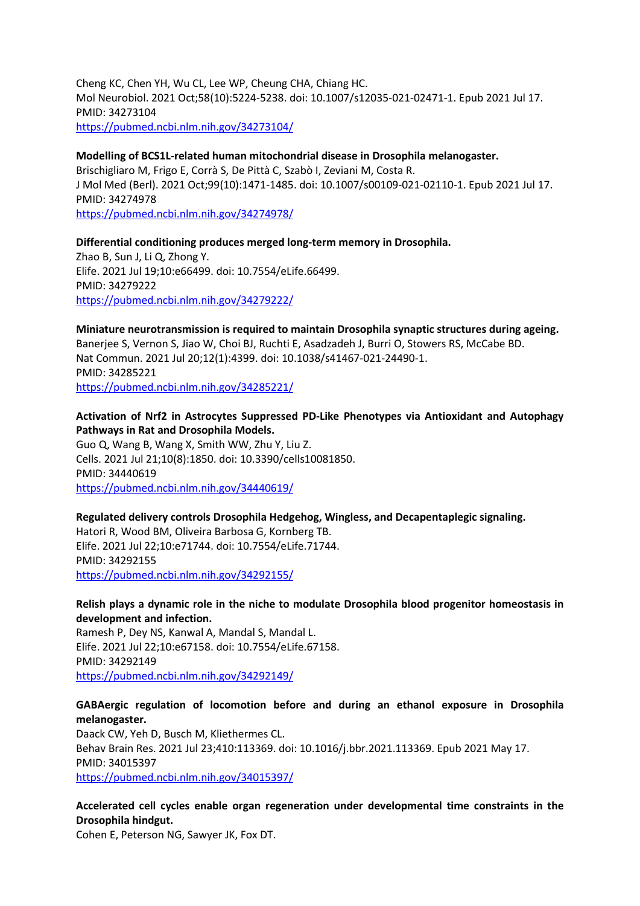Cheng KC, Chen YH, Wu CL, Lee WP, Cheung CHA, Chiang HC.
Mol Neurobiol. 2021 Oct;58(10):5224-5238. doi: 10.1007/s12035-021-02471-1. Epub 2021 Jul 17.
PMID: 34273104
https://pubmed.ncbi.nlm.nih.gov/34273104/

**Modelling of BCS1L-related human mitochondrial disease in Drosophila melanogaster.**
Brischigliaro M, Frigo E, Corrà S, De Pittà C, Szabò I, Zeviani M, Costa R.
J Mol Med (Berl). 2021 Oct;99(10):1471-1485. doi: 10.1007/s00109-021-02110-1. Epub 2021 Jul 17.
PMID: 34274978
https://pubmed.ncbi.nlm.nih.gov/34274978/

**Differential conditioning produces merged long-term memory in Drosophila.**
Zhao B, Sun J, Li Q, Zhong Y.
Elife. 2021 Jul 19;10:e66499. doi: 10.7554/eLife.66499.
PMID: 34279222
https://pubmed.ncbi.nlm.nih.gov/34279222/

**Miniature neurotransmission is required to maintain Drosophila synaptic structures during ageing.**
Banerjee S, Vernon S, Jiao W, Choi BJ, Ruchti E, Asadzadeh J, Burri O, Stowers RS, McCabe BD.
Nat Commun. 2021 Jul 20;12(1):4399. doi: 10.1038/s41467-021-24490-1.
PMID: 34285221
https://pubmed.ncbi.nlm.nih.gov/34285221/

**Activation of Nrf2 in Astrocytes Suppressed PD-Like Phenotypes via Antioxidant and Autophagy Pathways in Rat and Drosophila Models.**
Guo Q, Wang B, Wang X, Smith WW, Zhu Y, Liu Z.
Cells. 2021 Jul 21;10(8):1850. doi: 10.3390/cells10081850.
PMID: 34440619
https://pubmed.ncbi.nlm.nih.gov/34440619/

**Regulated delivery controls Drosophila Hedgehog, Wingless, and Decapentaplegic signaling.**
Hatori R, Wood BM, Oliveira Barbosa G, Kornberg TB.
Elife. 2021 Jul 22;10:e71744. doi: 10.7554/eLife.71744.
PMID: 34292155
https://pubmed.ncbi.nlm.nih.gov/34292155/

**Relish plays a dynamic role in the niche to modulate Drosophila blood progenitor homeostasis in development and infection.**
Ramesh P, Dey NS, Kanwal A, Mandal S, Mandal L.
Elife. 2021 Jul 22;10:e67158. doi: 10.7554/eLife.67158.
PMID: 34292149
https://pubmed.ncbi.nlm.nih.gov/34292149/

**GABAergic regulation of locomotion before and during an ethanol exposure in Drosophila melanogaster.**
Daack CW, Yeh D, Busch M, Kliethermes CL.
Behav Brain Res. 2021 Jul 23;410:113369. doi: 10.1016/j.bbr.2021.113369. Epub 2021 May 17.
PMID: 34015397
https://pubmed.ncbi.nlm.nih.gov/34015397/

**Accelerated cell cycles enable organ regeneration under developmental time constraints in the Drosophila hindgut.**
Cohen E, Peterson NG, Sawyer JK, Fox DT.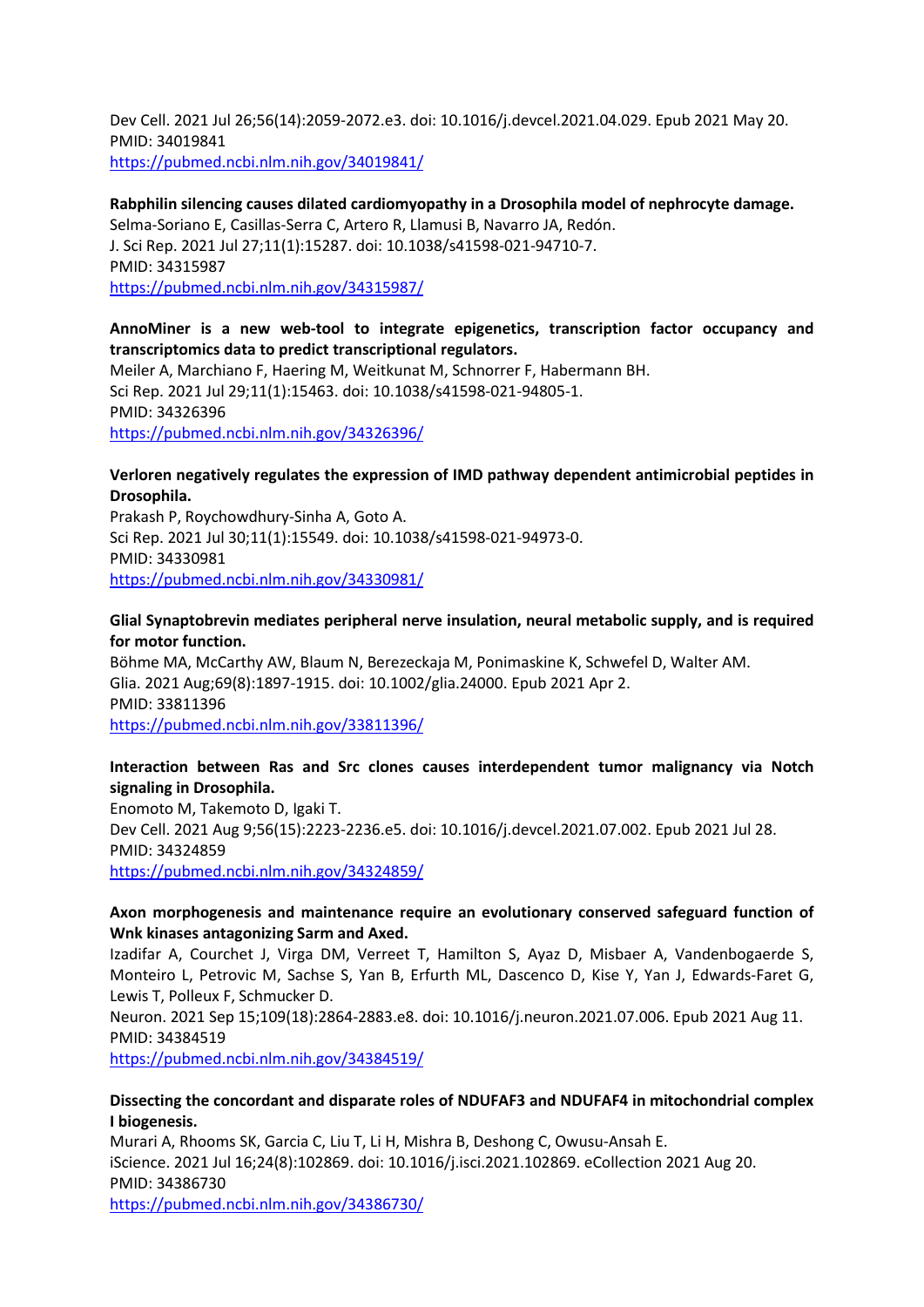Dev Cell. 2021 Jul 26;56(14):2059-2072.e3. doi: 10.1016/j.devcel.2021.04.029. Epub 2021 May 20.
PMID: 34019841
https://pubmed.ncbi.nlm.nih.gov/34019841/

**Rabphilin silencing causes dilated cardiomyopathy in a Drosophila model of nephrocyte damage.**
Selma-Soriano E, Casillas-Serra C, Artero R, Llamusi B, Navarro JA, Redón.
J. Sci Rep. 2021 Jul 27;11(1):15287. doi: 10.1038/s41598-021-94710-7.
PMID: 34315987
https://pubmed.ncbi.nlm.nih.gov/34315987/

**AnnoMiner is a new web-tool to integrate epigenetics, transcription factor occupancy and transcriptomics data to predict transcriptional regulators.**
Meiler A, Marchiano F, Haering M, Weitkunat M, Schnorrer F, Habermann BH.
Sci Rep. 2021 Jul 29;11(1):15463. doi: 10.1038/s41598-021-94805-1.
PMID: 34326396
https://pubmed.ncbi.nlm.nih.gov/34326396/

**Verloren negatively regulates the expression of IMD pathway dependent antimicrobial peptides in Drosophila.**
Prakash P, Roychowdhury-Sinha A, Goto A.
Sci Rep. 2021 Jul 30;11(1):15549. doi: 10.1038/s41598-021-94973-0.
PMID: 34330981
https://pubmed.ncbi.nlm.nih.gov/34330981/

**Glial Synaptobrevin mediates peripheral nerve insulation, neural metabolic supply, and is required for motor function.**
Böhme MA, McCarthy AW, Blaum N, Berezeckaja M, Ponimaskine K, Schwefel D, Walter AM.
Glia. 2021 Aug;69(8):1897-1915. doi: 10.1002/glia.24000. Epub 2021 Apr 2.
PMID: 33811396
https://pubmed.ncbi.nlm.nih.gov/33811396/

**Interaction between Ras and Src clones causes interdependent tumor malignancy via Notch signaling in Drosophila.**
Enomoto M, Takemoto D, Igaki T.
Dev Cell. 2021 Aug 9;56(15):2223-2236.e5. doi: 10.1016/j.devcel.2021.07.002. Epub 2021 Jul 28.
PMID: 34324859
https://pubmed.ncbi.nlm.nih.gov/34324859/

**Axon morphogenesis and maintenance require an evolutionary conserved safeguard function of Wnk kinases antagonizing Sarm and Axed.**
Izadifar A, Courchet J, Virga DM, Verreet T, Hamilton S, Ayaz D, Misbaer A, Vandenbogaerde S, Monteiro L, Petrovic M, Sachse S, Yan B, Erfurth ML, Dascenco D, Kise Y, Yan J, Edwards-Faret G, Lewis T, Polleux F, Schmucker D.
Neuron. 2021 Sep 15;109(18):2864-2883.e8. doi: 10.1016/j.neuron.2021.07.006. Epub 2021 Aug 11.
PMID: 34384519
https://pubmed.ncbi.nlm.nih.gov/34384519/

**Dissecting the concordant and disparate roles of NDUFAF3 and NDUFAF4 in mitochondrial complex I biogenesis.**
Murari A, Rhooms SK, Garcia C, Liu T, Li H, Mishra B, Deshong C, Owusu-Ansah E.
iScience. 2021 Jul 16;24(8):102869. doi: 10.1016/j.isci.2021.102869. eCollection 2021 Aug 20.
PMID: 34386730
https://pubmed.ncbi.nlm.nih.gov/34386730/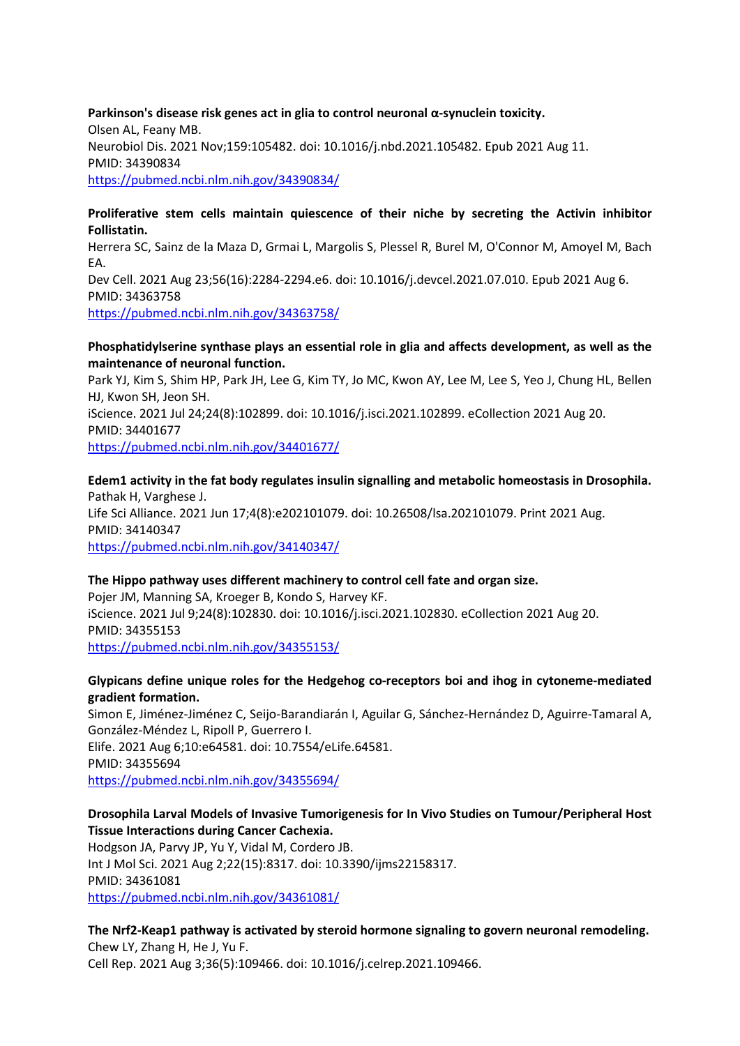**Parkinson's disease risk genes act in glia to control neuronal α-synuclein toxicity.**
Olsen AL, Feany MB.
Neurobiol Dis. 2021 Nov;159:105482. doi: 10.1016/j.nbd.2021.105482. Epub 2021 Aug 11.
PMID: 34390834
https://pubmed.ncbi.nlm.nih.gov/34390834/

**Proliferative stem cells maintain quiescence of their niche by secreting the Activin inhibitor Follistatin.**
Herrera SC, Sainz de la Maza D, Grmai L, Margolis S, Plessel R, Burel M, O'Connor M, Amoyel M, Bach EA.
Dev Cell. 2021 Aug 23;56(16):2284-2294.e6. doi: 10.1016/j.devcel.2021.07.010. Epub 2021 Aug 6.
PMID: 34363758
https://pubmed.ncbi.nlm.nih.gov/34363758/

**Phosphatidylserine synthase plays an essential role in glia and affects development, as well as the maintenance of neuronal function.**
Park YJ, Kim S, Shim HP, Park JH, Lee G, Kim TY, Jo MC, Kwon AY, Lee M, Lee S, Yeo J, Chung HL, Bellen HJ, Kwon SH, Jeon SH.
iScience. 2021 Jul 24;24(8):102899. doi: 10.1016/j.isci.2021.102899. eCollection 2021 Aug 20.
PMID: 34401677
https://pubmed.ncbi.nlm.nih.gov/34401677/

**Edem1 activity in the fat body regulates insulin signalling and metabolic homeostasis in Drosophila.**
Pathak H, Varghese J.
Life Sci Alliance. 2021 Jun 17;4(8):e202101079. doi: 10.26508/lsa.202101079. Print 2021 Aug.
PMID: 34140347
https://pubmed.ncbi.nlm.nih.gov/34140347/

**The Hippo pathway uses different machinery to control cell fate and organ size.**
Pojer JM, Manning SA, Kroeger B, Kondo S, Harvey KF.
iScience. 2021 Jul 9;24(8):102830. doi: 10.1016/j.isci.2021.102830. eCollection 2021 Aug 20.
PMID: 34355153
https://pubmed.ncbi.nlm.nih.gov/34355153/

**Glypicans define unique roles for the Hedgehog co-receptors boi and ihog in cytoneme-mediated gradient formation.**
Simon E, Jiménez-Jiménez C, Seijo-Barandiarán I, Aguilar G, Sánchez-Hernández D, Aguirre-Tamaral A, González-Méndez L, Ripoll P, Guerrero I.
Elife. 2021 Aug 6;10:e64581. doi: 10.7554/eLife.64581.
PMID: 34355694
https://pubmed.ncbi.nlm.nih.gov/34355694/

**Drosophila Larval Models of Invasive Tumorigenesis for In Vivo Studies on Tumour/Peripheral Host Tissue Interactions during Cancer Cachexia.**
Hodgson JA, Parvy JP, Yu Y, Vidal M, Cordero JB.
Int J Mol Sci. 2021 Aug 2;22(15):8317. doi: 10.3390/ijms22158317.
PMID: 34361081
https://pubmed.ncbi.nlm.nih.gov/34361081/

**The Nrf2-Keap1 pathway is activated by steroid hormone signaling to govern neuronal remodeling.**
Chew LY, Zhang H, He J, Yu F.
Cell Rep. 2021 Aug 3;36(5):109466. doi: 10.1016/j.celrep.2021.109466.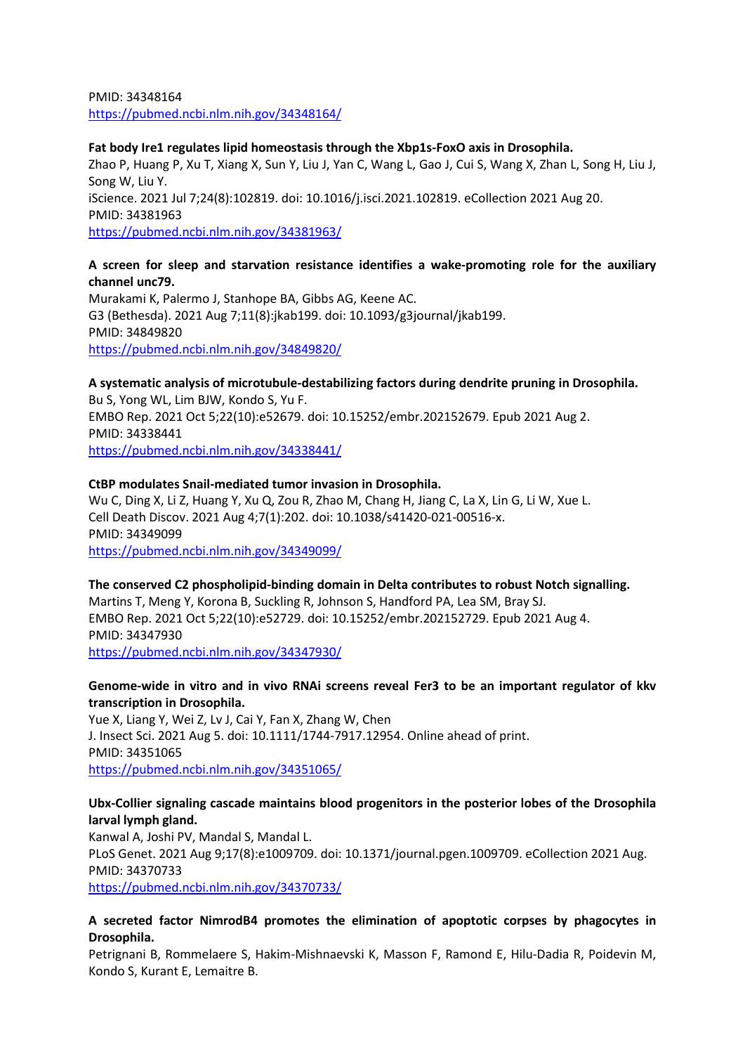PMID: 34348164
https://pubmed.ncbi.nlm.nih.gov/34348164/

**Fat body Ire1 regulates lipid homeostasis through the Xbp1s-FoxO axis in Drosophila.**
Zhao P, Huang P, Xu T, Xiang X, Sun Y, Liu J, Yan C, Wang L, Gao J, Cui S, Wang X, Zhan L, Song H, Liu J, Song W, Liu Y.
iScience. 2021 Jul 7;24(8):102819. doi: 10.1016/j.isci.2021.102819. eCollection 2021 Aug 20.
PMID: 34381963
https://pubmed.ncbi.nlm.nih.gov/34381963/

**A screen for sleep and starvation resistance identifies a wake-promoting role for the auxiliary channel unc79.**
Murakami K, Palermo J, Stanhope BA, Gibbs AG, Keene AC.
G3 (Bethesda). 2021 Aug 7;11(8):jkab199. doi: 10.1093/g3journal/jkab199.
PMID: 34849820
https://pubmed.ncbi.nlm.nih.gov/34849820/

**A systematic analysis of microtubule-destabilizing factors during dendrite pruning in Drosophila.**
Bu S, Yong WL, Lim BJW, Kondo S, Yu F.
EMBO Rep. 2021 Oct 5;22(10):e52679. doi: 10.15252/embr.202152679. Epub 2021 Aug 2.
PMID: 34338441
https://pubmed.ncbi.nlm.nih.gov/34338441/

**CtBP modulates Snail-mediated tumor invasion in Drosophila.**
Wu C, Ding X, Li Z, Huang Y, Xu Q, Zou R, Zhao M, Chang H, Jiang C, La X, Lin G, Li W, Xue L.
Cell Death Discov. 2021 Aug 4;7(1):202. doi: 10.1038/s41420-021-00516-x.
PMID: 34349099
https://pubmed.ncbi.nlm.nih.gov/34349099/

**The conserved C2 phospholipid-binding domain in Delta contributes to robust Notch signalling.**
Martins T, Meng Y, Korona B, Suckling R, Johnson S, Handford PA, Lea SM, Bray SJ.
EMBO Rep. 2021 Oct 5;22(10):e52729. doi: 10.15252/embr.202152729. Epub 2021 Aug 4.
PMID: 34347930
https://pubmed.ncbi.nlm.nih.gov/34347930/

**Genome-wide in vitro and in vivo RNAi screens reveal Fer3 to be an important regulator of kkv transcription in Drosophila.**
Yue X, Liang Y, Wei Z, Lv J, Cai Y, Fan X, Zhang W, Chen
J. Insect Sci. 2021 Aug 5. doi: 10.1111/1744-7917.12954. Online ahead of print.
PMID: 34351065
https://pubmed.ncbi.nlm.nih.gov/34351065/

**Ubx-Collier signaling cascade maintains blood progenitors in the posterior lobes of the Drosophila larval lymph gland.**
Kanwal A, Joshi PV, Mandal S, Mandal L.
PLoS Genet. 2021 Aug 9;17(8):e1009709. doi: 10.1371/journal.pgen.1009709. eCollection 2021 Aug.
PMID: 34370733
https://pubmed.ncbi.nlm.nih.gov/34370733/

**A secreted factor NimrodB4 promotes the elimination of apoptotic corpses by phagocytes in Drosophila.**
Petrignani B, Rommelaere S, Hakim-Mishnaevski K, Masson F, Ramond E, Hilu-Dadia R, Poidevin M, Kondo S, Kurant E, Lemaitre B.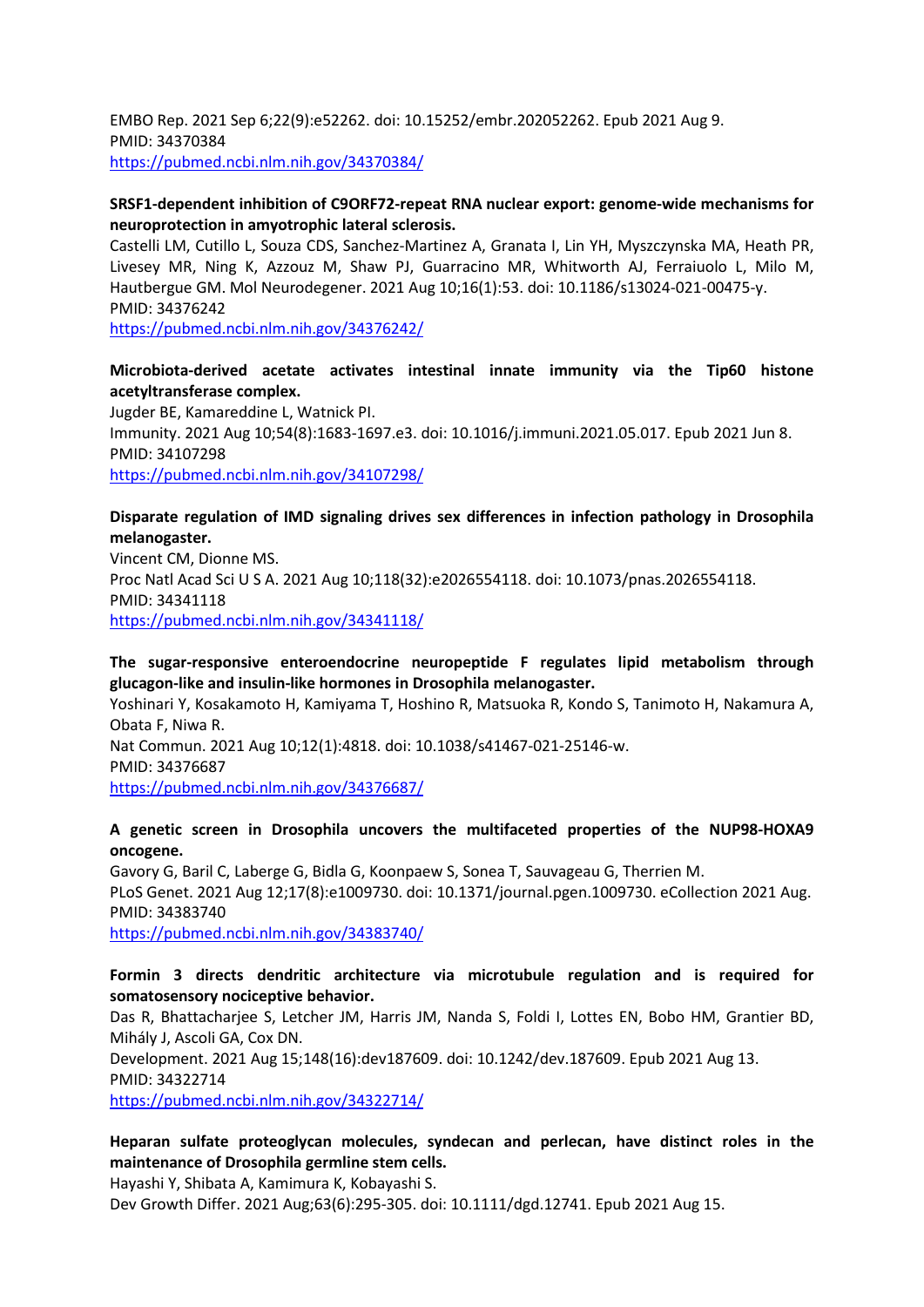EMBO Rep. 2021 Sep 6;22(9):e52262. doi: 10.15252/embr.202052262. Epub 2021 Aug 9.
PMID: 34370384
https://pubmed.ncbi.nlm.nih.gov/34370384/

**SRSF1-dependent inhibition of C9ORF72-repeat RNA nuclear export: genome-wide mechanisms for neuroprotection in amyotrophic lateral sclerosis.**
Castelli LM, Cutillo L, Souza CDS, Sanchez-Martinez A, Granata I, Lin YH, Myszczynska MA, Heath PR, Livesey MR, Ning K, Azzouz M, Shaw PJ, Guarracino MR, Whitworth AJ, Ferraiuolo L, Milo M, Hautbergue GM. Mol Neurodegener. 2021 Aug 10;16(1):53. doi: 10.1186/s13024-021-00475-y.
PMID: 34376242
https://pubmed.ncbi.nlm.nih.gov/34376242/

**Microbiota-derived acetate activates intestinal innate immunity via the Tip60 histone acetyltransferase complex.**
Jugder BE, Kamareddine L, Watnick PI.
Immunity. 2021 Aug 10;54(8):1683-1697.e3. doi: 10.1016/j.immuni.2021.05.017. Epub 2021 Jun 8.
PMID: 34107298
https://pubmed.ncbi.nlm.nih.gov/34107298/

**Disparate regulation of IMD signaling drives sex differences in infection pathology in Drosophila melanogaster.**
Vincent CM, Dionne MS.
Proc Natl Acad Sci U S A. 2021 Aug 10;118(32):e2026554118. doi: 10.1073/pnas.2026554118.
PMID: 34341118
https://pubmed.ncbi.nlm.nih.gov/34341118/

**The sugar-responsive enteroendocrine neuropeptide F regulates lipid metabolism through glucagon-like and insulin-like hormones in Drosophila melanogaster.**
Yoshinari Y, Kosakamoto H, Kamiyama T, Hoshino R, Matsuoka R, Kondo S, Tanimoto H, Nakamura A, Obata F, Niwa R.
Nat Commun. 2021 Aug 10;12(1):4818. doi: 10.1038/s41467-021-25146-w.
PMID: 34376687
https://pubmed.ncbi.nlm.nih.gov/34376687/

**A genetic screen in Drosophila uncovers the multifaceted properties of the NUP98-HOXA9 oncogene.**
Gavory G, Baril C, Laberge G, Bidla G, Koonpaew S, Sonea T, Sauvageau G, Therrien M.
PLoS Genet. 2021 Aug 12;17(8):e1009730. doi: 10.1371/journal.pgen.1009730. eCollection 2021 Aug.
PMID: 34383740
https://pubmed.ncbi.nlm.nih.gov/34383740/

**Formin 3 directs dendritic architecture via microtubule regulation and is required for somatosensory nociceptive behavior.**
Das R, Bhattacharjee S, Letcher JM, Harris JM, Nanda S, Foldi I, Lottes EN, Bobo HM, Grantier BD, Mihály J, Ascoli GA, Cox DN.
Development. 2021 Aug 15;148(16):dev187609. doi: 10.1242/dev.187609. Epub 2021 Aug 13.
PMID: 34322714
https://pubmed.ncbi.nlm.nih.gov/34322714/

**Heparan sulfate proteoglycan molecules, syndecan and perlecan, have distinct roles in the maintenance of Drosophila germline stem cells.**
Hayashi Y, Shibata A, Kamimura K, Kobayashi S.
Dev Growth Differ. 2021 Aug;63(6):295-305. doi: 10.1111/dgd.12741. Epub 2021 Aug 15.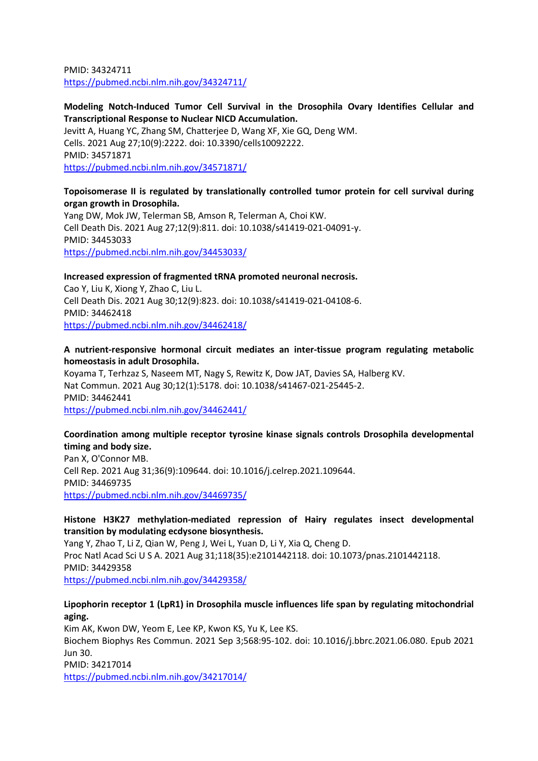PMID: 34324711
https://pubmed.ncbi.nlm.nih.gov/34324711/

**Modeling Notch-Induced Tumor Cell Survival in the Drosophila Ovary Identifies Cellular and Transcriptional Response to Nuclear NICD Accumulation.**
Jevitt A, Huang YC, Zhang SM, Chatterjee D, Wang XF, Xie GQ, Deng WM.
Cells. 2021 Aug 27;10(9):2222. doi: 10.3390/cells10092222.
PMID: 34571871
https://pubmed.ncbi.nlm.nih.gov/34571871/

**Topoisomerase II is regulated by translationally controlled tumor protein for cell survival during organ growth in Drosophila.**
Yang DW, Mok JW, Telerman SB, Amson R, Telerman A, Choi KW.
Cell Death Dis. 2021 Aug 27;12(9):811. doi: 10.1038/s41419-021-04091-y.
PMID: 34453033
https://pubmed.ncbi.nlm.nih.gov/34453033/

**Increased expression of fragmented tRNA promoted neuronal necrosis.**
Cao Y, Liu K, Xiong Y, Zhao C, Liu L.
Cell Death Dis. 2021 Aug 30;12(9):823. doi: 10.1038/s41419-021-04108-6.
PMID: 34462418
https://pubmed.ncbi.nlm.nih.gov/34462418/

**A nutrient-responsive hormonal circuit mediates an inter-tissue program regulating metabolic homeostasis in adult Drosophila.**
Koyama T, Terhzaz S, Naseem MT, Nagy S, Rewitz K, Dow JAT, Davies SA, Halberg KV.
Nat Commun. 2021 Aug 30;12(1):5178. doi: 10.1038/s41467-021-25445-2.
PMID: 34462441
https://pubmed.ncbi.nlm.nih.gov/34462441/

**Coordination among multiple receptor tyrosine kinase signals controls Drosophila developmental timing and body size.**
Pan X, O'Connor MB.
Cell Rep. 2021 Aug 31;36(9):109644. doi: 10.1016/j.celrep.2021.109644.
PMID: 34469735
https://pubmed.ncbi.nlm.nih.gov/34469735/

**Histone H3K27 methylation-mediated repression of Hairy regulates insect developmental transition by modulating ecdysone biosynthesis.**
Yang Y, Zhao T, Li Z, Qian W, Peng J, Wei L, Yuan D, Li Y, Xia Q, Cheng D.
Proc Natl Acad Sci U S A. 2021 Aug 31;118(35):e2101442118. doi: 10.1073/pnas.2101442118.
PMID: 34429358
https://pubmed.ncbi.nlm.nih.gov/34429358/

**Lipophorin receptor 1 (LpR1) in Drosophila muscle influences life span by regulating mitochondrial aging.**
Kim AK, Kwon DW, Yeom E, Lee KP, Kwon KS, Yu K, Lee KS.
Biochem Biophys Res Commun. 2021 Sep 3;568:95-102. doi: 10.1016/j.bbrc.2021.06.080. Epub 2021 Jun 30.
PMID: 34217014
https://pubmed.ncbi.nlm.nih.gov/34217014/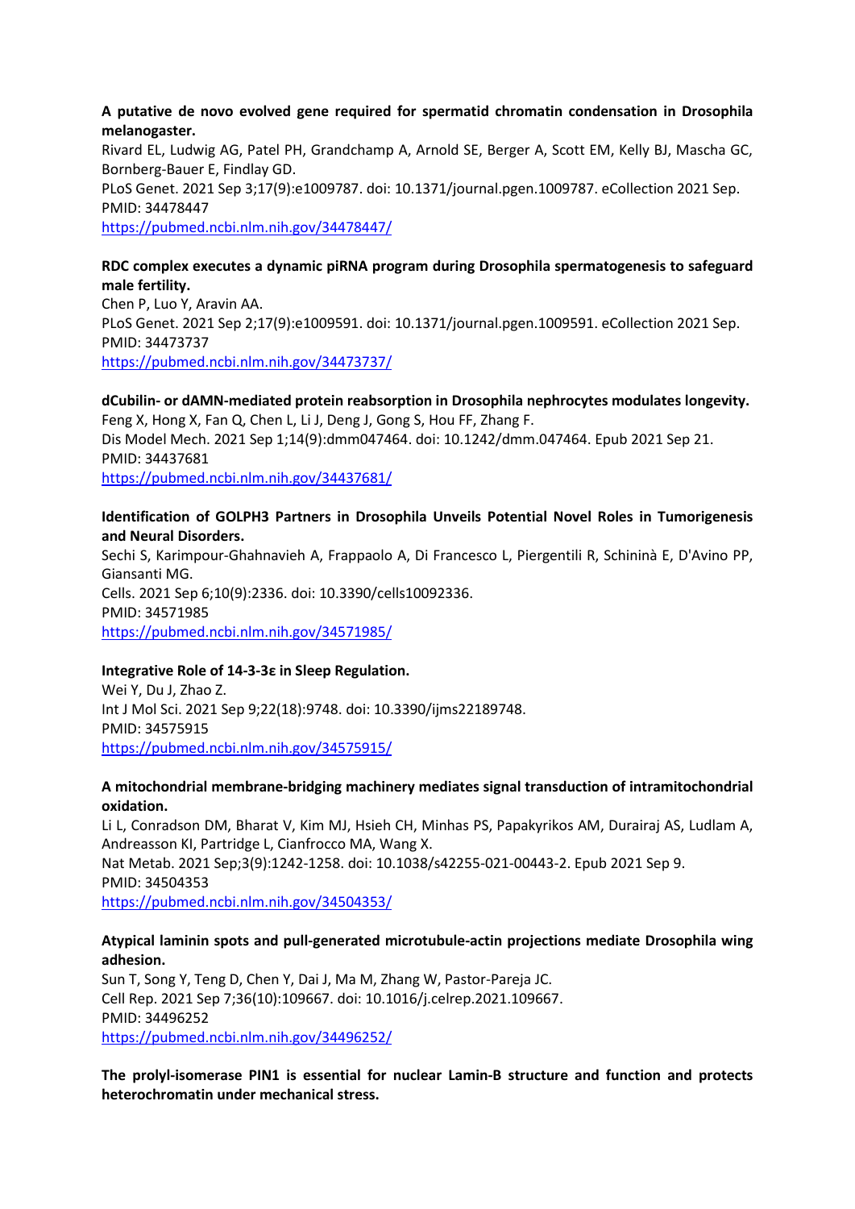**A putative de novo evolved gene required for spermatid chromatin condensation in Drosophila melanogaster.**
Rivard EL, Ludwig AG, Patel PH, Grandchamp A, Arnold SE, Berger A, Scott EM, Kelly BJ, Mascha GC, Bornberg-Bauer E, Findlay GD.
PLoS Genet. 2021 Sep 3;17(9):e1009787. doi: 10.1371/journal.pgen.1009787. eCollection 2021 Sep.
PMID: 34478447
https://pubmed.ncbi.nlm.nih.gov/34478447/

**RDC complex executes a dynamic piRNA program during Drosophila spermatogenesis to safeguard male fertility.**
Chen P, Luo Y, Aravin AA.
PLoS Genet. 2021 Sep 2;17(9):e1009591. doi: 10.1371/journal.pgen.1009591. eCollection 2021 Sep.
PMID: 34473737
https://pubmed.ncbi.nlm.nih.gov/34473737/

**dCubilin- or dAMN-mediated protein reabsorption in Drosophila nephrocytes modulates longevity.**
Feng X, Hong X, Fan Q, Chen L, Li J, Deng J, Gong S, Hou FF, Zhang F.
Dis Model Mech. 2021 Sep 1;14(9):dmm047464. doi: 10.1242/dmm.047464. Epub 2021 Sep 21.
PMID: 34437681
https://pubmed.ncbi.nlm.nih.gov/34437681/

**Identification of GOLPH3 Partners in Drosophila Unveils Potential Novel Roles in Tumorigenesis and Neural Disorders.**
Sechi S, Karimpour-Ghahnavieh A, Frappaolo A, Di Francesco L, Piergentili R, Schininà E, D'Avino PP, Giansanti MG.
Cells. 2021 Sep 6;10(9):2336. doi: 10.3390/cells10092336.
PMID: 34571985
https://pubmed.ncbi.nlm.nih.gov/34571985/

**Integrative Role of 14-3-3ε in Sleep Regulation.**
Wei Y, Du J, Zhao Z.
Int J Mol Sci. 2021 Sep 9;22(18):9748. doi: 10.3390/ijms22189748.
PMID: 34575915
https://pubmed.ncbi.nlm.nih.gov/34575915/

**A mitochondrial membrane-bridging machinery mediates signal transduction of intramitochondrial oxidation.**
Li L, Conradson DM, Bharat V, Kim MJ, Hsieh CH, Minhas PS, Papakyrikos AM, Durairaj AS, Ludlam A, Andreasson KI, Partridge L, Cianfrocco MA, Wang X.
Nat Metab. 2021 Sep;3(9):1242-1258. doi: 10.1038/s42255-021-00443-2. Epub 2021 Sep 9.
PMID: 34504353
https://pubmed.ncbi.nlm.nih.gov/34504353/

**Atypical laminin spots and pull-generated microtubule-actin projections mediate Drosophila wing adhesion.**
Sun T, Song Y, Teng D, Chen Y, Dai J, Ma M, Zhang W, Pastor-Pareja JC.
Cell Rep. 2021 Sep 7;36(10):109667. doi: 10.1016/j.celrep.2021.109667.
PMID: 34496252
https://pubmed.ncbi.nlm.nih.gov/34496252/

**The prolyl-isomerase PIN1 is essential for nuclear Lamin-B structure and function and protects heterochromatin under mechanical stress.**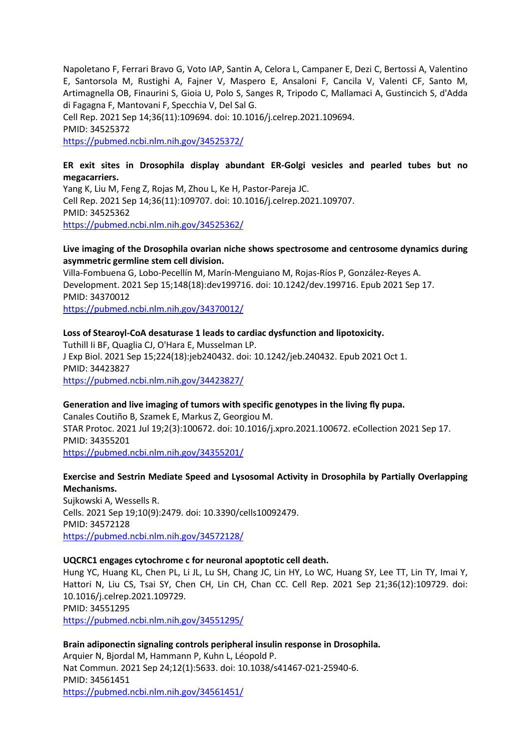Napoletano F, Ferrari Bravo G, Voto IAP, Santin A, Celora L, Campaner E, Dezi C, Bertossi A, Valentino E, Santorsola M, Rustighi A, Fajner V, Maspero E, Ansaloni F, Cancila V, Valenti CF, Santo M, Artimagnella OB, Finaurini S, Gioia U, Polo S, Sanges R, Tripodo C, Mallamaci A, Gustincich S, d'Adda di Fagagna F, Mantovani F, Specchia V, Del Sal G.
Cell Rep. 2021 Sep 14;36(11):109694. doi: 10.1016/j.celrep.2021.109694.
PMID: 34525372
https://pubmed.ncbi.nlm.nih.gov/34525372/

**ER exit sites in Drosophila display abundant ER-Golgi vesicles and pearled tubes but no megacarriers.**
Yang K, Liu M, Feng Z, Rojas M, Zhou L, Ke H, Pastor-Pareja JC.
Cell Rep. 2021 Sep 14;36(11):109707. doi: 10.1016/j.celrep.2021.109707.
PMID: 34525362
https://pubmed.ncbi.nlm.nih.gov/34525362/

**Live imaging of the Drosophila ovarian niche shows spectrosome and centrosome dynamics during asymmetric germline stem cell division.**
Villa-Fombuena G, Lobo-Pecellín M, Marín-Menguiano M, Rojas-Ríos P, González-Reyes A.
Development. 2021 Sep 15;148(18):dev199716. doi: 10.1242/dev.199716. Epub 2021 Sep 17.
PMID: 34370012
https://pubmed.ncbi.nlm.nih.gov/34370012/

**Loss of Stearoyl-CoA desaturase 1 leads to cardiac dysfunction and lipotoxicity.**
Tuthill Ii BF, Quaglia CJ, O'Hara E, Musselman LP.
J Exp Biol. 2021 Sep 15;224(18):jeb240432. doi: 10.1242/jeb.240432. Epub 2021 Oct 1.
PMID: 34423827
https://pubmed.ncbi.nlm.nih.gov/34423827/

**Generation and live imaging of tumors with specific genotypes in the living fly pupa.**
Canales Coutiño B, Szamek E, Markus Z, Georgiou M.
STAR Protoc. 2021 Jul 19;2(3):100672. doi: 10.1016/j.xpro.2021.100672. eCollection 2021 Sep 17.
PMID: 34355201
https://pubmed.ncbi.nlm.nih.gov/34355201/

**Exercise and Sestrin Mediate Speed and Lysosomal Activity in Drosophila by Partially Overlapping Mechanisms.**
Sujkowski A, Wessells R.
Cells. 2021 Sep 19;10(9):2479. doi: 10.3390/cells10092479.
PMID: 34572128
https://pubmed.ncbi.nlm.nih.gov/34572128/

**UQCRC1 engages cytochrome c for neuronal apoptotic cell death.**
Hung YC, Huang KL, Chen PL, Li JL, Lu SH, Chang JC, Lin HY, Lo WC, Huang SY, Lee TT, Lin TY, Imai Y, Hattori N, Liu CS, Tsai SY, Chen CH, Lin CH, Chan CC. Cell Rep. 2021 Sep 21;36(12):109729. doi: 10.1016/j.celrep.2021.109729.
PMID: 34551295
https://pubmed.ncbi.nlm.nih.gov/34551295/

**Brain adiponectin signaling controls peripheral insulin response in Drosophila.**
Arquier N, Bjordal M, Hammann P, Kuhn L, Léopold P.
Nat Commun. 2021 Sep 24;12(1):5633. doi: 10.1038/s41467-021-25940-6.
PMID: 34561451
https://pubmed.ncbi.nlm.nih.gov/34561451/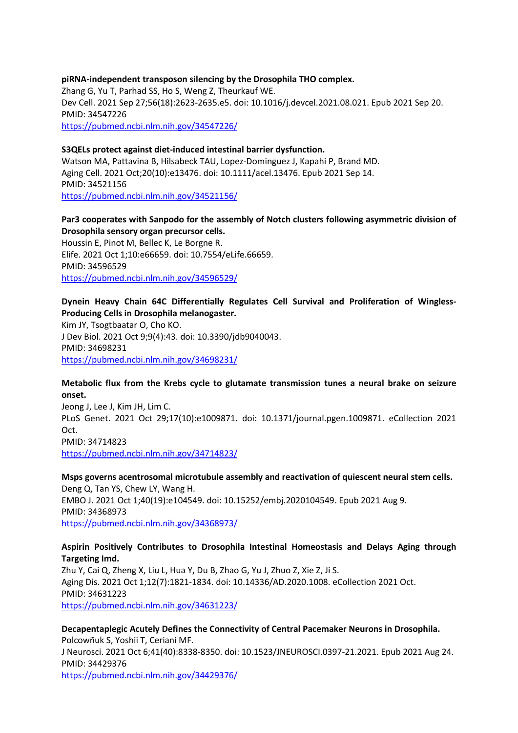**piRNA-independent transposon silencing by the Drosophila THO complex.**
Zhang G, Yu T, Parhad SS, Ho S, Weng Z, Theurkauf WE.
Dev Cell. 2021 Sep 27;56(18):2623-2635.e5. doi: 10.1016/j.devcel.2021.08.021. Epub 2021 Sep 20.
PMID: 34547226
https://pubmed.ncbi.nlm.nih.gov/34547226/

**S3QELs protect against diet-induced intestinal barrier dysfunction.**
Watson MA, Pattavina B, Hilsabeck TAU, Lopez-Dominguez J, Kapahi P, Brand MD.
Aging Cell. 2021 Oct;20(10):e13476. doi: 10.1111/acel.13476. Epub 2021 Sep 14.
PMID: 34521156
https://pubmed.ncbi.nlm.nih.gov/34521156/

**Par3 cooperates with Sanpodo for the assembly of Notch clusters following asymmetric division of Drosophila sensory organ precursor cells.**
Houssin E, Pinot M, Bellec K, Le Borgne R.
Elife. 2021 Oct 1;10:e66659. doi: 10.7554/eLife.66659.
PMID: 34596529
https://pubmed.ncbi.nlm.nih.gov/34596529/

**Dynein Heavy Chain 64C Differentially Regulates Cell Survival and Proliferation of Wingless-Producing Cells in Drosophila melanogaster.**
Kim JY, Tsogtbaatar O, Cho KO.
J Dev Biol. 2021 Oct 9;9(4):43. doi: 10.3390/jdb9040043.
PMID: 34698231
https://pubmed.ncbi.nlm.nih.gov/34698231/

**Metabolic flux from the Krebs cycle to glutamate transmission tunes a neural brake on seizure onset.**
Jeong J, Lee J, Kim JH, Lim C.
PLoS Genet. 2021 Oct 29;17(10):e1009871. doi: 10.1371/journal.pgen.1009871. eCollection 2021 Oct.
PMID: 34714823
https://pubmed.ncbi.nlm.nih.gov/34714823/

**Msps governs acentrosomal microtubule assembly and reactivation of quiescent neural stem cells.**
Deng Q, Tan YS, Chew LY, Wang H.
EMBO J. 2021 Oct 1;40(19):e104549. doi: 10.15252/embj.2020104549. Epub 2021 Aug 9.
PMID: 34368973
https://pubmed.ncbi.nlm.nih.gov/34368973/

**Aspirin Positively Contributes to Drosophila Intestinal Homeostasis and Delays Aging through Targeting Imd.**
Zhu Y, Cai Q, Zheng X, Liu L, Hua Y, Du B, Zhao G, Yu J, Zhuo Z, Xie Z, Ji S.
Aging Dis. 2021 Oct 1;12(7):1821-1834. doi: 10.14336/AD.2020.1008. eCollection 2021 Oct.
PMID: 34631223
https://pubmed.ncbi.nlm.nih.gov/34631223/

**Decapentaplegic Acutely Defines the Connectivity of Central Pacemaker Neurons in Drosophila.**
Polcowñuk S, Yoshii T, Ceriani MF.
J Neurosci. 2021 Oct 6;41(40):8338-8350. doi: 10.1523/JNEUROSCI.0397-21.2021. Epub 2021 Aug 24.
PMID: 34429376
https://pubmed.ncbi.nlm.nih.gov/34429376/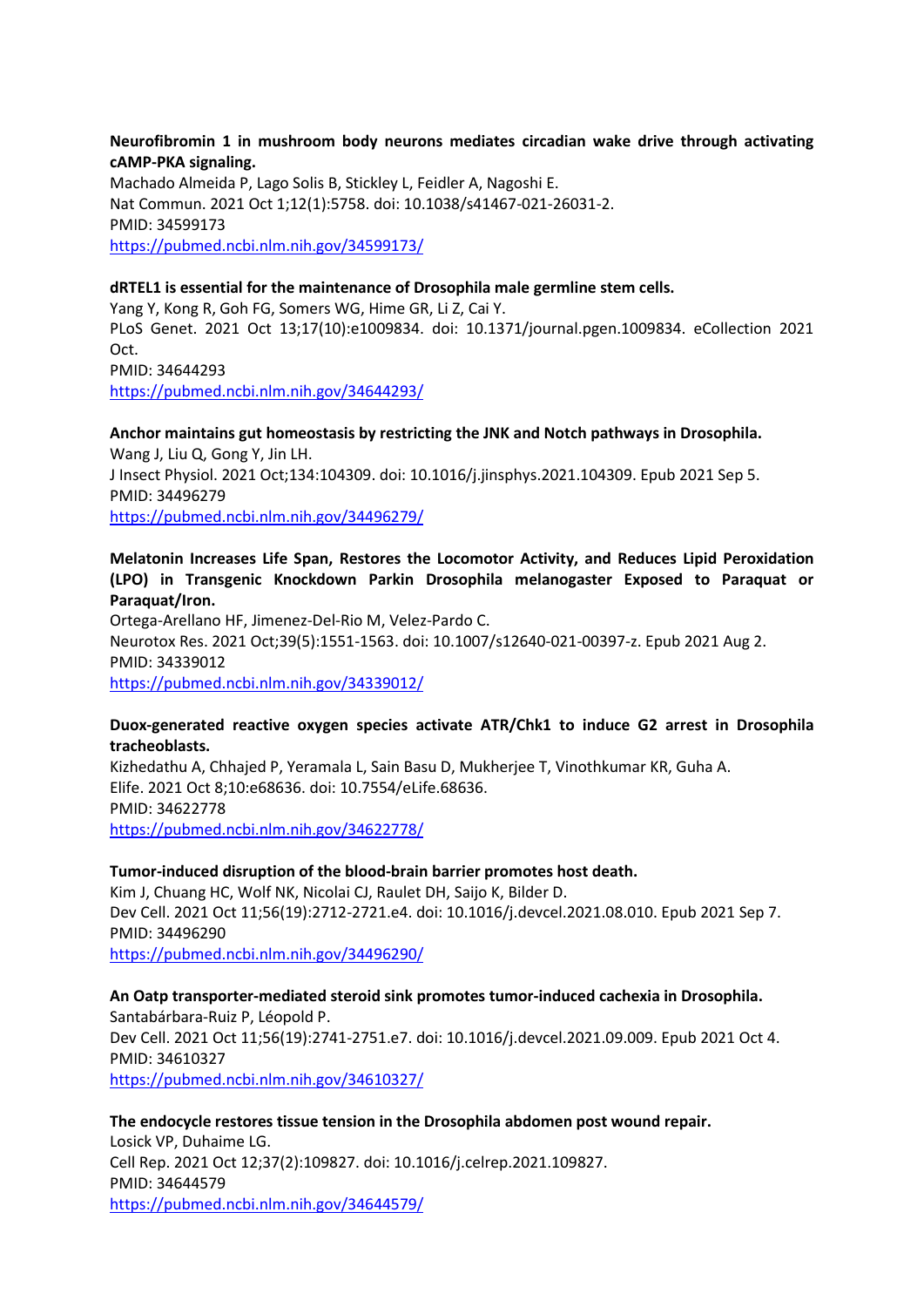**Neurofibromin 1 in mushroom body neurons mediates circadian wake drive through activating cAMP-PKA signaling.**
Machado Almeida P, Lago Solis B, Stickley L, Feidler A, Nagoshi E.
Nat Commun. 2021 Oct 1;12(1):5758. doi: 10.1038/s41467-021-26031-2.
PMID: 34599173
https://pubmed.ncbi.nlm.nih.gov/34599173/

**dRTEL1 is essential for the maintenance of Drosophila male germline stem cells.**
Yang Y, Kong R, Goh FG, Somers WG, Hime GR, Li Z, Cai Y.
PLoS Genet. 2021 Oct 13;17(10):e1009834. doi: 10.1371/journal.pgen.1009834. eCollection 2021 Oct.
PMID: 34644293
https://pubmed.ncbi.nlm.nih.gov/34644293/

**Anchor maintains gut homeostasis by restricting the JNK and Notch pathways in Drosophila.**
Wang J, Liu Q, Gong Y, Jin LH.
J Insect Physiol. 2021 Oct;134:104309. doi: 10.1016/j.jinsphys.2021.104309. Epub 2021 Sep 5.
PMID: 34496279
https://pubmed.ncbi.nlm.nih.gov/34496279/

**Melatonin Increases Life Span, Restores the Locomotor Activity, and Reduces Lipid Peroxidation (LPO) in Transgenic Knockdown Parkin Drosophila melanogaster Exposed to Paraquat or Paraquat/Iron.**
Ortega-Arellano HF, Jimenez-Del-Rio M, Velez-Pardo C.
Neurotox Res. 2021 Oct;39(5):1551-1563. doi: 10.1007/s12640-021-00397-z. Epub 2021 Aug 2.
PMID: 34339012
https://pubmed.ncbi.nlm.nih.gov/34339012/

**Duox-generated reactive oxygen species activate ATR/Chk1 to induce G2 arrest in Drosophila tracheoblasts.**
Kizhedathu A, Chhajed P, Yeramala L, Sain Basu D, Mukherjee T, Vinothkumar KR, Guha A.
Elife. 2021 Oct 8;10:e68636. doi: 10.7554/eLife.68636.
PMID: 34622778
https://pubmed.ncbi.nlm.nih.gov/34622778/

**Tumor-induced disruption of the blood-brain barrier promotes host death.**
Kim J, Chuang HC, Wolf NK, Nicolai CJ, Raulet DH, Saijo K, Bilder D.
Dev Cell. 2021 Oct 11;56(19):2712-2721.e4. doi: 10.1016/j.devcel.2021.08.010. Epub 2021 Sep 7.
PMID: 34496290
https://pubmed.ncbi.nlm.nih.gov/34496290/

**An Oatp transporter-mediated steroid sink promotes tumor-induced cachexia in Drosophila.**
Santabárbara-Ruiz P, Léopold P.
Dev Cell. 2021 Oct 11;56(19):2741-2751.e7. doi: 10.1016/j.devcel.2021.09.009. Epub 2021 Oct 4.
PMID: 34610327
https://pubmed.ncbi.nlm.nih.gov/34610327/

**The endocycle restores tissue tension in the Drosophila abdomen post wound repair.**
Losick VP, Duhaime LG.
Cell Rep. 2021 Oct 12;37(2):109827. doi: 10.1016/j.celrep.2021.109827.
PMID: 34644579
https://pubmed.ncbi.nlm.nih.gov/34644579/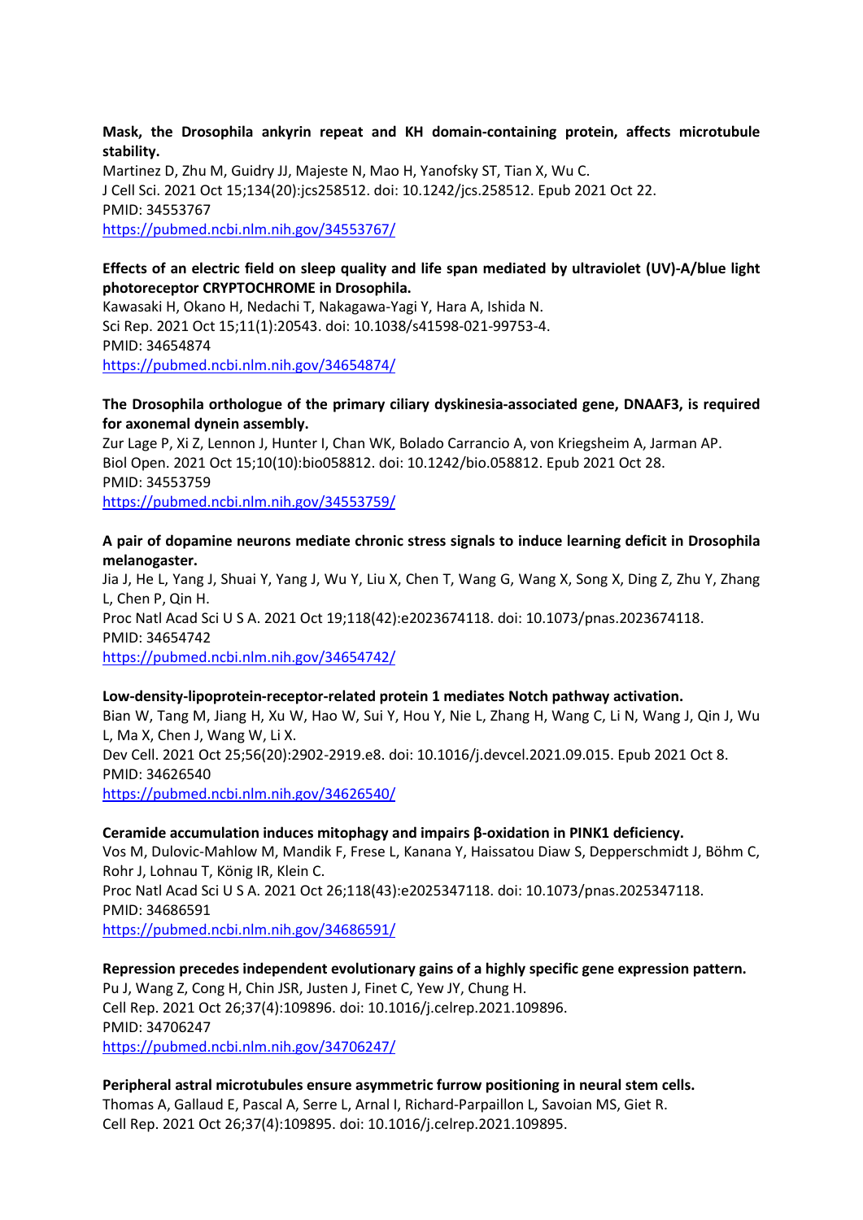**Mask, the Drosophila ankyrin repeat and KH domain-containing protein, affects microtubule stability.**
Martinez D, Zhu M, Guidry JJ, Majeste N, Mao H, Yanofsky ST, Tian X, Wu C.
J Cell Sci. 2021 Oct 15;134(20):jcs258512. doi: 10.1242/jcs.258512. Epub 2021 Oct 22.
PMID: 34553767
https://pubmed.ncbi.nlm.nih.gov/34553767/

**Effects of an electric field on sleep quality and life span mediated by ultraviolet (UV)-A/blue light photoreceptor CRYPTOCHROME in Drosophila.**
Kawasaki H, Okano H, Nedachi T, Nakagawa-Yagi Y, Hara A, Ishida N.
Sci Rep. 2021 Oct 15;11(1):20543. doi: 10.1038/s41598-021-99753-4.
PMID: 34654874
https://pubmed.ncbi.nlm.nih.gov/34654874/

**The Drosophila orthologue of the primary ciliary dyskinesia-associated gene, DNAAF3, is required for axonemal dynein assembly.**
Zur Lage P, Xi Z, Lennon J, Hunter I, Chan WK, Bolado Carrancio A, von Kriegsheim A, Jarman AP.
Biol Open. 2021 Oct 15;10(10):bio058812. doi: 10.1242/bio.058812. Epub 2021 Oct 28.
PMID: 34553759
https://pubmed.ncbi.nlm.nih.gov/34553759/

**A pair of dopamine neurons mediate chronic stress signals to induce learning deficit in Drosophila melanogaster.**
Jia J, He L, Yang J, Shuai Y, Yang J, Wu Y, Liu X, Chen T, Wang G, Wang X, Song X, Ding Z, Zhu Y, Zhang L, Chen P, Qin H.
Proc Natl Acad Sci U S A. 2021 Oct 19;118(42):e2023674118. doi: 10.1073/pnas.2023674118.
PMID: 34654742
https://pubmed.ncbi.nlm.nih.gov/34654742/

**Low-density-lipoprotein-receptor-related protein 1 mediates Notch pathway activation.**
Bian W, Tang M, Jiang H, Xu W, Hao W, Sui Y, Hou Y, Nie L, Zhang H, Wang C, Li N, Wang J, Qin J, Wu L, Ma X, Chen J, Wang W, Li X.
Dev Cell. 2021 Oct 25;56(20):2902-2919.e8. doi: 10.1016/j.devcel.2021.09.015. Epub 2021 Oct 8.
PMID: 34626540
https://pubmed.ncbi.nlm.nih.gov/34626540/

**Ceramide accumulation induces mitophagy and impairs β-oxidation in PINK1 deficiency.**
Vos M, Dulovic-Mahlow M, Mandik F, Frese L, Kanana Y, Haissatou Diaw S, Depperschmidt J, Böhm C, Rohr J, Lohnau T, König IR, Klein C.
Proc Natl Acad Sci U S A. 2021 Oct 26;118(43):e2025347118. doi: 10.1073/pnas.2025347118.
PMID: 34686591
https://pubmed.ncbi.nlm.nih.gov/34686591/

**Repression precedes independent evolutionary gains of a highly specific gene expression pattern.**
Pu J, Wang Z, Cong H, Chin JSR, Justen J, Finet C, Yew JY, Chung H.
Cell Rep. 2021 Oct 26;37(4):109896. doi: 10.1016/j.celrep.2021.109896.
PMID: 34706247
https://pubmed.ncbi.nlm.nih.gov/34706247/

**Peripheral astral microtubules ensure asymmetric furrow positioning in neural stem cells.**
Thomas A, Gallaud E, Pascal A, Serre L, Arnal I, Richard-Parpaillon L, Savoian MS, Giet R.
Cell Rep. 2021 Oct 26;37(4):109895. doi: 10.1016/j.celrep.2021.109895.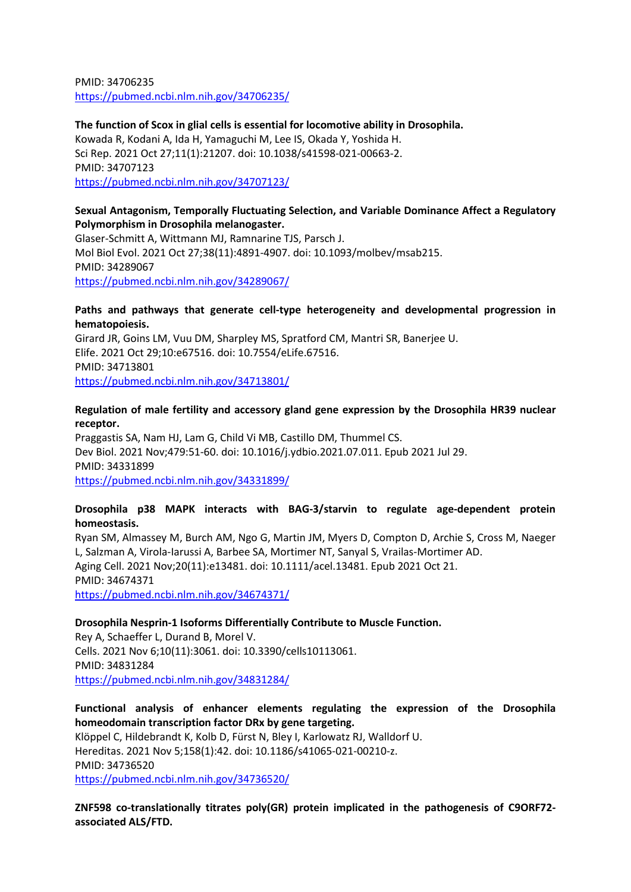PMID: 34706235
https://pubmed.ncbi.nlm.nih.gov/34706235/

**The function of Scox in glial cells is essential for locomotive ability in Drosophila.**
Kowada R, Kodani A, Ida H, Yamaguchi M, Lee IS, Okada Y, Yoshida H.
Sci Rep. 2021 Oct 27;11(1):21207. doi: 10.1038/s41598-021-00663-2.
PMID: 34707123
https://pubmed.ncbi.nlm.nih.gov/34707123/

**Sexual Antagonism, Temporally Fluctuating Selection, and Variable Dominance Affect a Regulatory Polymorphism in Drosophila melanogaster.**
Glaser-Schmitt A, Wittmann MJ, Ramnarine TJS, Parsch J.
Mol Biol Evol. 2021 Oct 27;38(11):4891-4907. doi: 10.1093/molbev/msab215.
PMID: 34289067
https://pubmed.ncbi.nlm.nih.gov/34289067/

**Paths and pathways that generate cell-type heterogeneity and developmental progression in hematopoiesis.**
Girard JR, Goins LM, Vuu DM, Sharpley MS, Spratford CM, Mantri SR, Banerjee U.
Elife. 2021 Oct 29;10:e67516. doi: 10.7554/eLife.67516.
PMID: 34713801
https://pubmed.ncbi.nlm.nih.gov/34713801/

**Regulation of male fertility and accessory gland gene expression by the Drosophila HR39 nuclear receptor.**
Praggastis SA, Nam HJ, Lam G, Child Vi MB, Castillo DM, Thummel CS.
Dev Biol. 2021 Nov;479:51-60. doi: 10.1016/j.ydbio.2021.07.011. Epub 2021 Jul 29.
PMID: 34331899
https://pubmed.ncbi.nlm.nih.gov/34331899/

**Drosophila p38 MAPK interacts with BAG-3/starvin to regulate age-dependent protein homeostasis.**
Ryan SM, Almassey M, Burch AM, Ngo G, Martin JM, Myers D, Compton D, Archie S, Cross M, Naeger L, Salzman A, Virola-Iarussi A, Barbee SA, Mortimer NT, Sanyal S, Vrailas-Mortimer AD.
Aging Cell. 2021 Nov;20(11):e13481. doi: 10.1111/acel.13481. Epub 2021 Oct 21.
PMID: 34674371
https://pubmed.ncbi.nlm.nih.gov/34674371/

**Drosophila Nesprin-1 Isoforms Differentially Contribute to Muscle Function.**
Rey A, Schaeffer L, Durand B, Morel V.
Cells. 2021 Nov 6;10(11):3061. doi: 10.3390/cells10113061.
PMID: 34831284
https://pubmed.ncbi.nlm.nih.gov/34831284/

**Functional analysis of enhancer elements regulating the expression of the Drosophila homeodomain transcription factor DRx by gene targeting.**
Klöppel C, Hildebrandt K, Kolb D, Fürst N, Bley I, Karlowatz RJ, Walldorf U.
Hereditas. 2021 Nov 5;158(1):42. doi: 10.1186/s41065-021-00210-z.
PMID: 34736520
https://pubmed.ncbi.nlm.nih.gov/34736520/

**ZNF598 co-translationally titrates poly(GR) protein implicated in the pathogenesis of C9ORF72-associated ALS/FTD.**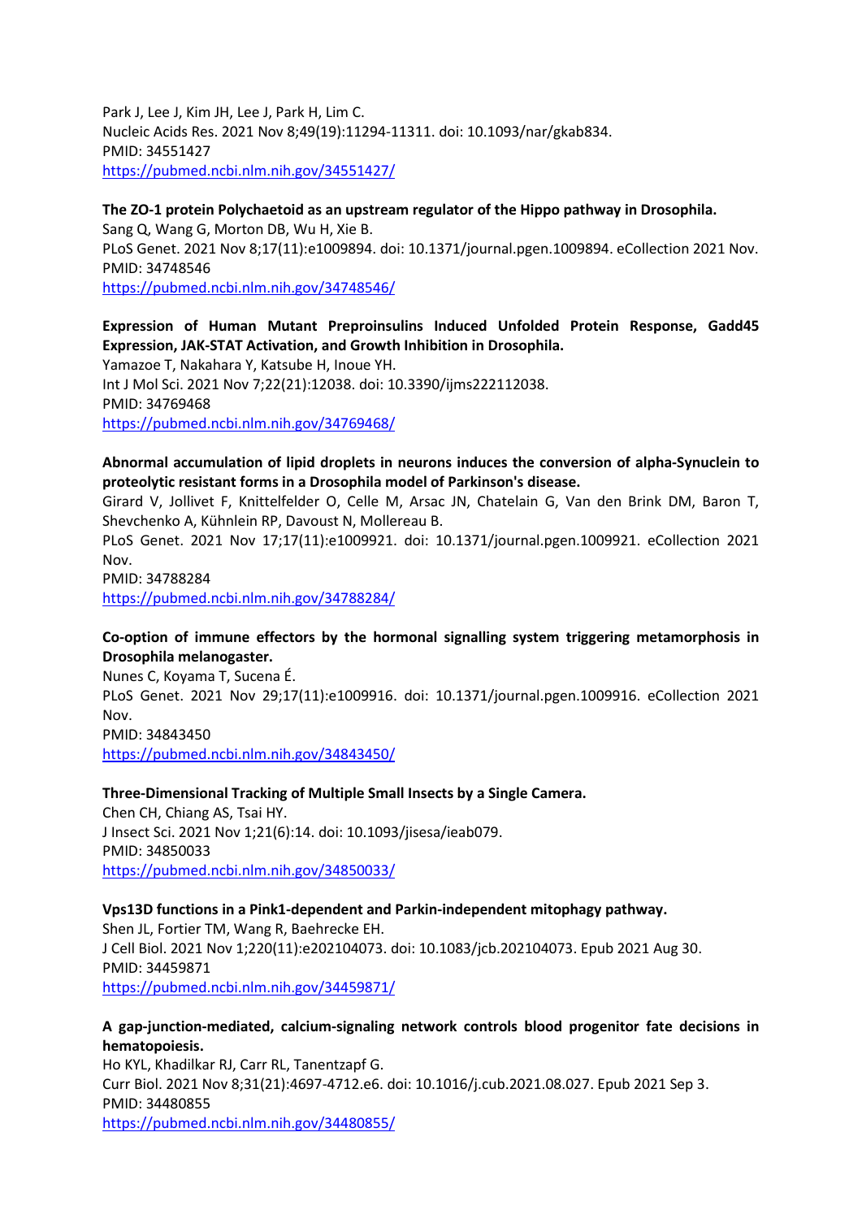Park J, Lee J, Kim JH, Lee J, Park H, Lim C.
Nucleic Acids Res. 2021 Nov 8;49(19):11294-11311. doi: 10.1093/nar/gkab834.
PMID: 34551427
https://pubmed.ncbi.nlm.nih.gov/34551427/

**The ZO-1 protein Polychaetoid as an upstream regulator of the Hippo pathway in Drosophila.**
Sang Q, Wang G, Morton DB, Wu H, Xie B.
PLoS Genet. 2021 Nov 8;17(11):e1009894. doi: 10.1371/journal.pgen.1009894. eCollection 2021 Nov.
PMID: 34748546
https://pubmed.ncbi.nlm.nih.gov/34748546/

**Expression of Human Mutant Preproinsulins Induced Unfolded Protein Response, Gadd45 Expression, JAK-STAT Activation, and Growth Inhibition in Drosophila.**
Yamazoe T, Nakahara Y, Katsube H, Inoue YH.
Int J Mol Sci. 2021 Nov 7;22(21):12038. doi: 10.3390/ijms222112038.
PMID: 34769468
https://pubmed.ncbi.nlm.nih.gov/34769468/

**Abnormal accumulation of lipid droplets in neurons induces the conversion of alpha-Synuclein to proteolytic resistant forms in a Drosophila model of Parkinson's disease.**
Girard V, Jollivet F, Knittelfelder O, Celle M, Arsac JN, Chatelain G, Van den Brink DM, Baron T, Shevchenko A, Kühnlein RP, Davoust N, Mollereau B.
PLoS Genet. 2021 Nov 17;17(11):e1009921. doi: 10.1371/journal.pgen.1009921. eCollection 2021 Nov.
PMID: 34788284
https://pubmed.ncbi.nlm.nih.gov/34788284/

**Co-option of immune effectors by the hormonal signalling system triggering metamorphosis in Drosophila melanogaster.**
Nunes C, Koyama T, Sucena É.
PLoS Genet. 2021 Nov 29;17(11):e1009916. doi: 10.1371/journal.pgen.1009916. eCollection 2021 Nov.
PMID: 34843450
https://pubmed.ncbi.nlm.nih.gov/34843450/

**Three-Dimensional Tracking of Multiple Small Insects by a Single Camera.**
Chen CH, Chiang AS, Tsai HY.
J Insect Sci. 2021 Nov 1;21(6):14. doi: 10.1093/jisesa/ieab079.
PMID: 34850033
https://pubmed.ncbi.nlm.nih.gov/34850033/

**Vps13D functions in a Pink1-dependent and Parkin-independent mitophagy pathway.**
Shen JL, Fortier TM, Wang R, Baehrecke EH.
J Cell Biol. 2021 Nov 1;220(11):e202104073. doi: 10.1083/jcb.202104073. Epub 2021 Aug 30.
PMID: 34459871
https://pubmed.ncbi.nlm.nih.gov/34459871/

**A gap-junction-mediated, calcium-signaling network controls blood progenitor fate decisions in hematopoiesis.**
Ho KYL, Khadilkar RJ, Carr RL, Tanentzapf G.
Curr Biol. 2021 Nov 8;31(21):4697-4712.e6. doi: 10.1016/j.cub.2021.08.027. Epub 2021 Sep 3.
PMID: 34480855
https://pubmed.ncbi.nlm.nih.gov/34480855/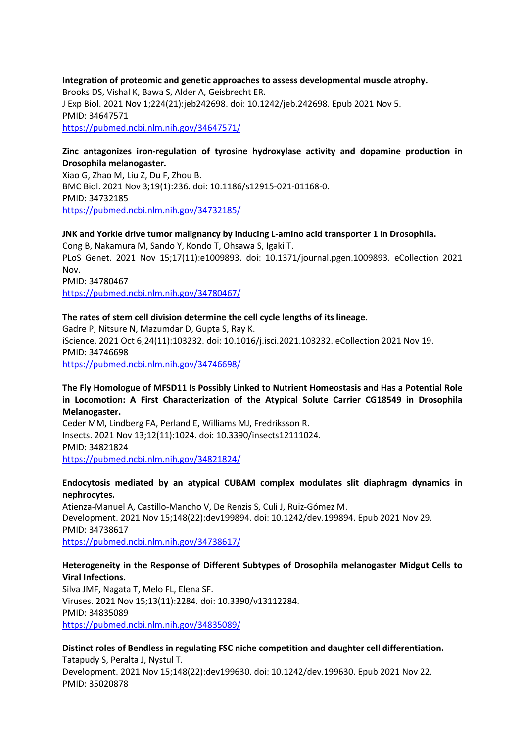**Integration of proteomic and genetic approaches to assess developmental muscle atrophy.**
Brooks DS, Vishal K, Bawa S, Alder A, Geisbrecht ER.
J Exp Biol. 2021 Nov 1;224(21):jeb242698. doi: 10.1242/jeb.242698. Epub 2021 Nov 5.
PMID: 34647571
https://pubmed.ncbi.nlm.nih.gov/34647571/

**Zinc antagonizes iron-regulation of tyrosine hydroxylase activity and dopamine production in Drosophila melanogaster.**
Xiao G, Zhao M, Liu Z, Du F, Zhou B.
BMC Biol. 2021 Nov 3;19(1):236. doi: 10.1186/s12915-021-01168-0.
PMID: 34732185
https://pubmed.ncbi.nlm.nih.gov/34732185/

**JNK and Yorkie drive tumor malignancy by inducing L-amino acid transporter 1 in Drosophila.**
Cong B, Nakamura M, Sando Y, Kondo T, Ohsawa S, Igaki T.
PLoS Genet. 2021 Nov 15;17(11):e1009893. doi: 10.1371/journal.pgen.1009893. eCollection 2021 Nov.
PMID: 34780467
https://pubmed.ncbi.nlm.nih.gov/34780467/

**The rates of stem cell division determine the cell cycle lengths of its lineage.**
Gadre P, Nitsure N, Mazumdar D, Gupta S, Ray K.
iScience. 2021 Oct 6;24(11):103232. doi: 10.1016/j.isci.2021.103232. eCollection 2021 Nov 19.
PMID: 34746698
https://pubmed.ncbi.nlm.nih.gov/34746698/

**The Fly Homologue of MFSD11 Is Possibly Linked to Nutrient Homeostasis and Has a Potential Role in Locomotion: A First Characterization of the Atypical Solute Carrier CG18549 in Drosophila Melanogaster.**
Ceder MM, Lindberg FA, Perland E, Williams MJ, Fredriksson R.
Insects. 2021 Nov 13;12(11):1024. doi: 10.3390/insects12111024.
PMID: 34821824
https://pubmed.ncbi.nlm.nih.gov/34821824/

**Endocytosis mediated by an atypical CUBAM complex modulates slit diaphragm dynamics in nephrocytes.**
Atienza-Manuel A, Castillo-Mancho V, De Renzis S, Culi J, Ruiz-Gómez M.
Development. 2021 Nov 15;148(22):dev199894. doi: 10.1242/dev.199894. Epub 2021 Nov 29.
PMID: 34738617
https://pubmed.ncbi.nlm.nih.gov/34738617/

**Heterogeneity in the Response of Different Subtypes of Drosophila melanogaster Midgut Cells to Viral Infections.**
Silva JMF, Nagata T, Melo FL, Elena SF.
Viruses. 2021 Nov 15;13(11):2284. doi: 10.3390/v13112284.
PMID: 34835089
https://pubmed.ncbi.nlm.nih.gov/34835089/

**Distinct roles of Bendless in regulating FSC niche competition and daughter cell differentiation.**
Tatapudy S, Peralta J, Nystul T.
Development. 2021 Nov 15;148(22):dev199630. doi: 10.1242/dev.199630. Epub 2021 Nov 22.
PMID: 35020878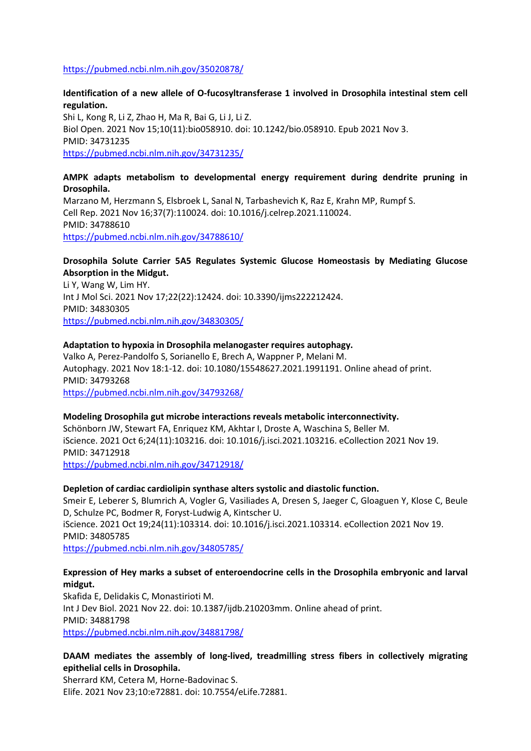https://pubmed.ncbi.nlm.nih.gov/35020878/

**Identification of a new allele of O-fucosyltransferase 1 involved in Drosophila intestinal stem cell regulation.**
Shi L, Kong R, Li Z, Zhao H, Ma R, Bai G, Li J, Li Z.
Biol Open. 2021 Nov 15;10(11):bio058910. doi: 10.1242/bio.058910. Epub 2021 Nov 3.
PMID: 34731235
https://pubmed.ncbi.nlm.nih.gov/34731235/

**AMPK adapts metabolism to developmental energy requirement during dendrite pruning in Drosophila.**
Marzano M, Herzmann S, Elsbroek L, Sanal N, Tarbashevich K, Raz E, Krahn MP, Rumpf S.
Cell Rep. 2021 Nov 16;37(7):110024. doi: 10.1016/j.celrep.2021.110024.
PMID: 34788610
https://pubmed.ncbi.nlm.nih.gov/34788610/

**Drosophila Solute Carrier 5A5 Regulates Systemic Glucose Homeostasis by Mediating Glucose Absorption in the Midgut.**
Li Y, Wang W, Lim HY.
Int J Mol Sci. 2021 Nov 17;22(22):12424. doi: 10.3390/ijms222212424.
PMID: 34830305
https://pubmed.ncbi.nlm.nih.gov/34830305/

**Adaptation to hypoxia in Drosophila melanogaster requires autophagy.**
Valko A, Perez-Pandolfo S, Sorianello E, Brech A, Wappner P, Melani M.
Autophagy. 2021 Nov 18:1-12. doi: 10.1080/15548627.2021.1991191. Online ahead of print.
PMID: 34793268
https://pubmed.ncbi.nlm.nih.gov/34793268/

**Modeling Drosophila gut microbe interactions reveals metabolic interconnectivity.**
Schönborn JW, Stewart FA, Enriquez KM, Akhtar I, Droste A, Waschina S, Beller M.
iScience. 2021 Oct 6;24(11):103216. doi: 10.1016/j.isci.2021.103216. eCollection 2021 Nov 19.
PMID: 34712918
https://pubmed.ncbi.nlm.nih.gov/34712918/

**Depletion of cardiac cardiolipin synthase alters systolic and diastolic function.**
Smeir E, Leberer S, Blumrich A, Vogler G, Vasiliades A, Dresen S, Jaeger C, Gloaguen Y, Klose C, Beule D, Schulze PC, Bodmer R, Foryst-Ludwig A, Kintscher U.
iScience. 2021 Oct 19;24(11):103314. doi: 10.1016/j.isci.2021.103314. eCollection 2021 Nov 19.
PMID: 34805785
https://pubmed.ncbi.nlm.nih.gov/34805785/

**Expression of Hey marks a subset of enteroendocrine cells in the Drosophila embryonic and larval midgut.**
Skafida E, Delidakis C, Monastirioti M.
Int J Dev Biol. 2021 Nov 22. doi: 10.1387/ijdb.210203mm. Online ahead of print.
PMID: 34881798
https://pubmed.ncbi.nlm.nih.gov/34881798/

**DAAM mediates the assembly of long-lived, treadmilling stress fibers in collectively migrating epithelial cells in Drosophila.**
Sherrard KM, Cetera M, Horne-Badovinac S.
Elife. 2021 Nov 23;10:e72881. doi: 10.7554/eLife.72881.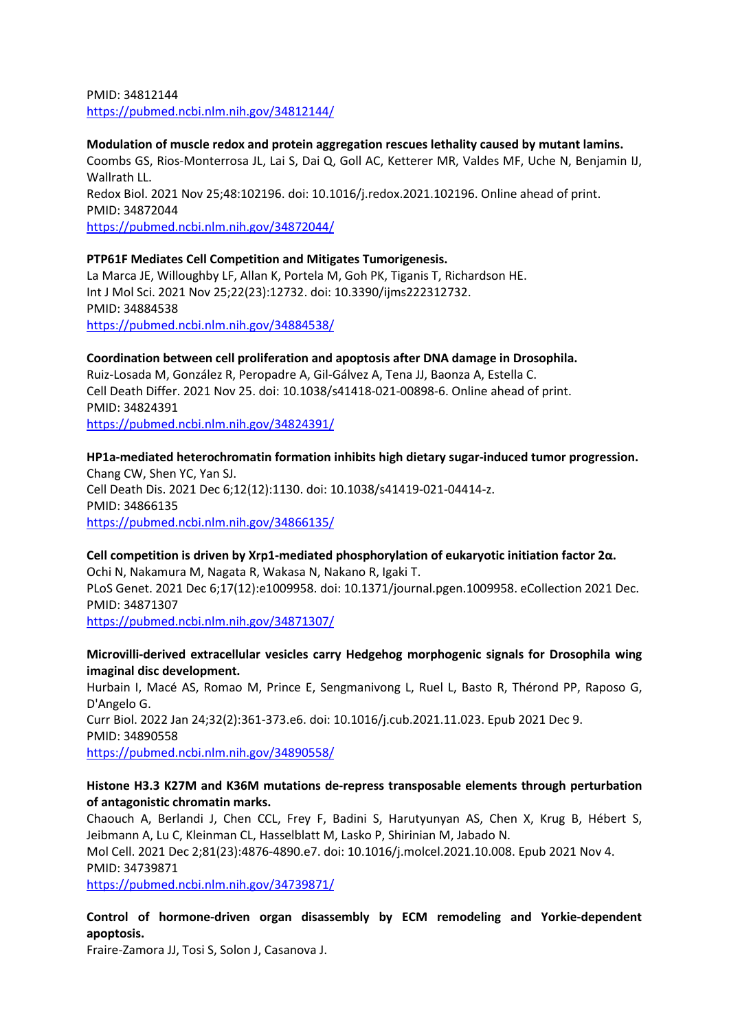PMID: 34812144
https://pubmed.ncbi.nlm.nih.gov/34812144/

**Modulation of muscle redox and protein aggregation rescues lethality caused by mutant lamins.**
Coombs GS, Rios-Monterrosa JL, Lai S, Dai Q, Goll AC, Ketterer MR, Valdes MF, Uche N, Benjamin IJ, Wallrath LL.
Redox Biol. 2021 Nov 25;48:102196. doi: 10.1016/j.redox.2021.102196. Online ahead of print.
PMID: 34872044
https://pubmed.ncbi.nlm.nih.gov/34872044/

**PTP61F Mediates Cell Competition and Mitigates Tumorigenesis.**
La Marca JE, Willoughby LF, Allan K, Portela M, Goh PK, Tiganis T, Richardson HE.
Int J Mol Sci. 2021 Nov 25;22(23):12732. doi: 10.3390/ijms222312732.
PMID: 34884538
https://pubmed.ncbi.nlm.nih.gov/34884538/

**Coordination between cell proliferation and apoptosis after DNA damage in Drosophila.**
Ruiz-Losada M, González R, Peropadre A, Gil-Gálvez A, Tena JJ, Baonza A, Estella C.
Cell Death Differ. 2021 Nov 25. doi: 10.1038/s41418-021-00898-6. Online ahead of print.
PMID: 34824391
https://pubmed.ncbi.nlm.nih.gov/34824391/

**HP1a-mediated heterochromatin formation inhibits high dietary sugar-induced tumor progression.**
Chang CW, Shen YC, Yan SJ.
Cell Death Dis. 2021 Dec 6;12(12):1130. doi: 10.1038/s41419-021-04414-z.
PMID: 34866135
https://pubmed.ncbi.nlm.nih.gov/34866135/

**Cell competition is driven by Xrp1-mediated phosphorylation of eukaryotic initiation factor 2α.**
Ochi N, Nakamura M, Nagata R, Wakasa N, Nakano R, Igaki T.
PLoS Genet. 2021 Dec 6;17(12):e1009958. doi: 10.1371/journal.pgen.1009958. eCollection 2021 Dec.
PMID: 34871307
https://pubmed.ncbi.nlm.nih.gov/34871307/

**Microvilli-derived extracellular vesicles carry Hedgehog morphogenic signals for Drosophila wing imaginal disc development.**
Hurbain I, Macé AS, Romao M, Prince E, Sengmanivong L, Ruel L, Basto R, Thérond PP, Raposo G, D'Angelo G.
Curr Biol. 2022 Jan 24;32(2):361-373.e6. doi: 10.1016/j.cub.2021.11.023. Epub 2021 Dec 9.
PMID: 34890558
https://pubmed.ncbi.nlm.nih.gov/34890558/

**Histone H3.3 K27M and K36M mutations de-repress transposable elements through perturbation of antagonistic chromatin marks.**
Chaouch A, Berlandi J, Chen CCL, Frey F, Badini S, Harutyunyan AS, Chen X, Krug B, Hébert S, Jeibmann A, Lu C, Kleinman CL, Hasselblatt M, Lasko P, Shirinian M, Jabado N.
Mol Cell. 2021 Dec 2;81(23):4876-4890.e7. doi: 10.1016/j.molcel.2021.10.008. Epub 2021 Nov 4.
PMID: 34739871
https://pubmed.ncbi.nlm.nih.gov/34739871/

**Control of hormone-driven organ disassembly by ECM remodeling and Yorkie-dependent apoptosis.**
Fraire-Zamora JJ, Tosi S, Solon J, Casanova J.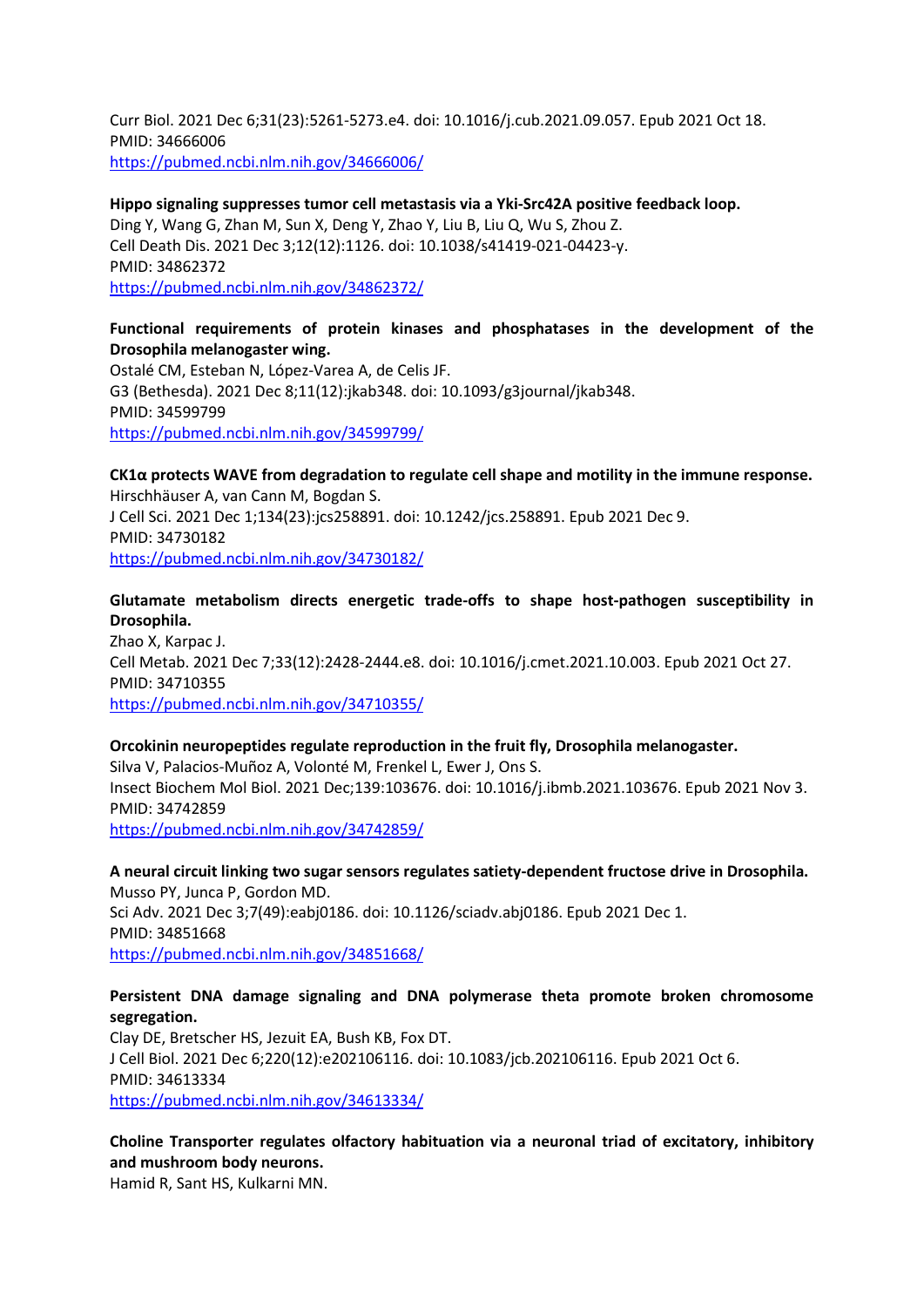Curr Biol. 2021 Dec 6;31(23):5261-5273.e4. doi: 10.1016/j.cub.2021.09.057. Epub 2021 Oct 18.
PMID: 34666006
https://pubmed.ncbi.nlm.nih.gov/34666006/

**Hippo signaling suppresses tumor cell metastasis via a Yki-Src42A positive feedback loop.**
Ding Y, Wang G, Zhan M, Sun X, Deng Y, Zhao Y, Liu B, Liu Q, Wu S, Zhou Z.
Cell Death Dis. 2021 Dec 3;12(12):1126. doi: 10.1038/s41419-021-04423-y.
PMID: 34862372
https://pubmed.ncbi.nlm.nih.gov/34862372/

**Functional requirements of protein kinases and phosphatases in the development of the Drosophila melanogaster wing.**
Ostalé CM, Esteban N, López-Varea A, de Celis JF.
G3 (Bethesda). 2021 Dec 8;11(12):jkab348. doi: 10.1093/g3journal/jkab348.
PMID: 34599799
https://pubmed.ncbi.nlm.nih.gov/34599799/

**CK1α protects WAVE from degradation to regulate cell shape and motility in the immune response.**
Hirschhäuser A, van Cann M, Bogdan S.
J Cell Sci. 2021 Dec 1;134(23):jcs258891. doi: 10.1242/jcs.258891. Epub 2021 Dec 9.
PMID: 34730182
https://pubmed.ncbi.nlm.nih.gov/34730182/

**Glutamate metabolism directs energetic trade-offs to shape host-pathogen susceptibility in Drosophila.**
Zhao X, Karpac J.
Cell Metab. 2021 Dec 7;33(12):2428-2444.e8. doi: 10.1016/j.cmet.2021.10.003. Epub 2021 Oct 27.
PMID: 34710355
https://pubmed.ncbi.nlm.nih.gov/34710355/

**Orcokinin neuropeptides regulate reproduction in the fruit fly, Drosophila melanogaster.**
Silva V, Palacios-Muñoz A, Volonté M, Frenkel L, Ewer J, Ons S.
Insect Biochem Mol Biol. 2021 Dec;139:103676. doi: 10.1016/j.ibmb.2021.103676. Epub 2021 Nov 3.
PMID: 34742859
https://pubmed.ncbi.nlm.nih.gov/34742859/

**A neural circuit linking two sugar sensors regulates satiety-dependent fructose drive in Drosophila.**
Musso PY, Junca P, Gordon MD.
Sci Adv. 2021 Dec 3;7(49):eabj0186. doi: 10.1126/sciadv.abj0186. Epub 2021 Dec 1.
PMID: 34851668
https://pubmed.ncbi.nlm.nih.gov/34851668/

**Persistent DNA damage signaling and DNA polymerase theta promote broken chromosome segregation.**
Clay DE, Bretscher HS, Jezuit EA, Bush KB, Fox DT.
J Cell Biol. 2021 Dec 6;220(12):e202106116. doi: 10.1083/jcb.202106116. Epub 2021 Oct 6.
PMID: 34613334
https://pubmed.ncbi.nlm.nih.gov/34613334/

**Choline Transporter regulates olfactory habituation via a neuronal triad of excitatory, inhibitory and mushroom body neurons.**
Hamid R, Sant HS, Kulkarni MN.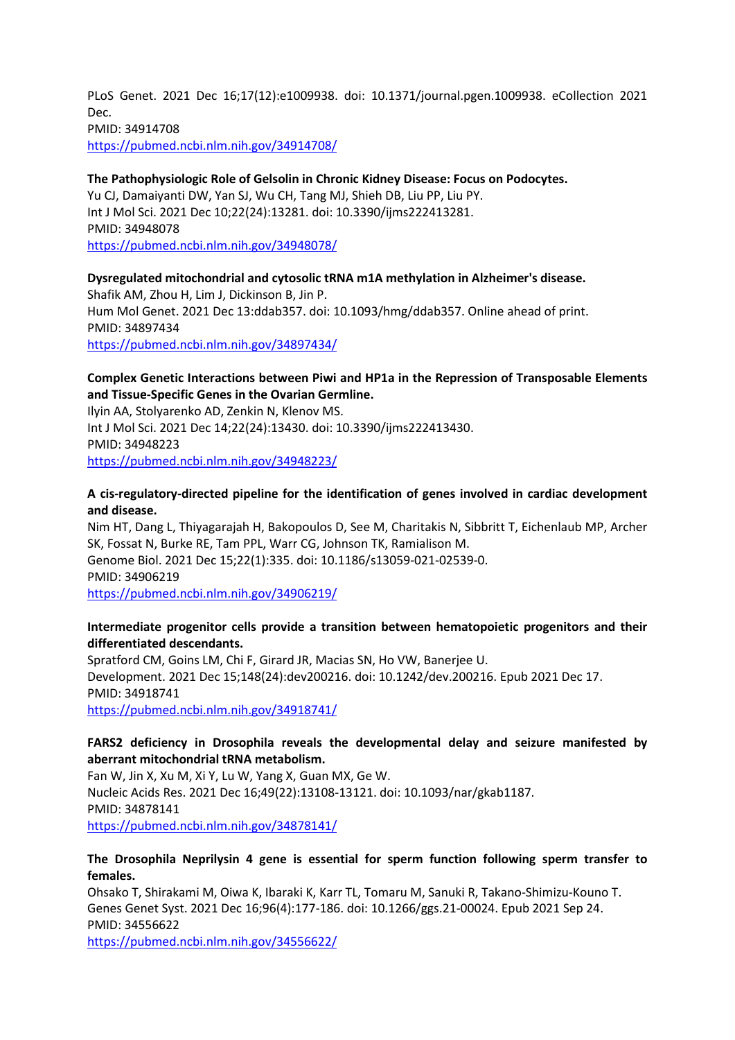PLoS Genet. 2021 Dec 16;17(12):e1009938. doi: 10.1371/journal.pgen.1009938. eCollection 2021 Dec.
PMID: 34914708
https://pubmed.ncbi.nlm.nih.gov/34914708/

**The Pathophysiologic Role of Gelsolin in Chronic Kidney Disease: Focus on Podocytes.**
Yu CJ, Damaiyanti DW, Yan SJ, Wu CH, Tang MJ, Shieh DB, Liu PP, Liu PY.
Int J Mol Sci. 2021 Dec 10;22(24):13281. doi: 10.3390/ijms222413281.
PMID: 34948078
https://pubmed.ncbi.nlm.nih.gov/34948078/

**Dysregulated mitochondrial and cytosolic tRNA m1A methylation in Alzheimer's disease.**
Shafik AM, Zhou H, Lim J, Dickinson B, Jin P.
Hum Mol Genet. 2021 Dec 13:ddab357. doi: 10.1093/hmg/ddab357. Online ahead of print.
PMID: 34897434
https://pubmed.ncbi.nlm.nih.gov/34897434/

**Complex Genetic Interactions between Piwi and HP1a in the Repression of Transposable Elements and Tissue-Specific Genes in the Ovarian Germline.**
Ilyin AA, Stolyarenko AD, Zenkin N, Klenov MS.
Int J Mol Sci. 2021 Dec 14;22(24):13430. doi: 10.3390/ijms222413430.
PMID: 34948223
https://pubmed.ncbi.nlm.nih.gov/34948223/

**A cis-regulatory-directed pipeline for the identification of genes involved in cardiac development and disease.**
Nim HT, Dang L, Thiyagarajah H, Bakopoulos D, See M, Charitakis N, Sibbritt T, Eichenlaub MP, Archer SK, Fossat N, Burke RE, Tam PPL, Warr CG, Johnson TK, Ramialison M.
Genome Biol. 2021 Dec 15;22(1):335. doi: 10.1186/s13059-021-02539-0.
PMID: 34906219
https://pubmed.ncbi.nlm.nih.gov/34906219/

**Intermediate progenitor cells provide a transition between hematopoietic progenitors and their differentiated descendants.**
Spratford CM, Goins LM, Chi F, Girard JR, Macias SN, Ho VW, Banerjee U.
Development. 2021 Dec 15;148(24):dev200216. doi: 10.1242/dev.200216. Epub 2021 Dec 17.
PMID: 34918741
https://pubmed.ncbi.nlm.nih.gov/34918741/

**FARS2 deficiency in Drosophila reveals the developmental delay and seizure manifested by aberrant mitochondrial tRNA metabolism.**
Fan W, Jin X, Xu M, Xi Y, Lu W, Yang X, Guan MX, Ge W.
Nucleic Acids Res. 2021 Dec 16;49(22):13108-13121. doi: 10.1093/nar/gkab1187.
PMID: 34878141
https://pubmed.ncbi.nlm.nih.gov/34878141/

**The Drosophila Neprilysin 4 gene is essential for sperm function following sperm transfer to females.**
Ohsako T, Shirakami M, Oiwa K, Ibaraki K, Karr TL, Tomaru M, Sanuki R, Takano-Shimizu-Kouno T.
Genes Genet Syst. 2021 Dec 16;96(4):177-186. doi: 10.1266/ggs.21-00024. Epub 2021 Sep 24.
PMID: 34556622
https://pubmed.ncbi.nlm.nih.gov/34556622/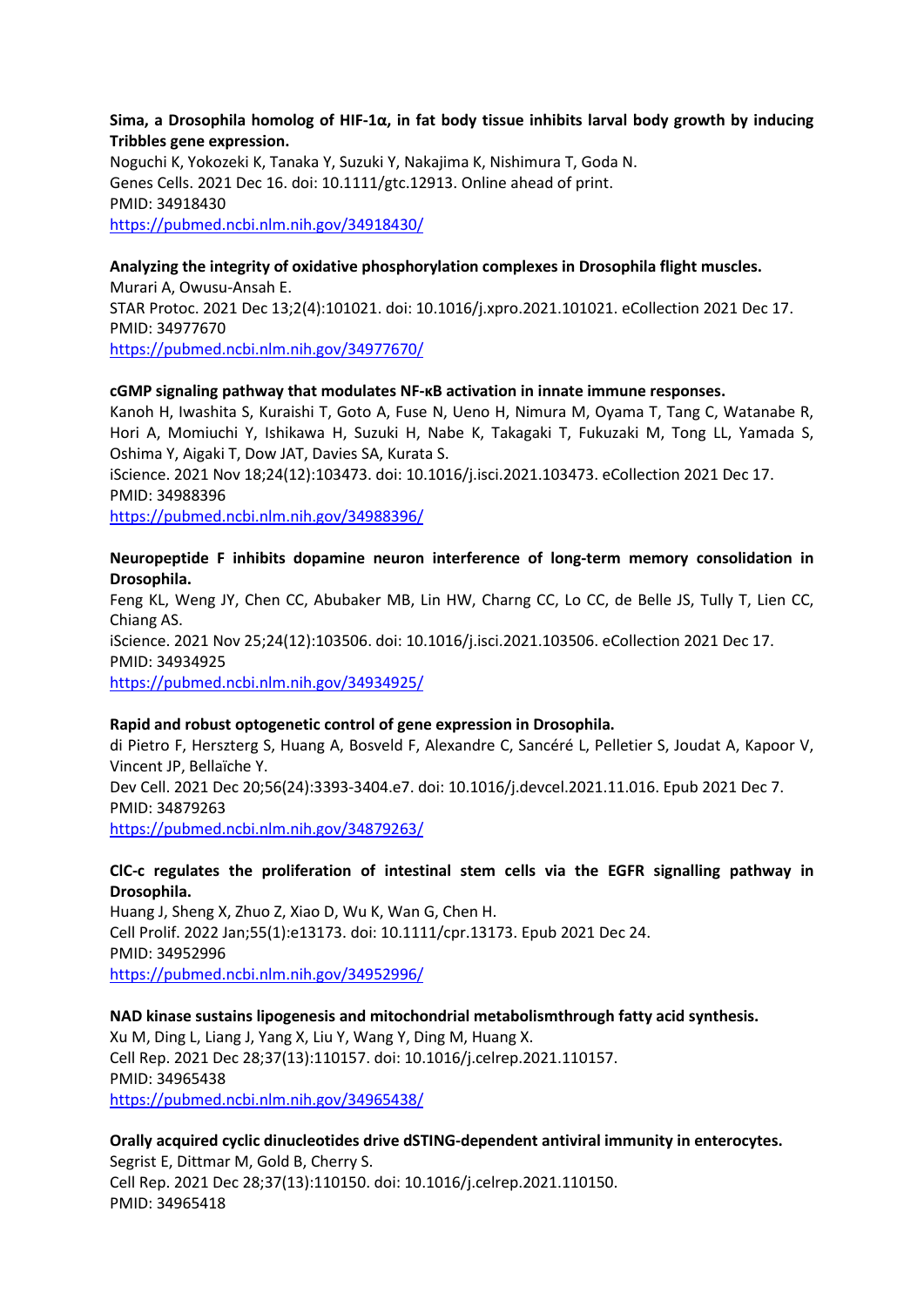**Sima, a Drosophila homolog of HIF-1α, in fat body tissue inhibits larval body growth by inducing Tribbles gene expression.**
Noguchi K, Yokozeki K, Tanaka Y, Suzuki Y, Nakajima K, Nishimura T, Goda N.
Genes Cells. 2021 Dec 16. doi: 10.1111/gtc.12913. Online ahead of print.
PMID: 34918430
https://pubmed.ncbi.nlm.nih.gov/34918430/

**Analyzing the integrity of oxidative phosphorylation complexes in Drosophila flight muscles.**
Murari A, Owusu-Ansah E.
STAR Protoc. 2021 Dec 13;2(4):101021. doi: 10.1016/j.xpro.2021.101021. eCollection 2021 Dec 17.
PMID: 34977670
https://pubmed.ncbi.nlm.nih.gov/34977670/

**cGMP signaling pathway that modulates NF-κB activation in innate immune responses.**
Kanoh H, Iwashita S, Kuraishi T, Goto A, Fuse N, Ueno H, Nimura M, Oyama T, Tang C, Watanabe R, Hori A, Momiuchi Y, Ishikawa H, Suzuki H, Nabe K, Takagaki T, Fukuzaki M, Tong LL, Yamada S, Oshima Y, Aigaki T, Dow JAT, Davies SA, Kurata S.
iScience. 2021 Nov 18;24(12):103473. doi: 10.1016/j.isci.2021.103473. eCollection 2021 Dec 17.
PMID: 34988396
https://pubmed.ncbi.nlm.nih.gov/34988396/

**Neuropeptide F inhibits dopamine neuron interference of long-term memory consolidation in Drosophila.**
Feng KL, Weng JY, Chen CC, Abubaker MB, Lin HW, Charng CC, Lo CC, de Belle JS, Tully T, Lien CC, Chiang AS.
iScience. 2021 Nov 25;24(12):103506. doi: 10.1016/j.isci.2021.103506. eCollection 2021 Dec 17.
PMID: 34934925
https://pubmed.ncbi.nlm.nih.gov/34934925/

**Rapid and robust optogenetic control of gene expression in Drosophila.**
di Pietro F, Herszterg S, Huang A, Bosveld F, Alexandre C, Sancéré L, Pelletier S, Joudat A, Kapoor V, Vincent JP, Bellaïche Y.
Dev Cell. 2021 Dec 20;56(24):3393-3404.e7. doi: 10.1016/j.devcel.2021.11.016. Epub 2021 Dec 7.
PMID: 34879263
https://pubmed.ncbi.nlm.nih.gov/34879263/

**ClC-c regulates the proliferation of intestinal stem cells via the EGFR signalling pathway in Drosophila.**
Huang J, Sheng X, Zhuo Z, Xiao D, Wu K, Wan G, Chen H.
Cell Prolif. 2022 Jan;55(1):e13173. doi: 10.1111/cpr.13173. Epub 2021 Dec 24.
PMID: 34952996
https://pubmed.ncbi.nlm.nih.gov/34952996/

**NAD kinase sustains lipogenesis and mitochondrial metabolismthrough fatty acid synthesis.**
Xu M, Ding L, Liang J, Yang X, Liu Y, Wang Y, Ding M, Huang X.
Cell Rep. 2021 Dec 28;37(13):110157. doi: 10.1016/j.celrep.2021.110157.
PMID: 34965438
https://pubmed.ncbi.nlm.nih.gov/34965438/

**Orally acquired cyclic dinucleotides drive dSTING-dependent antiviral immunity in enterocytes.**
Segrist E, Dittmar M, Gold B, Cherry S.
Cell Rep. 2021 Dec 28;37(13):110150. doi: 10.1016/j.celrep.2021.110150.
PMID: 34965418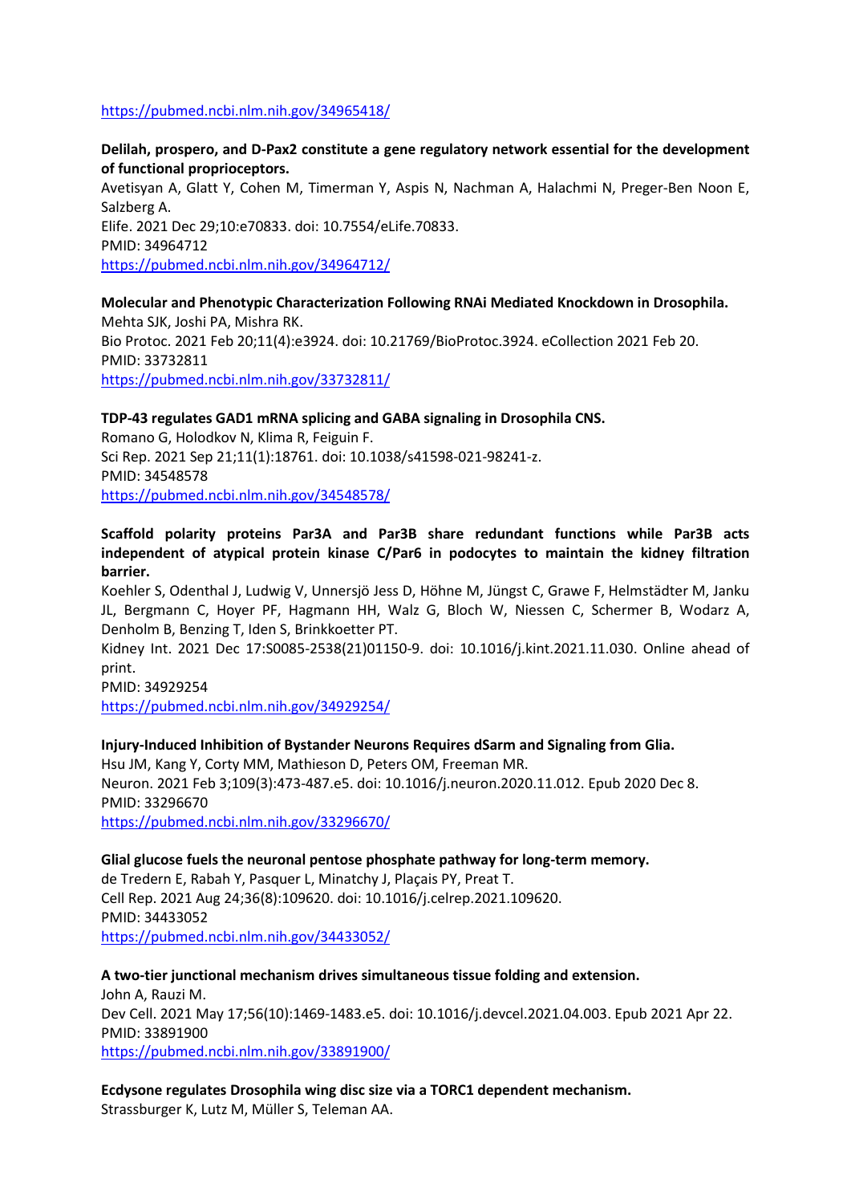https://pubmed.ncbi.nlm.nih.gov/34965418/

**Delilah, prospero, and D-Pax2 constitute a gene regulatory network essential for the development of functional proprioceptors.**
Avetisyan A, Glatt Y, Cohen M, Timerman Y, Aspis N, Nachman A, Halachmi N, Preger-Ben Noon E, Salzberg A.
Elife. 2021 Dec 29;10:e70833. doi: 10.7554/eLife.70833.
PMID: 34964712
https://pubmed.ncbi.nlm.nih.gov/34964712/

**Molecular and Phenotypic Characterization Following RNAi Mediated Knockdown in Drosophila.**
Mehta SJK, Joshi PA, Mishra RK.
Bio Protoc. 2021 Feb 20;11(4):e3924. doi: 10.21769/BioProtoc.3924. eCollection 2021 Feb 20.
PMID: 33732811
https://pubmed.ncbi.nlm.nih.gov/33732811/

**TDP-43 regulates GAD1 mRNA splicing and GABA signaling in Drosophila CNS.**
Romano G, Holodkov N, Klima R, Feiguin F.
Sci Rep. 2021 Sep 21;11(1):18761. doi: 10.1038/s41598-021-98241-z.
PMID: 34548578
https://pubmed.ncbi.nlm.nih.gov/34548578/

**Scaffold polarity proteins Par3A and Par3B share redundant functions while Par3B acts independent of atypical protein kinase C/Par6 in podocytes to maintain the kidney filtration barrier.**
Koehler S, Odenthal J, Ludwig V, Unnersjö Jess D, Höhne M, Jüngst C, Grawe F, Helmstädter M, Janku JL, Bergmann C, Hoyer PF, Hagmann HH, Walz G, Bloch W, Niessen C, Schermer B, Wodarz A, Denholm B, Benzing T, Iden S, Brinkkoetter PT.
Kidney Int. 2021 Dec 17:S0085-2538(21)01150-9. doi: 10.1016/j.kint.2021.11.030. Online ahead of print.
PMID: 34929254
https://pubmed.ncbi.nlm.nih.gov/34929254/

**Injury-Induced Inhibition of Bystander Neurons Requires dSarm and Signaling from Glia.**
Hsu JM, Kang Y, Corty MM, Mathieson D, Peters OM, Freeman MR.
Neuron. 2021 Feb 3;109(3):473-487.e5. doi: 10.1016/j.neuron.2020.11.012. Epub 2020 Dec 8.
PMID: 33296670
https://pubmed.ncbi.nlm.nih.gov/33296670/

**Glial glucose fuels the neuronal pentose phosphate pathway for long-term memory.**
de Tredern E, Rabah Y, Pasquer L, Minatchy J, Plaçais PY, Preat T.
Cell Rep. 2021 Aug 24;36(8):109620. doi: 10.1016/j.celrep.2021.109620.
PMID: 34433052
https://pubmed.ncbi.nlm.nih.gov/34433052/

**A two-tier junctional mechanism drives simultaneous tissue folding and extension.**
John A, Rauzi M.
Dev Cell. 2021 May 17;56(10):1469-1483.e5. doi: 10.1016/j.devcel.2021.04.003. Epub 2021 Apr 22.
PMID: 33891900
https://pubmed.ncbi.nlm.nih.gov/33891900/

**Ecdysone regulates Drosophila wing disc size via a TORC1 dependent mechanism.**
Strassburger K, Lutz M, Müller S, Teleman AA.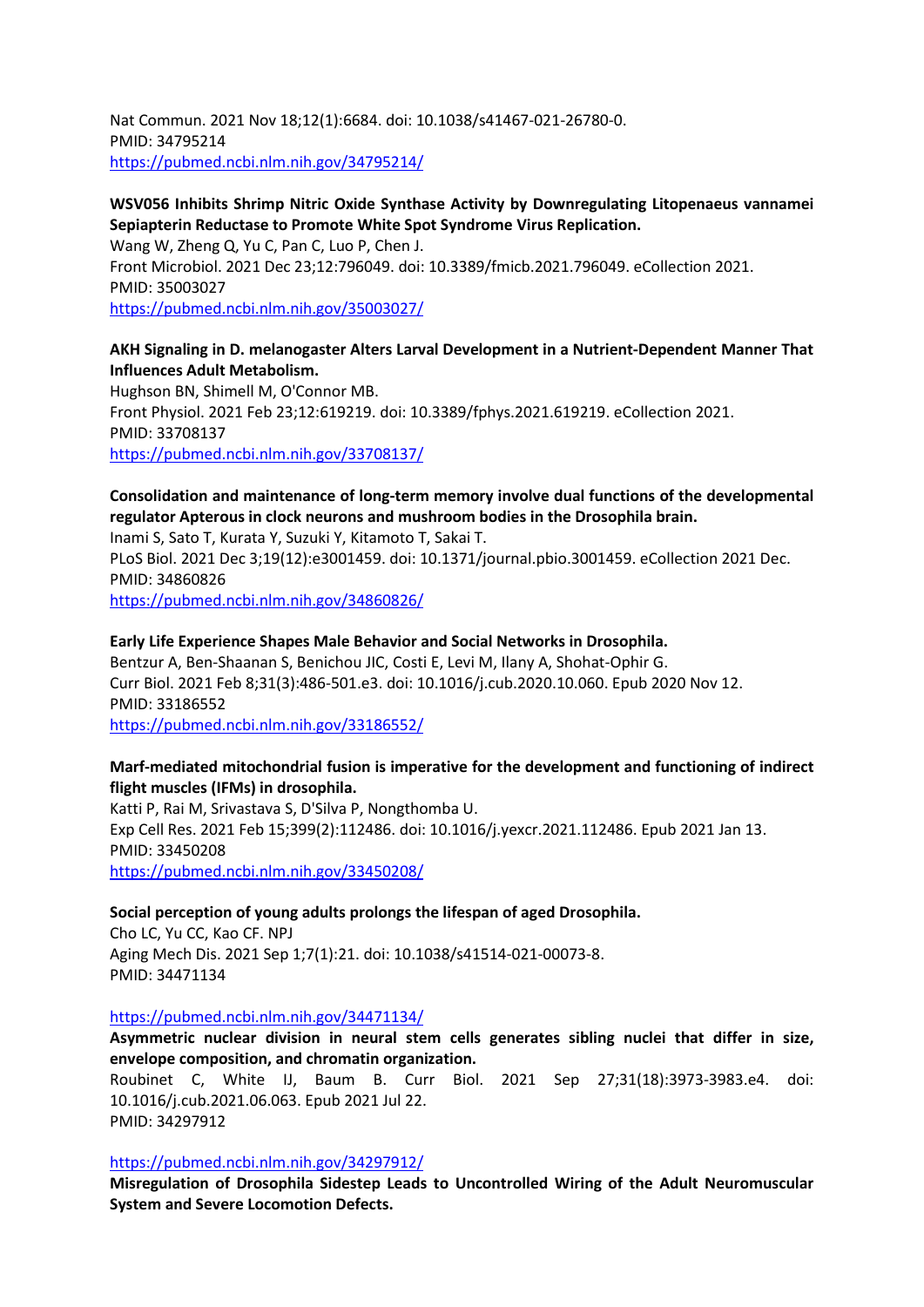Nat Commun. 2021 Nov 18;12(1):6684. doi: 10.1038/s41467-021-26780-0.
PMID: 34795214
https://pubmed.ncbi.nlm.nih.gov/34795214/

**WSV056 Inhibits Shrimp Nitric Oxide Synthase Activity by Downregulating Litopenaeus vannamei Sepiapterin Reductase to Promote White Spot Syndrome Virus Replication.**
Wang W, Zheng Q, Yu C, Pan C, Luo P, Chen J.
Front Microbiol. 2021 Dec 23;12:796049. doi: 10.3389/fmicb.2021.796049. eCollection 2021.
PMID: 35003027
https://pubmed.ncbi.nlm.nih.gov/35003027/

**AKH Signaling in D. melanogaster Alters Larval Development in a Nutrient-Dependent Manner That Influences Adult Metabolism.**
Hughson BN, Shimell M, O'Connor MB.
Front Physiol. 2021 Feb 23;12:619219. doi: 10.3389/fphys.2021.619219. eCollection 2021.
PMID: 33708137
https://pubmed.ncbi.nlm.nih.gov/33708137/

**Consolidation and maintenance of long-term memory involve dual functions of the developmental regulator Apterous in clock neurons and mushroom bodies in the Drosophila brain.**
Inami S, Sato T, Kurata Y, Suzuki Y, Kitamoto T, Sakai T.
PLoS Biol. 2021 Dec 3;19(12):e3001459. doi: 10.1371/journal.pbio.3001459. eCollection 2021 Dec.
PMID: 34860826
https://pubmed.ncbi.nlm.nih.gov/34860826/

**Early Life Experience Shapes Male Behavior and Social Networks in Drosophila.**
Bentzur A, Ben-Shaanan S, Benichou JIC, Costi E, Levi M, Ilany A, Shohat-Ophir G.
Curr Biol. 2021 Feb 8;31(3):486-501.e3. doi: 10.1016/j.cub.2020.10.060. Epub 2020 Nov 12.
PMID: 33186552
https://pubmed.ncbi.nlm.nih.gov/33186552/

**Marf-mediated mitochondrial fusion is imperative for the development and functioning of indirect flight muscles (IFMs) in drosophila.**
Katti P, Rai M, Srivastava S, D'Silva P, Nongthomba U.
Exp Cell Res. 2021 Feb 15;399(2):112486. doi: 10.1016/j.yexcr.2021.112486. Epub 2021 Jan 13.
PMID: 33450208
https://pubmed.ncbi.nlm.nih.gov/33450208/

**Social perception of young adults prolongs the lifespan of aged Drosophila.**
Cho LC, Yu CC, Kao CF. NPJ
Aging Mech Dis. 2021 Sep 1;7(1):21. doi: 10.1038/s41514-021-00073-8.
PMID: 34471134

https://pubmed.ncbi.nlm.nih.gov/34471134/

**Asymmetric nuclear division in neural stem cells generates sibling nuclei that differ in size, envelope composition, and chromatin organization.**
Roubinet C, White IJ, Baum B. Curr Biol. 2021 Sep 27;31(18):3973-3983.e4. doi: 10.1016/j.cub.2021.06.063. Epub 2021 Jul 22.
PMID: 34297912

https://pubmed.ncbi.nlm.nih.gov/34297912/

**Misregulation of Drosophila Sidestep Leads to Uncontrolled Wiring of the Adult Neuromuscular System and Severe Locomotion Defects.**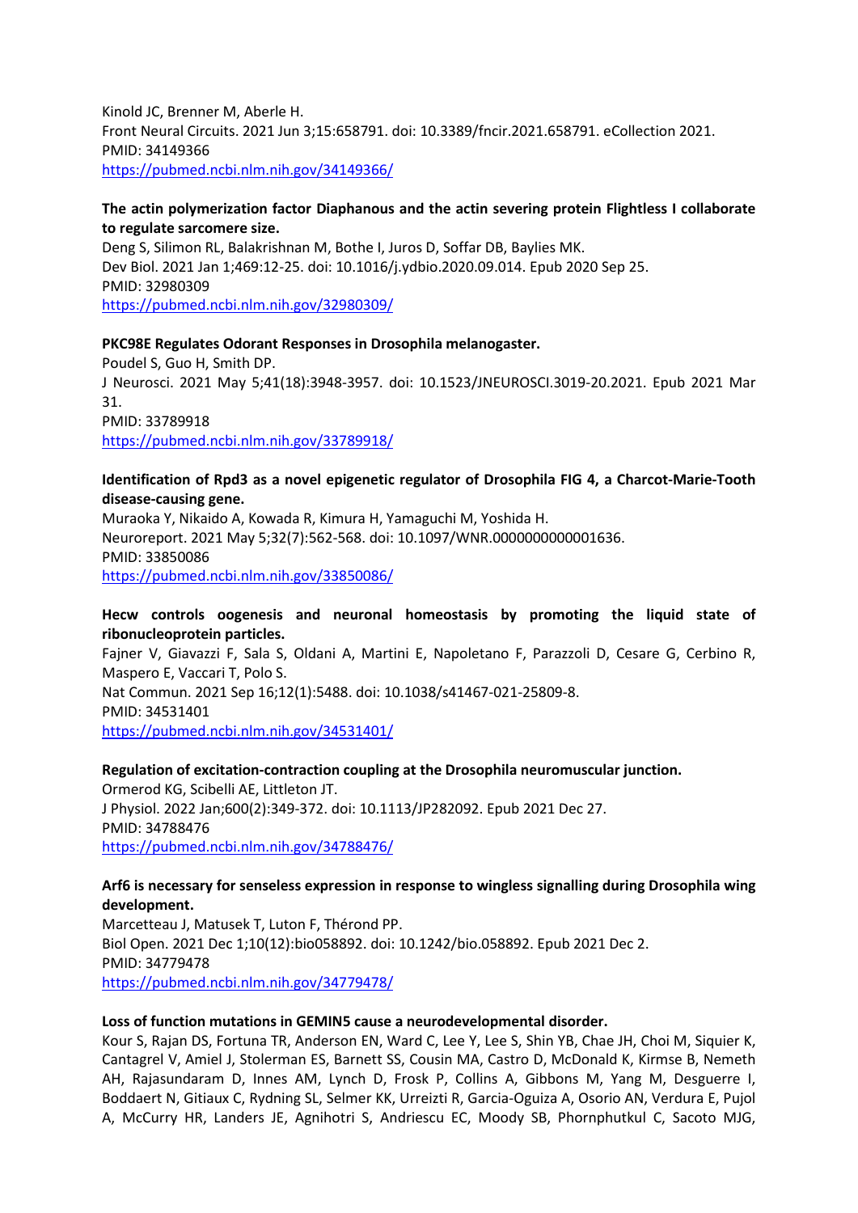Kinold JC, Brenner M, Aberle H.
Front Neural Circuits. 2021 Jun 3;15:658791. doi: 10.3389/fncir.2021.658791. eCollection 2021.
PMID: 34149366
https://pubmed.ncbi.nlm.nih.gov/34149366/

**The actin polymerization factor Diaphanous and the actin severing protein Flightless I collaborate to regulate sarcomere size.**
Deng S, Silimon RL, Balakrishnan M, Bothe I, Juros D, Soffar DB, Baylies MK.
Dev Biol. 2021 Jan 1;469:12-25. doi: 10.1016/j.ydbio.2020.09.014. Epub 2020 Sep 25.
PMID: 32980309
https://pubmed.ncbi.nlm.nih.gov/32980309/

**PKC98E Regulates Odorant Responses in Drosophila melanogaster.**
Poudel S, Guo H, Smith DP.
J Neurosci. 2021 May 5;41(18):3948-3957. doi: 10.1523/JNEUROSCI.3019-20.2021. Epub 2021 Mar 31.
PMID: 33789918
https://pubmed.ncbi.nlm.nih.gov/33789918/

**Identification of Rpd3 as a novel epigenetic regulator of Drosophila FIG 4, a Charcot-Marie-Tooth disease-causing gene.**
Muraoka Y, Nikaido A, Kowada R, Kimura H, Yamaguchi M, Yoshida H.
Neuroreport. 2021 May 5;32(7):562-568. doi: 10.1097/WNR.0000000000001636.
PMID: 33850086
https://pubmed.ncbi.nlm.nih.gov/33850086/

**Hecw controls oogenesis and neuronal homeostasis by promoting the liquid state of ribonucleoprotein particles.**
Fajner V, Giavazzi F, Sala S, Oldani A, Martini E, Napoletano F, Parazzoli D, Cesare G, Cerbino R, Maspero E, Vaccari T, Polo S.
Nat Commun. 2021 Sep 16;12(1):5488. doi: 10.1038/s41467-021-25809-8.
PMID: 34531401
https://pubmed.ncbi.nlm.nih.gov/34531401/

**Regulation of excitation-contraction coupling at the Drosophila neuromuscular junction.**
Ormerod KG, Scibelli AE, Littleton JT.
J Physiol. 2022 Jan;600(2):349-372. doi: 10.1113/JP282092. Epub 2021 Dec 27.
PMID: 34788476
https://pubmed.ncbi.nlm.nih.gov/34788476/

**Arf6 is necessary for senseless expression in response to wingless signalling during Drosophila wing development.**
Marcetteau J, Matusek T, Luton F, Thérond PP.
Biol Open. 2021 Dec 1;10(12):bio058892. doi: 10.1242/bio.058892. Epub 2021 Dec 2.
PMID: 34779478
https://pubmed.ncbi.nlm.nih.gov/34779478/

**Loss of function mutations in GEMIN5 cause a neurodevelopmental disorder.**
Kour S, Rajan DS, Fortuna TR, Anderson EN, Ward C, Lee Y, Lee S, Shin YB, Chae JH, Choi M, Siquier K, Cantagrel V, Amiel J, Stolerman ES, Barnett SS, Cousin MA, Castro D, McDonald K, Kirmse B, Nemeth AH, Rajasundaram D, Innes AM, Lynch D, Frosk P, Collins A, Gibbons M, Yang M, Desguerre I, Boddaert N, Gitiaux C, Rydning SL, Selmer KK, Urreizti R, Garcia-Oguiza A, Osorio AN, Verdura E, Pujol A, McCurry HR, Landers JE, Agnihotri S, Andriescu EC, Moody SB, Phornphutkul C, Sacoto MJG,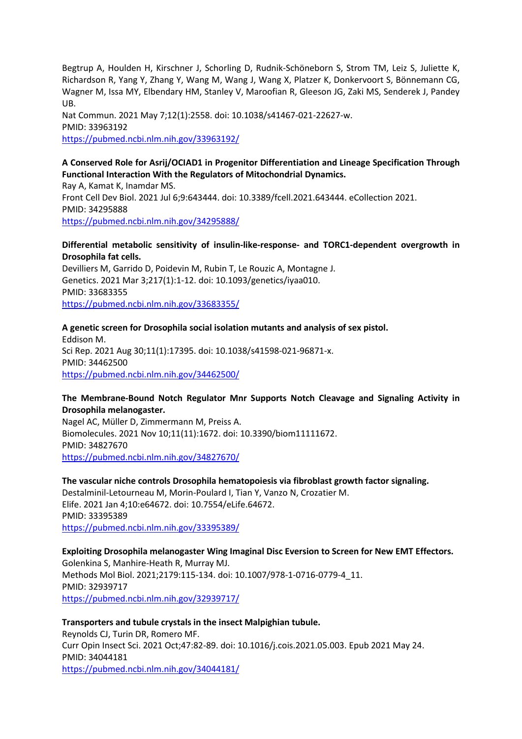Begtrup A, Houlden H, Kirschner J, Schorling D, Rudnik-Schöneborn S, Strom TM, Leiz S, Juliette K, Richardson R, Yang Y, Zhang Y, Wang M, Wang J, Wang X, Platzer K, Donkervoort S, Bönnemann CG, Wagner M, Issa MY, Elbendary HM, Stanley V, Maroofian R, Gleeson JG, Zaki MS, Senderek J, Pandey UB.
Nat Commun. 2021 May 7;12(1):2558. doi: 10.1038/s41467-021-22627-w.
PMID: 33963192
https://pubmed.ncbi.nlm.nih.gov/33963192/

**A Conserved Role for Asrij/OCIAD1 in Progenitor Differentiation and Lineage Specification Through Functional Interaction With the Regulators of Mitochondrial Dynamics.**
Ray A, Kamat K, Inamdar MS.
Front Cell Dev Biol. 2021 Jul 6;9:643444. doi: 10.3389/fcell.2021.643444. eCollection 2021.
PMID: 34295888
https://pubmed.ncbi.nlm.nih.gov/34295888/

**Differential metabolic sensitivity of insulin-like-response- and TORC1-dependent overgrowth in Drosophila fat cells.**
Devilliers M, Garrido D, Poidevin M, Rubin T, Le Rouzic A, Montagne J.
Genetics. 2021 Mar 3;217(1):1-12. doi: 10.1093/genetics/iyaa010.
PMID: 33683355
https://pubmed.ncbi.nlm.nih.gov/33683355/

**A genetic screen for Drosophila social isolation mutants and analysis of sex pistol.**
Eddison M.
Sci Rep. 2021 Aug 30;11(1):17395. doi: 10.1038/s41598-021-96871-x.
PMID: 34462500
https://pubmed.ncbi.nlm.nih.gov/34462500/

**The Membrane-Bound Notch Regulator Mnr Supports Notch Cleavage and Signaling Activity in Drosophila melanogaster.**
Nagel AC, Müller D, Zimmermann M, Preiss A.
Biomolecules. 2021 Nov 10;11(11):1672. doi: 10.3390/biom11111672.
PMID: 34827670
https://pubmed.ncbi.nlm.nih.gov/34827670/

**The vascular niche controls Drosophila hematopoiesis via fibroblast growth factor signaling.**
Destalminil-Letourneau M, Morin-Poulard I, Tian Y, Vanzo N, Crozatier M.
Elife. 2021 Jan 4;10:e64672. doi: 10.7554/eLife.64672.
PMID: 33395389
https://pubmed.ncbi.nlm.nih.gov/33395389/

**Exploiting Drosophila melanogaster Wing Imaginal Disc Eversion to Screen for New EMT Effectors.**
Golenkina S, Manhire-Heath R, Murray MJ.
Methods Mol Biol. 2021;2179:115-134. doi: 10.1007/978-1-0716-0779-4_11.
PMID: 32939717
https://pubmed.ncbi.nlm.nih.gov/32939717/

**Transporters and tubule crystals in the insect Malpighian tubule.**
Reynolds CJ, Turin DR, Romero MF.
Curr Opin Insect Sci. 2021 Oct;47:82-89. doi: 10.1016/j.cois.2021.05.003. Epub 2021 May 24.
PMID: 34044181
https://pubmed.ncbi.nlm.nih.gov/34044181/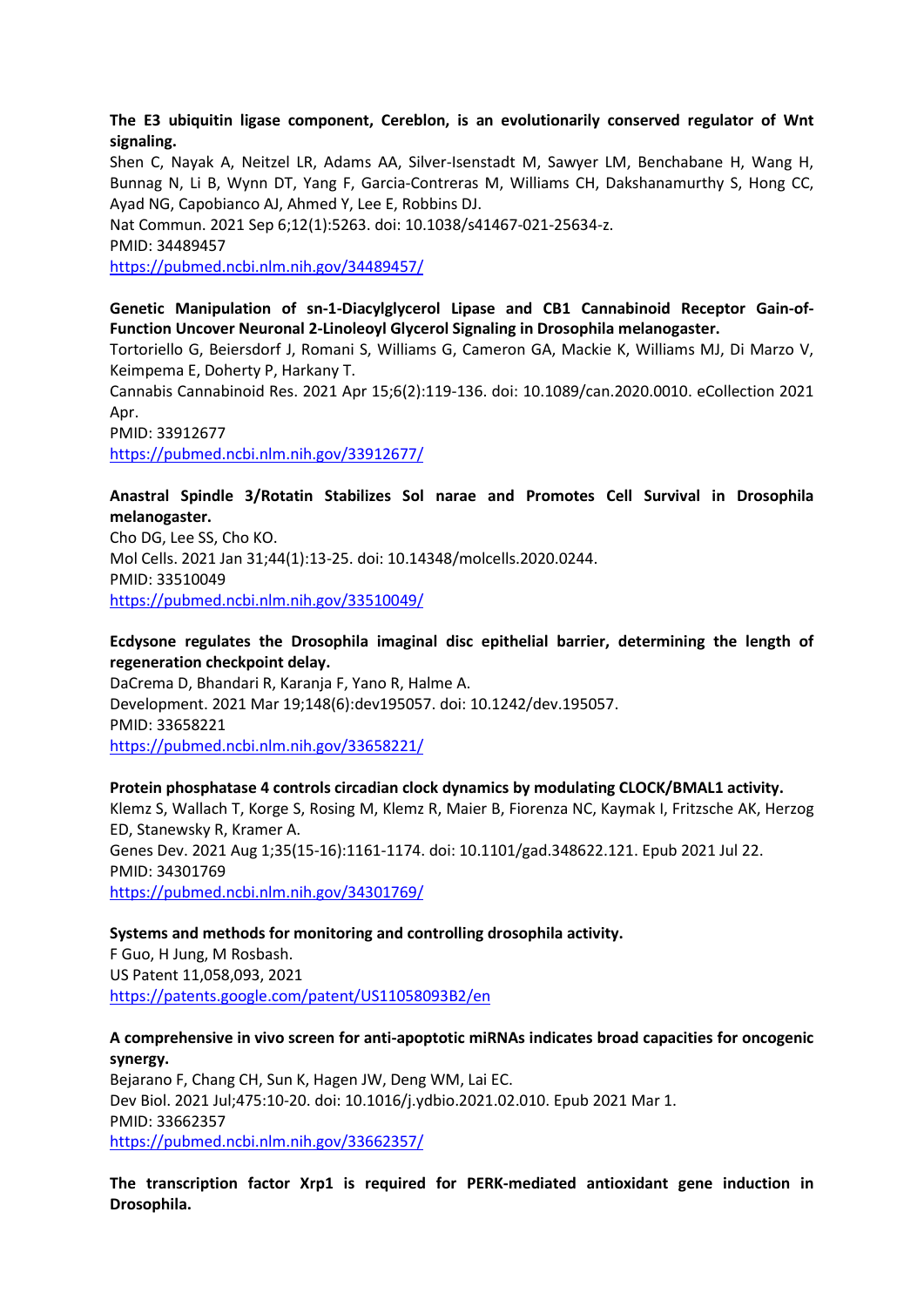**The E3 ubiquitin ligase component, Cereblon, is an evolutionarily conserved regulator of Wnt signaling.**
Shen C, Nayak A, Neitzel LR, Adams AA, Silver-Isenstadt M, Sawyer LM, Benchabane H, Wang H, Bunnag N, Li B, Wynn DT, Yang F, Garcia-Contreras M, Williams CH, Dakshanamurthy S, Hong CC, Ayad NG, Capobianco AJ, Ahmed Y, Lee E, Robbins DJ.
Nat Commun. 2021 Sep 6;12(1):5263. doi: 10.1038/s41467-021-25634-z.
PMID: 34489457
https://pubmed.ncbi.nlm.nih.gov/34489457/

**Genetic Manipulation of sn-1-Diacylglycerol Lipase and CB1 Cannabinoid Receptor Gain-of-Function Uncover Neuronal 2-Linoleoyl Glycerol Signaling in Drosophila melanogaster.**
Tortoriello G, Beiersdorf J, Romani S, Williams G, Cameron GA, Mackie K, Williams MJ, Di Marzo V, Keimpema E, Doherty P, Harkany T.
Cannabis Cannabinoid Res. 2021 Apr 15;6(2):119-136. doi: 10.1089/can.2020.0010. eCollection 2021 Apr.
PMID: 33912677
https://pubmed.ncbi.nlm.nih.gov/33912677/

**Anastral Spindle 3/Rotatin Stabilizes Sol narae and Promotes Cell Survival in Drosophila melanogaster.**
Cho DG, Lee SS, Cho KO.
Mol Cells. 2021 Jan 31;44(1):13-25. doi: 10.14348/molcells.2020.0244.
PMID: 33510049
https://pubmed.ncbi.nlm.nih.gov/33510049/

**Ecdysone regulates the Drosophila imaginal disc epithelial barrier, determining the length of regeneration checkpoint delay.**
DaCrema D, Bhandari R, Karanja F, Yano R, Halme A.
Development. 2021 Mar 19;148(6):dev195057. doi: 10.1242/dev.195057.
PMID: 33658221
https://pubmed.ncbi.nlm.nih.gov/33658221/

**Protein phosphatase 4 controls circadian clock dynamics by modulating CLOCK/BMAL1 activity.**
Klemz S, Wallach T, Korge S, Rosing M, Klemz R, Maier B, Fiorenza NC, Kaymak I, Fritzsche AK, Herzog ED, Stanewsky R, Kramer A.
Genes Dev. 2021 Aug 1;35(15-16):1161-1174. doi: 10.1101/gad.348622.121. Epub 2021 Jul 22.
PMID: 34301769
https://pubmed.ncbi.nlm.nih.gov/34301769/

**Systems and methods for monitoring and controlling drosophila activity.**
F Guo, H Jung, M Rosbash.
US Patent 11,058,093, 2021
https://patents.google.com/patent/US11058093B2/en

**A comprehensive in vivo screen for anti-apoptotic miRNAs indicates broad capacities for oncogenic synergy.**
Bejarano F, Chang CH, Sun K, Hagen JW, Deng WM, Lai EC.
Dev Biol. 2021 Jul;475:10-20. doi: 10.1016/j.ydbio.2021.02.010. Epub 2021 Mar 1.
PMID: 33662357
https://pubmed.ncbi.nlm.nih.gov/33662357/

**The transcription factor Xrp1 is required for PERK-mediated antioxidant gene induction in Drosophila.**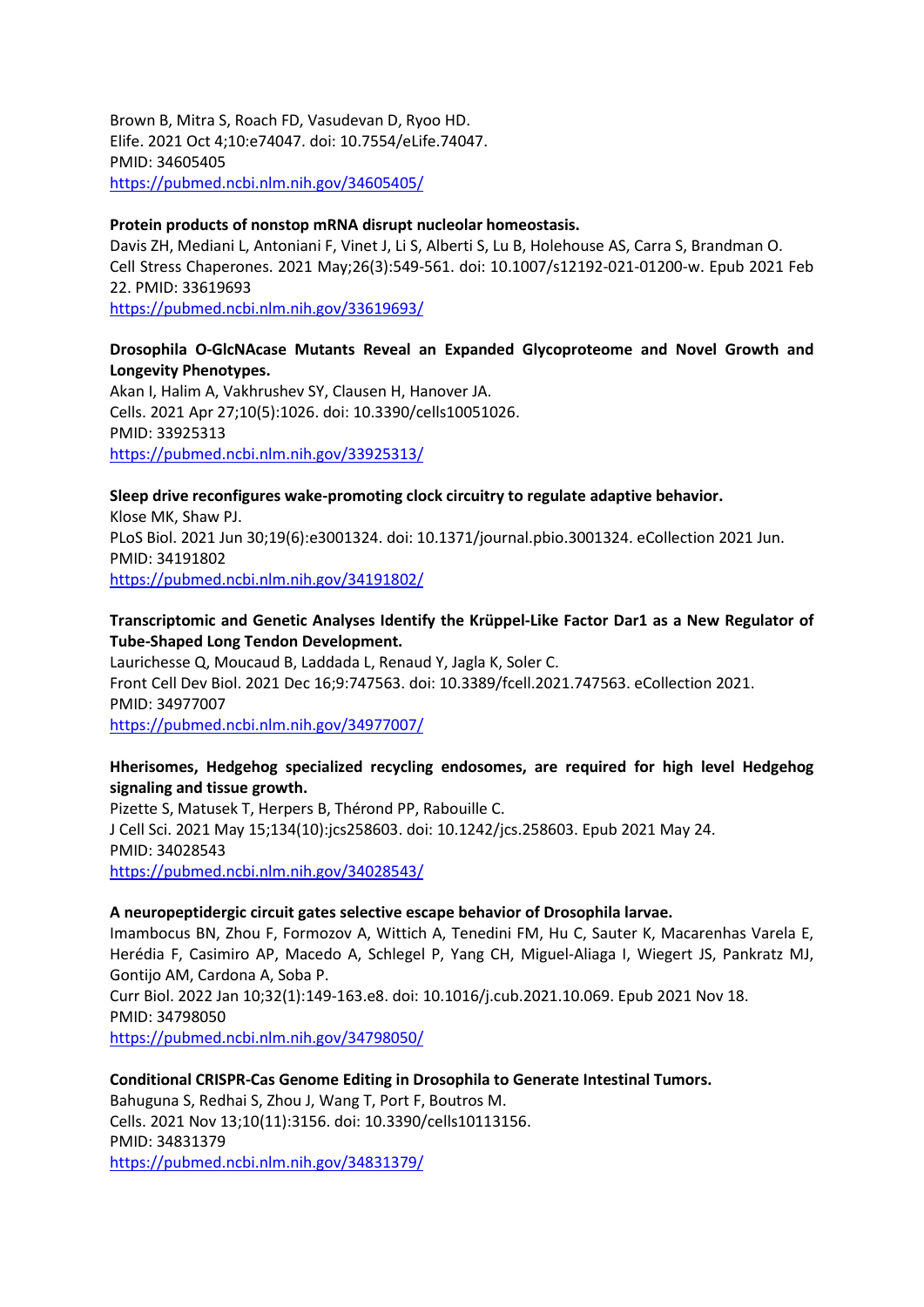Brown B, Mitra S, Roach FD, Vasudevan D, Ryoo HD.
Elife. 2021 Oct 4;10:e74047. doi: 10.7554/eLife.74047.
PMID: 34605405
https://pubmed.ncbi.nlm.nih.gov/34605405/

**Protein products of nonstop mRNA disrupt nucleolar homeostasis.**
Davis ZH, Mediani L, Antoniani F, Vinet J, Li S, Alberti S, Lu B, Holehouse AS, Carra S, Brandman O.
Cell Stress Chaperones. 2021 May;26(3):549-561. doi: 10.1007/s12192-021-01200-w. Epub 2021 Feb 22. PMID: 33619693
https://pubmed.ncbi.nlm.nih.gov/33619693/

**Drosophila O-GlcNAcase Mutants Reveal an Expanded Glycoproteome and Novel Growth and Longevity Phenotypes.**
Akan I, Halim A, Vakhrushev SY, Clausen H, Hanover JA.
Cells. 2021 Apr 27;10(5):1026. doi: 10.3390/cells10051026.
PMID: 33925313
https://pubmed.ncbi.nlm.nih.gov/33925313/

**Sleep drive reconfigures wake-promoting clock circuitry to regulate adaptive behavior.**
Klose MK, Shaw PJ.
PLoS Biol. 2021 Jun 30;19(6):e3001324. doi: 10.1371/journal.pbio.3001324. eCollection 2021 Jun.
PMID: 34191802
https://pubmed.ncbi.nlm.nih.gov/34191802/

**Transcriptomic and Genetic Analyses Identify the Krüppel-Like Factor Dar1 as a New Regulator of Tube-Shaped Long Tendon Development.**
Laurichesse Q, Moucaud B, Laddada L, Renaud Y, Jagla K, Soler C.
Front Cell Dev Biol. 2021 Dec 16;9:747563. doi: 10.3389/fcell.2021.747563. eCollection 2021.
PMID: 34977007
https://pubmed.ncbi.nlm.nih.gov/34977007/

**Hherisomes, Hedgehog specialized recycling endosomes, are required for high level Hedgehog signaling and tissue growth.**
Pizette S, Matusek T, Herpers B, Thérond PP, Rabouille C.
J Cell Sci. 2021 May 15;134(10):jcs258603. doi: 10.1242/jcs.258603. Epub 2021 May 24.
PMID: 34028543
https://pubmed.ncbi.nlm.nih.gov/34028543/

**A neuropeptidergic circuit gates selective escape behavior of Drosophila larvae.**
Imambocus BN, Zhou F, Formozov A, Wittich A, Tenedini FM, Hu C, Sauter K, Macarenhas Varela E, Herédia F, Casimiro AP, Macedo A, Schlegel P, Yang CH, Miguel-Aliaga I, Wiegert JS, Pankratz MJ, Gontijo AM, Cardona A, Soba P.
Curr Biol. 2022 Jan 10;32(1):149-163.e8. doi: 10.1016/j.cub.2021.10.069. Epub 2021 Nov 18.
PMID: 34798050
https://pubmed.ncbi.nlm.nih.gov/34798050/

**Conditional CRISPR-Cas Genome Editing in Drosophila to Generate Intestinal Tumors.**
Bahuguna S, Redhai S, Zhou J, Wang T, Port F, Boutros M.
Cells. 2021 Nov 13;10(11):3156. doi: 10.3390/cells10113156.
PMID: 34831379
https://pubmed.ncbi.nlm.nih.gov/34831379/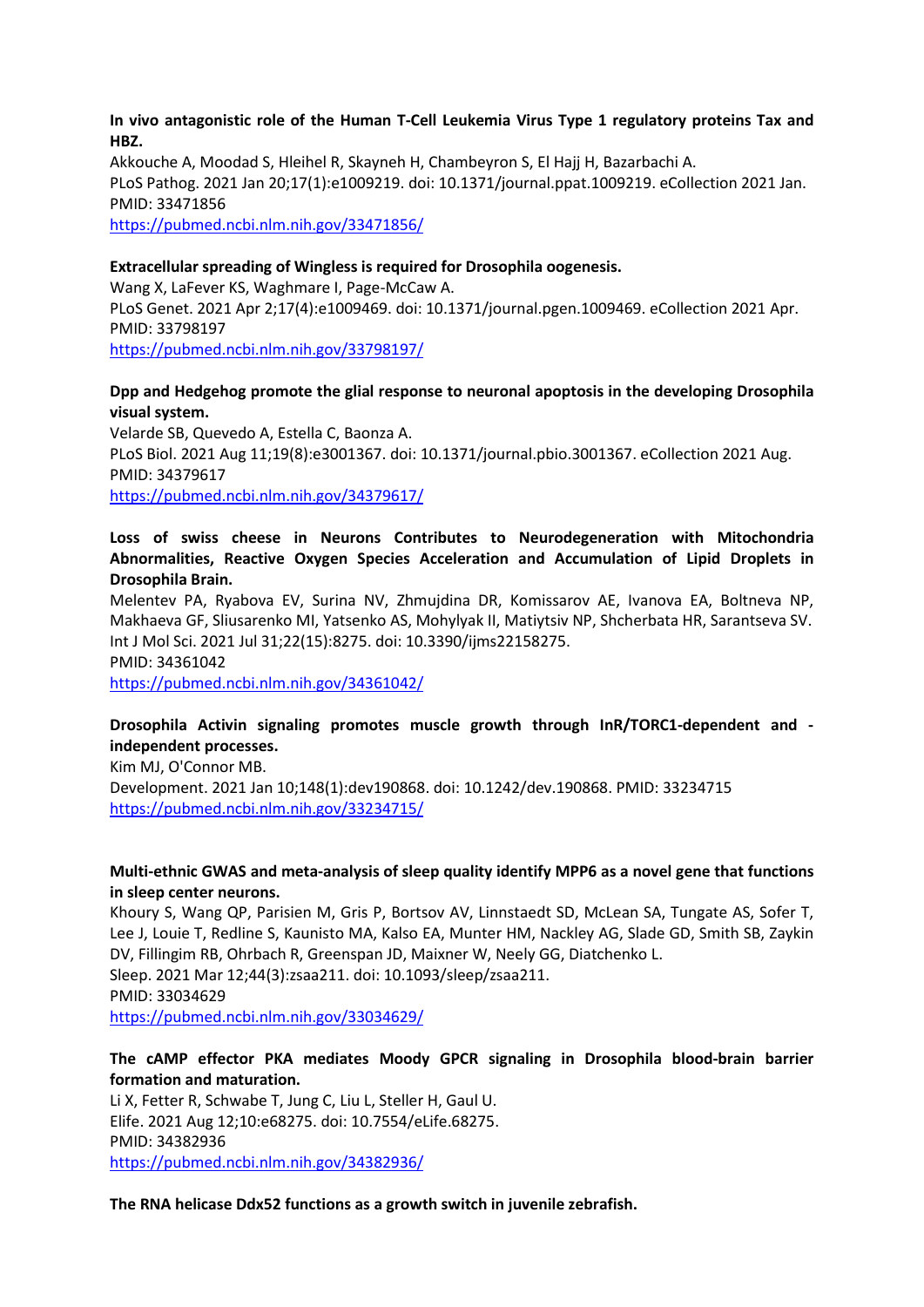**In vivo antagonistic role of the Human T-Cell Leukemia Virus Type 1 regulatory proteins Tax and HBZ.**
Akkouche A, Moodad S, Hleihel R, Skayneh H, Chambeyron S, El Hajj H, Bazarbachi A.
PLoS Pathog. 2021 Jan 20;17(1):e1009219. doi: 10.1371/journal.ppat.1009219. eCollection 2021 Jan.
PMID: 33471856
https://pubmed.ncbi.nlm.nih.gov/33471856/

**Extracellular spreading of Wingless is required for Drosophila oogenesis.**
Wang X, LaFever KS, Waghmare I, Page-McCaw A.
PLoS Genet. 2021 Apr 2;17(4):e1009469. doi: 10.1371/journal.pgen.1009469. eCollection 2021 Apr.
PMID: 33798197
https://pubmed.ncbi.nlm.nih.gov/33798197/

**Dpp and Hedgehog promote the glial response to neuronal apoptosis in the developing Drosophila visual system.**
Velarde SB, Quevedo A, Estella C, Baonza A.
PLoS Biol. 2021 Aug 11;19(8):e3001367. doi: 10.1371/journal.pbio.3001367. eCollection 2021 Aug.
PMID: 34379617
https://pubmed.ncbi.nlm.nih.gov/34379617/

**Loss of swiss cheese in Neurons Contributes to Neurodegeneration with Mitochondria Abnormalities, Reactive Oxygen Species Acceleration and Accumulation of Lipid Droplets in Drosophila Brain.**
Melentev PA, Ryabova EV, Surina NV, Zhmujdina DR, Komissarov AE, Ivanova EA, Boltneva NP, Makhaeva GF, Sliusarenko MI, Yatsenko AS, Mohylyak II, Matiytsiv NP, Shcherbata HR, Sarantseva SV.
Int J Mol Sci. 2021 Jul 31;22(15):8275. doi: 10.3390/ijms22158275.
PMID: 34361042
https://pubmed.ncbi.nlm.nih.gov/34361042/

**Drosophila Activin signaling promotes muscle growth through InR/TORC1-dependent and -independent processes.**
Kim MJ, O'Connor MB.
Development. 2021 Jan 10;148(1):dev190868. doi: 10.1242/dev.190868. PMID: 33234715
https://pubmed.ncbi.nlm.nih.gov/33234715/

**Multi-ethnic GWAS and meta-analysis of sleep quality identify MPP6 as a novel gene that functions in sleep center neurons.**
Khoury S, Wang QP, Parisien M, Gris P, Bortsov AV, Linnstaedt SD, McLean SA, Tungate AS, Sofer T, Lee J, Louie T, Redline S, Kaunisto MA, Kalso EA, Munter HM, Nackley AG, Slade GD, Smith SB, Zaykin DV, Fillingim RB, Ohrbach R, Greenspan JD, Maixner W, Neely GG, Diatchenko L.
Sleep. 2021 Mar 12;44(3):zsaa211. doi: 10.1093/sleep/zsaa211.
PMID: 33034629
https://pubmed.ncbi.nlm.nih.gov/33034629/

**The cAMP effector PKA mediates Moody GPCR signaling in Drosophila blood-brain barrier formation and maturation.**
Li X, Fetter R, Schwabe T, Jung C, Liu L, Steller H, Gaul U.
Elife. 2021 Aug 12;10:e68275. doi: 10.7554/eLife.68275.
PMID: 34382936
https://pubmed.ncbi.nlm.nih.gov/34382936/

**The RNA helicase Ddx52 functions as a growth switch in juvenile zebrafish.**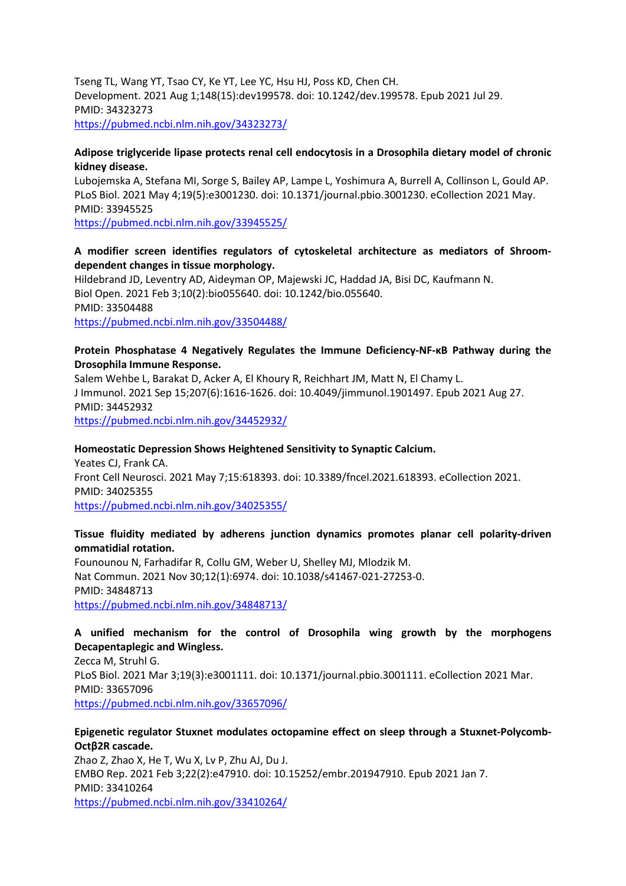Tseng TL, Wang YT, Tsao CY, Ke YT, Lee YC, Hsu HJ, Poss KD, Chen CH.
Development. 2021 Aug 1;148(15):dev199578. doi: 10.1242/dev.199578. Epub 2021 Jul 29.
PMID: 34323273
https://pubmed.ncbi.nlm.nih.gov/34323273/

**Adipose triglyceride lipase protects renal cell endocytosis in a Drosophila dietary model of chronic kidney disease.**
Lubojemska A, Stefana MI, Sorge S, Bailey AP, Lampe L, Yoshimura A, Burrell A, Collinson L, Gould AP.
PLoS Biol. 2021 May 4;19(5):e3001230. doi: 10.1371/journal.pbio.3001230. eCollection 2021 May.
PMID: 33945525
https://pubmed.ncbi.nlm.nih.gov/33945525/

**A modifier screen identifies regulators of cytoskeletal architecture as mediators of Shroom-dependent changes in tissue morphology.**
Hildebrand JD, Leventry AD, Aideyman OP, Majewski JC, Haddad JA, Bisi DC, Kaufmann N.
Biol Open. 2021 Feb 3;10(2):bio055640. doi: 10.1242/bio.055640.
PMID: 33504488
https://pubmed.ncbi.nlm.nih.gov/33504488/

**Protein Phosphatase 4 Negatively Regulates the Immune Deficiency-NF-κB Pathway during the Drosophila Immune Response.**
Salem Wehbe L, Barakat D, Acker A, El Khoury R, Reichhart JM, Matt N, El Chamy L.
J Immunol. 2021 Sep 15;207(6):1616-1626. doi: 10.4049/jimmunol.1901497. Epub 2021 Aug 27.
PMID: 34452932
https://pubmed.ncbi.nlm.nih.gov/34452932/

**Homeostatic Depression Shows Heightened Sensitivity to Synaptic Calcium.**
Yeates CJ, Frank CA.
Front Cell Neurosci. 2021 May 7;15:618393. doi: 10.3389/fncel.2021.618393. eCollection 2021.
PMID: 34025355
https://pubmed.ncbi.nlm.nih.gov/34025355/

**Tissue fluidity mediated by adherens junction dynamics promotes planar cell polarity-driven ommatidial rotation.**
Founounou N, Farhadifar R, Collu GM, Weber U, Shelley MJ, Mlodzik M.
Nat Commun. 2021 Nov 30;12(1):6974. doi: 10.1038/s41467-021-27253-0.
PMID: 34848713
https://pubmed.ncbi.nlm.nih.gov/34848713/

**A unified mechanism for the control of Drosophila wing growth by the morphogens Decapentaplegic and Wingless.**
Zecca M, Struhl G.
PLoS Biol. 2021 Mar 3;19(3):e3001111. doi: 10.1371/journal.pbio.3001111. eCollection 2021 Mar.
PMID: 33657096
https://pubmed.ncbi.nlm.nih.gov/33657096/

**Epigenetic regulator Stuxnet modulates octopamine effect on sleep through a Stuxnet-Polycomb-Octβ2R cascade.**
Zhao Z, Zhao X, He T, Wu X, Lv P, Zhu AJ, Du J.
EMBO Rep. 2021 Feb 3;22(2):e47910. doi: 10.15252/embr.201947910. Epub 2021 Jan 7.
PMID: 33410264
https://pubmed.ncbi.nlm.nih.gov/33410264/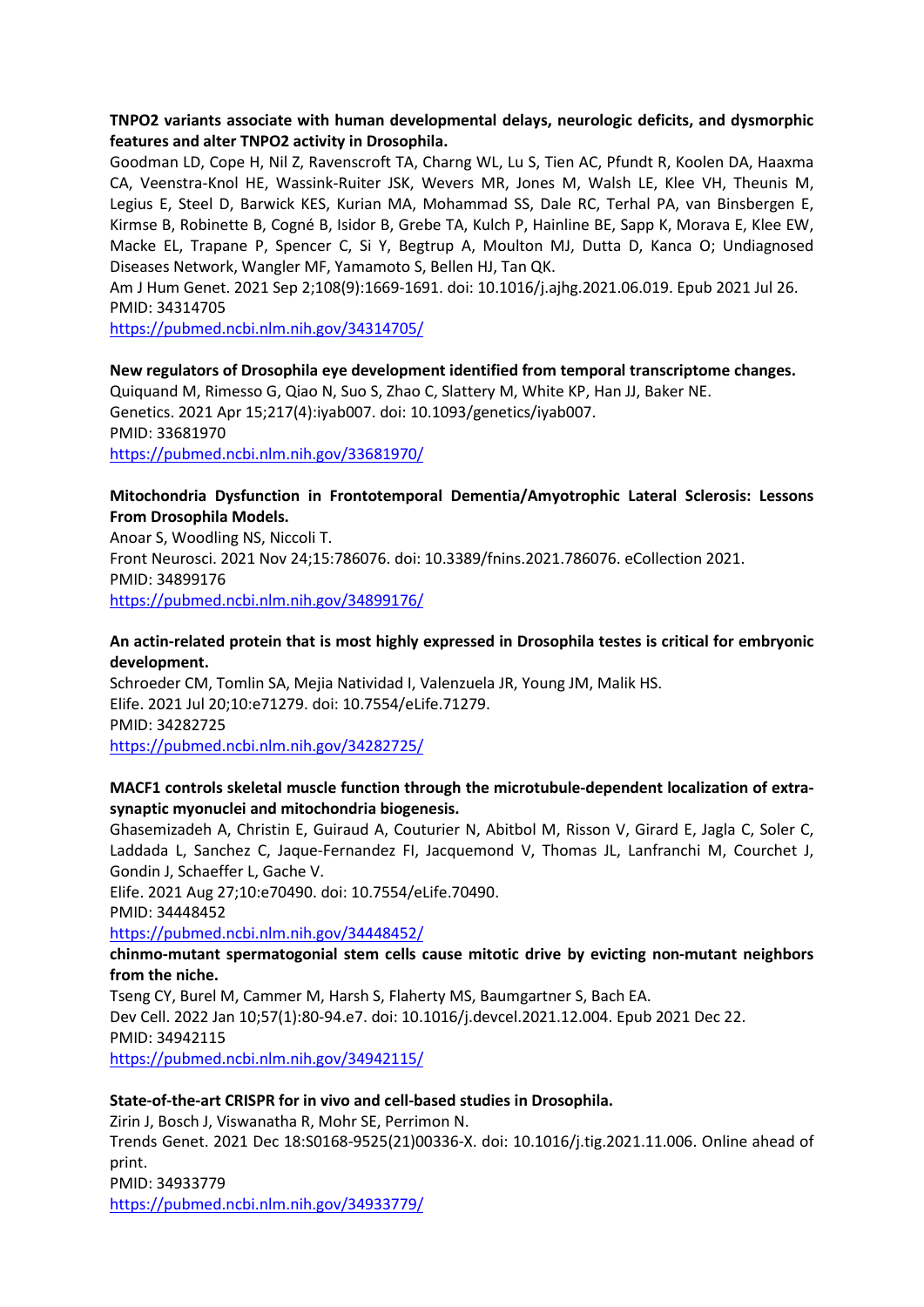**TNPO2 variants associate with human developmental delays, neurologic deficits, and dysmorphic features and alter TNPO2 activity in Drosophila.**
Goodman LD, Cope H, Nil Z, Ravenscroft TA, Charng WL, Lu S, Tien AC, Pfundt R, Koolen DA, Haaxma CA, Veenstra-Knol HE, Wassink-Ruiter JSK, Wevers MR, Jones M, Walsh LE, Klee VH, Theunis M, Legius E, Steel D, Barwick KES, Kurian MA, Mohammad SS, Dale RC, Terhal PA, van Binsbergen E, Kirmse B, Robinette B, Cogné B, Isidor B, Grebe TA, Kulch P, Hainline BE, Sapp K, Morava E, Klee EW, Macke EL, Trapane P, Spencer C, Si Y, Begtrup A, Moulton MJ, Dutta D, Kanca O; Undiagnosed Diseases Network, Wangler MF, Yamamoto S, Bellen HJ, Tan QK.
Am J Hum Genet. 2021 Sep 2;108(9):1669-1691. doi: 10.1016/j.ajhg.2021.06.019. Epub 2021 Jul 26.
PMID: 34314705
https://pubmed.ncbi.nlm.nih.gov/34314705/

**New regulators of Drosophila eye development identified from temporal transcriptome changes.**
Quiquand M, Rimesso G, Qiao N, Suo S, Zhao C, Slattery M, White KP, Han JJ, Baker NE.
Genetics. 2021 Apr 15;217(4):iyab007. doi: 10.1093/genetics/iyab007.
PMID: 33681970
https://pubmed.ncbi.nlm.nih.gov/33681970/

**Mitochondria Dysfunction in Frontotemporal Dementia/Amyotrophic Lateral Sclerosis: Lessons From Drosophila Models.**
Anoar S, Woodling NS, Niccoli T.
Front Neurosci. 2021 Nov 24;15:786076. doi: 10.3389/fnins.2021.786076. eCollection 2021.
PMID: 34899176
https://pubmed.ncbi.nlm.nih.gov/34899176/

**An actin-related protein that is most highly expressed in Drosophila testes is critical for embryonic development.**
Schroeder CM, Tomlin SA, Mejia Natividad I, Valenzuela JR, Young JM, Malik HS.
Elife. 2021 Jul 20;10:e71279. doi: 10.7554/eLife.71279.
PMID: 34282725
https://pubmed.ncbi.nlm.nih.gov/34282725/

**MACF1 controls skeletal muscle function through the microtubule-dependent localization of extra-synaptic myonuclei and mitochondria biogenesis.**
Ghasemizadeh A, Christin E, Guiraud A, Couturier N, Abitbol M, Risson V, Girard E, Jagla C, Soler C, Laddada L, Sanchez C, Jaque-Fernandez FI, Jacquemond V, Thomas JL, Lanfranchi M, Courchet J, Gondin J, Schaeffer L, Gache V.
Elife. 2021 Aug 27;10:e70490. doi: 10.7554/eLife.70490.
PMID: 34448452
https://pubmed.ncbi.nlm.nih.gov/34448452/

**chinmo-mutant spermatogonial stem cells cause mitotic drive by evicting non-mutant neighbors from the niche.**
Tseng CY, Burel M, Cammer M, Harsh S, Flaherty MS, Baumgartner S, Bach EA.
Dev Cell. 2022 Jan 10;57(1):80-94.e7. doi: 10.1016/j.devcel.2021.12.004. Epub 2021 Dec 22.
PMID: 34942115
https://pubmed.ncbi.nlm.nih.gov/34942115/

**State-of-the-art CRISPR for in vivo and cell-based studies in Drosophila.**
Zirin J, Bosch J, Viswanatha R, Mohr SE, Perrimon N.
Trends Genet. 2021 Dec 18:S0168-9525(21)00336-X. doi: 10.1016/j.tig.2021.11.006. Online ahead of print.
PMID: 34933779
https://pubmed.ncbi.nlm.nih.gov/34933779/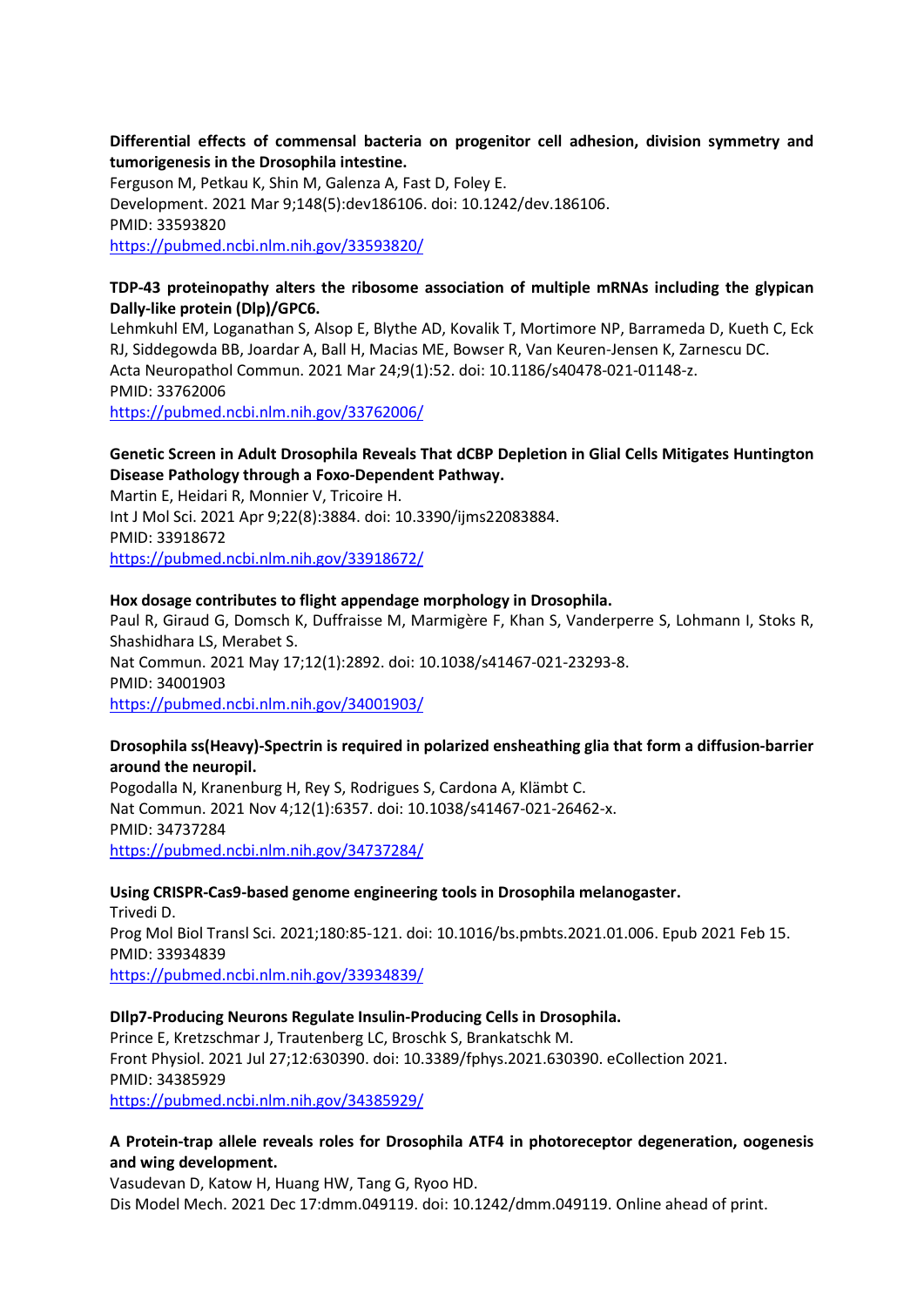**Differential effects of commensal bacteria on progenitor cell adhesion, division symmetry and tumorigenesis in the Drosophila intestine.**
Ferguson M, Petkau K, Shin M, Galenza A, Fast D, Foley E.
Development. 2021 Mar 9;148(5):dev186106. doi: 10.1242/dev.186106.
PMID: 33593820
https://pubmed.ncbi.nlm.nih.gov/33593820/

**TDP-43 proteinopathy alters the ribosome association of multiple mRNAs including the glypican Dally-like protein (Dlp)/GPC6.**
Lehmkuhl EM, Loganathan S, Alsop E, Blythe AD, Kovalik T, Mortimore NP, Barrameda D, Kueth C, Eck RJ, Siddegowda BB, Joardar A, Ball H, Macias ME, Bowser R, Van Keuren-Jensen K, Zarnescu DC.
Acta Neuropathol Commun. 2021 Mar 24;9(1):52. doi: 10.1186/s40478-021-01148-z.
PMID: 33762006
https://pubmed.ncbi.nlm.nih.gov/33762006/

**Genetic Screen in Adult Drosophila Reveals That dCBP Depletion in Glial Cells Mitigates Huntington Disease Pathology through a Foxo-Dependent Pathway.**
Martin E, Heidari R, Monnier V, Tricoire H.
Int J Mol Sci. 2021 Apr 9;22(8):3884. doi: 10.3390/ijms22083884.
PMID: 33918672
https://pubmed.ncbi.nlm.nih.gov/33918672/

**Hox dosage contributes to flight appendage morphology in Drosophila.**
Paul R, Giraud G, Domsch K, Duffraisse M, Marmigère F, Khan S, Vanderperre S, Lohmann I, Stoks R, Shashidhara LS, Merabet S.
Nat Commun. 2021 May 17;12(1):2892. doi: 10.1038/s41467-021-23293-8.
PMID: 34001903
https://pubmed.ncbi.nlm.nih.gov/34001903/

**Drosophila ss(Heavy)-Spectrin is required in polarized ensheathing glia that form a diffusion-barrier around the neuropil.**
Pogodalla N, Kranenburg H, Rey S, Rodrigues S, Cardona A, Klämbt C.
Nat Commun. 2021 Nov 4;12(1):6357. doi: 10.1038/s41467-021-26462-x.
PMID: 34737284
https://pubmed.ncbi.nlm.nih.gov/34737284/

**Using CRISPR-Cas9-based genome engineering tools in Drosophila melanogaster.**
Trivedi D.
Prog Mol Biol Transl Sci. 2021;180:85-121. doi: 10.1016/bs.pmbts.2021.01.006. Epub 2021 Feb 15.
PMID: 33934839
https://pubmed.ncbi.nlm.nih.gov/33934839/

**Dllp7-Producing Neurons Regulate Insulin-Producing Cells in Drosophila.**
Prince E, Kretzschmar J, Trautenberg LC, Broschk S, Brankatschk M.
Front Physiol. 2021 Jul 27;12:630390. doi: 10.3389/fphys.2021.630390. eCollection 2021.
PMID: 34385929
https://pubmed.ncbi.nlm.nih.gov/34385929/

**A Protein-trap allele reveals roles for Drosophila ATF4 in photoreceptor degeneration, oogenesis and wing development.**
Vasudevan D, Katow H, Huang HW, Tang G, Ryoo HD.
Dis Model Mech. 2021 Dec 17:dmm.049119. doi: 10.1242/dmm.049119. Online ahead of print.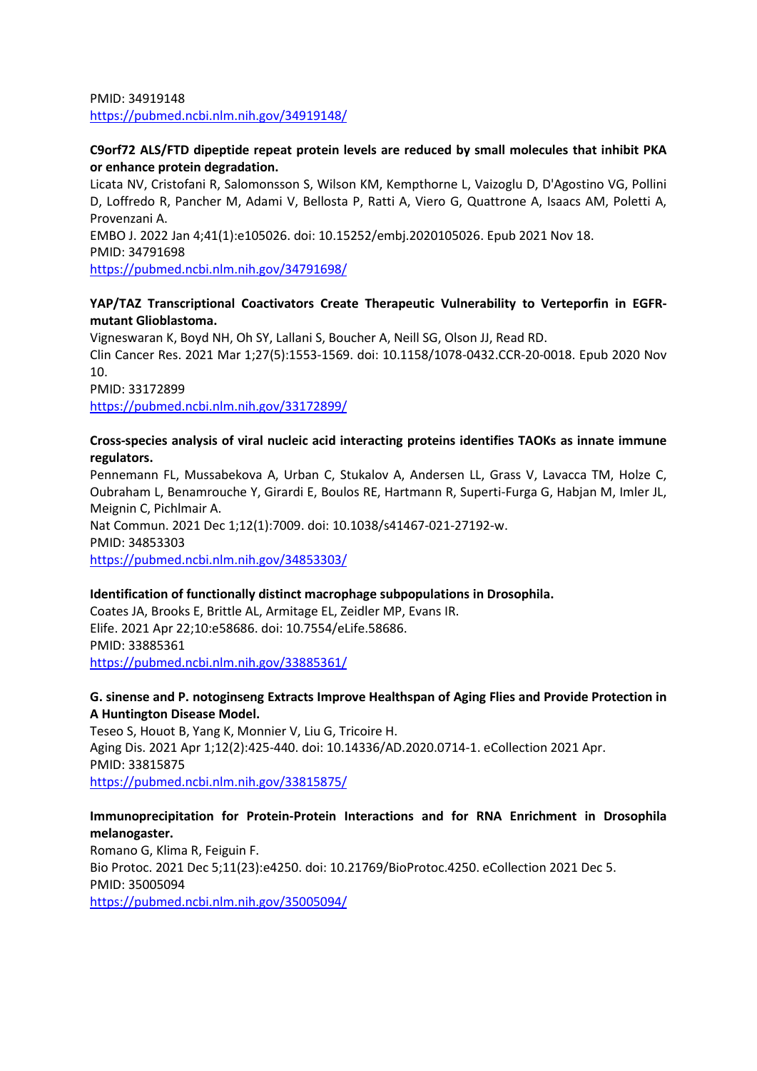PMID: 34919148
https://pubmed.ncbi.nlm.nih.gov/34919148/

**C9orf72 ALS/FTD dipeptide repeat protein levels are reduced by small molecules that inhibit PKA or enhance protein degradation.**
Licata NV, Cristofani R, Salomonsson S, Wilson KM, Kempthorne L, Vaizoglu D, D'Agostino VG, Pollini D, Loffredo R, Pancher M, Adami V, Bellosta P, Ratti A, Viero G, Quattrone A, Isaacs AM, Poletti A, Provenzani A.
EMBO J. 2022 Jan 4;41(1):e105026. doi: 10.15252/embj.2020105026. Epub 2021 Nov 18.
PMID: 34791698
https://pubmed.ncbi.nlm.nih.gov/34791698/

**YAP/TAZ Transcriptional Coactivators Create Therapeutic Vulnerability to Verteporfin in EGFR-mutant Glioblastoma.**
Vigneswaran K, Boyd NH, Oh SY, Lallani S, Boucher A, Neill SG, Olson JJ, Read RD.
Clin Cancer Res. 2021 Mar 1;27(5):1553-1569. doi: 10.1158/1078-0432.CCR-20-0018. Epub 2020 Nov 10.
PMID: 33172899
https://pubmed.ncbi.nlm.nih.gov/33172899/

**Cross-species analysis of viral nucleic acid interacting proteins identifies TAOKs as innate immune regulators.**
Pennemann FL, Mussabekova A, Urban C, Stukalov A, Andersen LL, Grass V, Lavacca TM, Holze C, Oubraham L, Benamrouche Y, Girardi E, Boulos RE, Hartmann R, Superti-Furga G, Habjan M, Imler JL, Meignin C, Pichlmair A.
Nat Commun. 2021 Dec 1;12(1):7009. doi: 10.1038/s41467-021-27192-w.
PMID: 34853303
https://pubmed.ncbi.nlm.nih.gov/34853303/

**Identification of functionally distinct macrophage subpopulations in Drosophila.**
Coates JA, Brooks E, Brittle AL, Armitage EL, Zeidler MP, Evans IR.
Elife. 2021 Apr 22;10:e58686. doi: 10.7554/eLife.58686.
PMID: 33885361
https://pubmed.ncbi.nlm.nih.gov/33885361/

**G. sinense and P. notoginseng Extracts Improve Healthspan of Aging Flies and Provide Protection in A Huntington Disease Model.**
Teseo S, Houot B, Yang K, Monnier V, Liu G, Tricoire H.
Aging Dis. 2021 Apr 1;12(2):425-440. doi: 10.14336/AD.2020.0714-1. eCollection 2021 Apr.
PMID: 33815875
https://pubmed.ncbi.nlm.nih.gov/33815875/

**Immunoprecipitation for Protein-Protein Interactions and for RNA Enrichment in Drosophila melanogaster.**
Romano G, Klima R, Feiguin F.
Bio Protoc. 2021 Dec 5;11(23):e4250. doi: 10.21769/BioProtoc.4250. eCollection 2021 Dec 5.
PMID: 35005094
https://pubmed.ncbi.nlm.nih.gov/35005094/